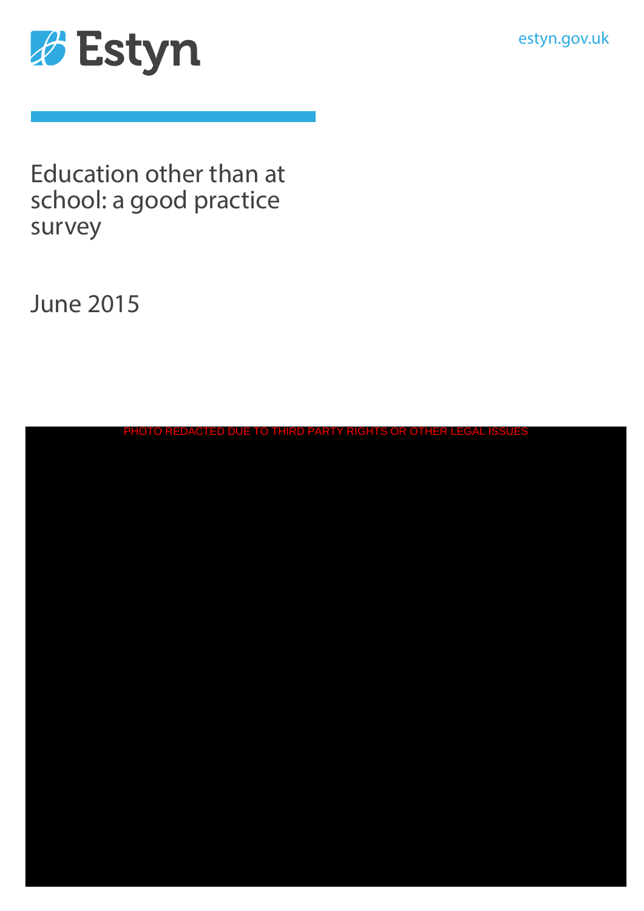Estyn

estyn.gov.uk

# Education other than at school: a good practice survey

June 2015

PHOTO REDACTED DUE TO THIRD PARTY RIGHTS OR OTHER LEGAL ISSUES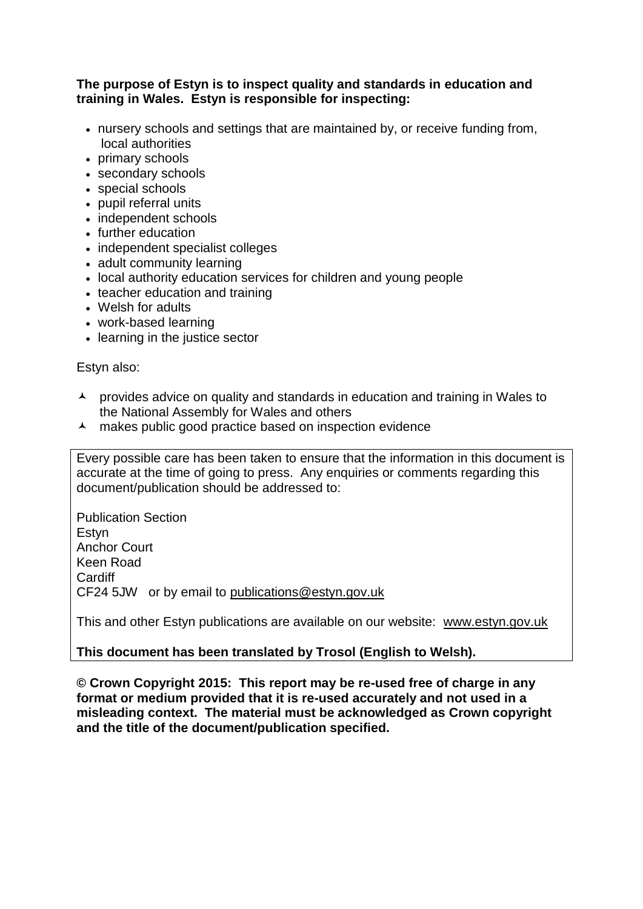**The purpose of Estyn is to inspect quality and standards in education and training in Wales. Estyn is responsible for inspecting:**

- nursery schools and settings that are maintained by, or receive funding from, local authorities
- primary schools
- secondary schools
- special schools
- pupil referral units
- independent schools
- further education
- independent specialist colleges
- adult community learning
- local authority education services for children and young people
- teacher education and training
- Welsh for adults
- work-based learning
- learning in the justice sector

Estyn also:

- provides advice on quality and standards in education and training in Wales to the National Assembly for Wales and others
- makes public good practice based on inspection evidence

Every possible care has been taken to ensure that the information in this document is accurate at the time of going to press. Any enquiries or comments regarding this document/publication should be addressed to:

Publication Section
Estyn
Anchor Court
Keen Road
Cardiff
CF24 5JW or by email to publications@estyn.gov.uk

This and other Estyn publications are available on our website: www.estyn.gov.uk

**This document has been translated by Trosol (English to Welsh).**

**© Crown Copyright 2015: This report may be re-used free of charge in any format or medium provided that it is re-used accurately and not used in a misleading context. The material must be acknowledged as Crown copyright and the title of the document/publication specified.**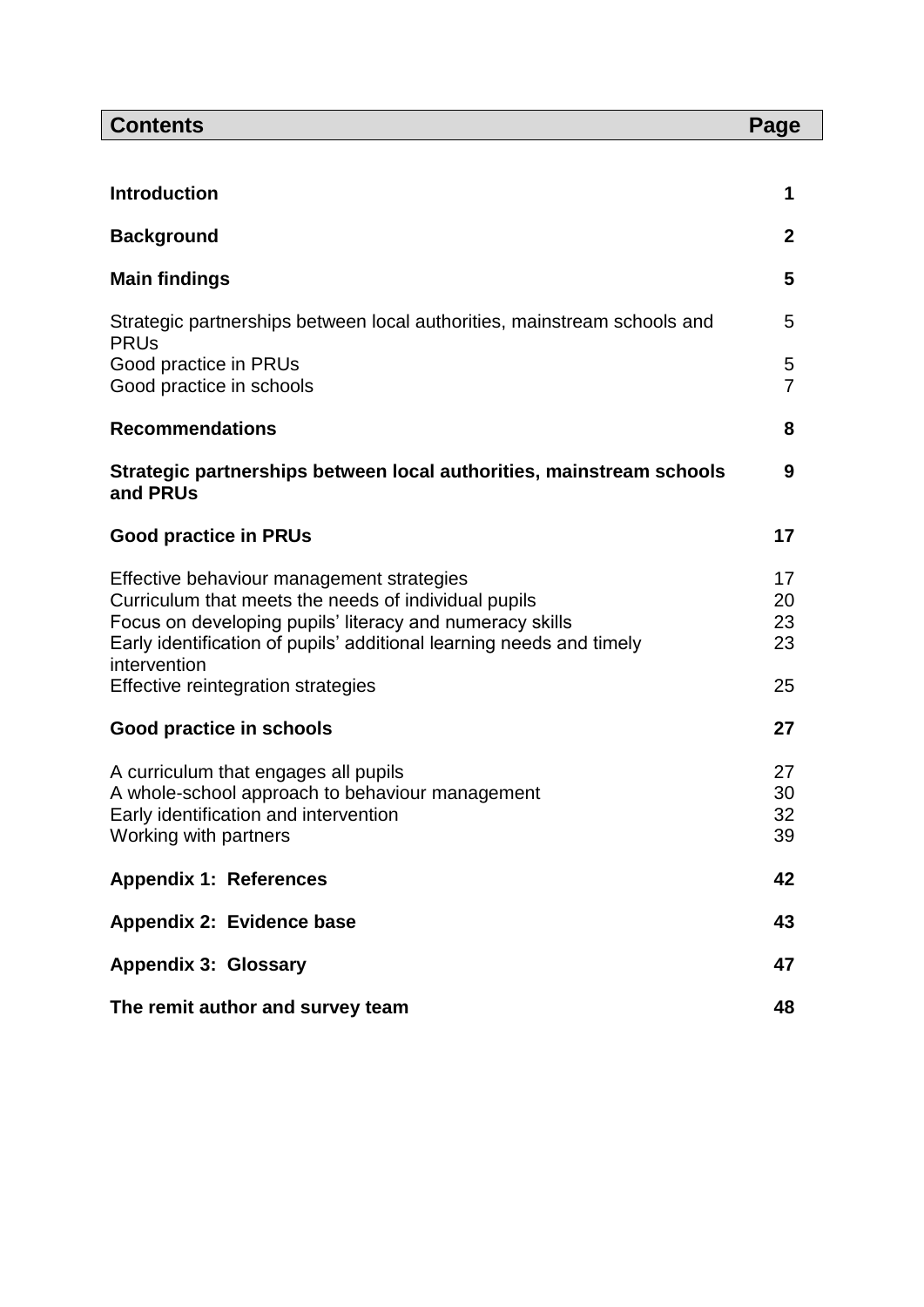| **Contents** | **Page** |
|---|---|
| **Introduction** | **1** |
| **Background** | **2** |
| **Main findings** | **5** |
| Strategic partnerships between local authorities, mainstream schools and PRUs | 5 |
| Good practice in PRUs | 5 |
| Good practice in schools | 7 |
| **Recommendations** | **8** |
| **Strategic partnerships between local authorities, mainstream schools and PRUs** | **9** |
| **Good practice in PRUs** | **17** |
| Effective behaviour management strategies | 17 |
| Curriculum that meets the needs of individual pupils | 20 |
| Focus on developing pupils' literacy and numeracy skills | 23 |
| Early identification of pupils' additional learning needs and timely intervention | 23 |
| Effective reintegration strategies | 25 |
| **Good practice in schools** | **27** |
| A curriculum that engages all pupils | 27 |
| A whole-school approach to behaviour management | 30 |
| Early identification and intervention | 32 |
| Working with partners | 39 |
| **Appendix 1: References** | **42** |
| **Appendix 2: Evidence base** | **43** |
| **Appendix 3: Glossary** | **47** |
| **The remit author and survey team** | **48** |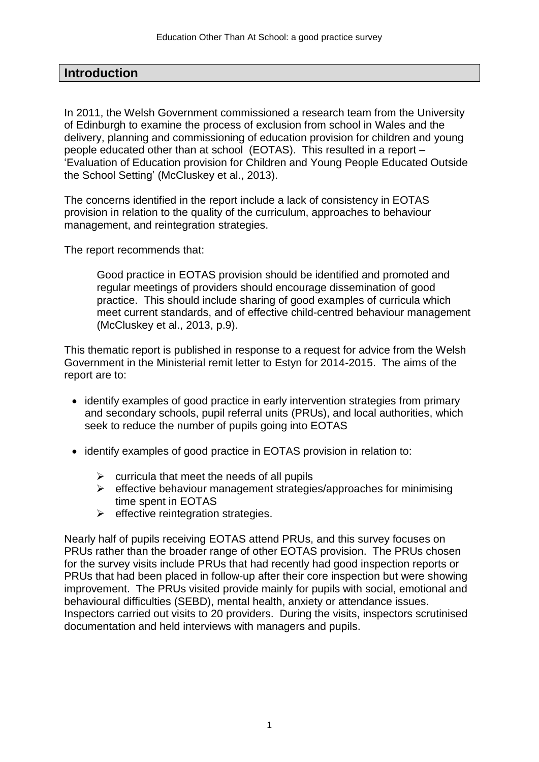## Introduction

In 2011, the Welsh Government commissioned a research team from the University of Edinburgh to examine the process of exclusion from school in Wales and the delivery, planning and commissioning of education provision for children and young people educated other than at school (EOTAS). This resulted in a report – 'Evaluation of Education provision for Children and Young People Educated Outside the School Setting' (McCluskey et al., 2013).

The concerns identified in the report include a lack of consistency in EOTAS provision in relation to the quality of the curriculum, approaches to behaviour management, and reintegration strategies.

The report recommends that:

> Good practice in EOTAS provision should be identified and promoted and regular meetings of providers should encourage dissemination of good practice. This should include sharing of good examples of curricula which meet current standards, and of effective child-centred behaviour management (McCluskey et al., 2013, p.9).

This thematic report is published in response to a request for advice from the Welsh Government in the Ministerial remit letter to Estyn for 2014-2015. The aims of the report are to:

- identify examples of good practice in early intervention strategies from primary and secondary schools, pupil referral units (PRUs), and local authorities, which seek to reduce the number of pupils going into EOTAS
- identify examples of good practice in EOTAS provision in relation to:
  - curricula that meet the needs of all pupils
  - effective behaviour management strategies/approaches for minimising time spent in EOTAS
  - effective reintegration strategies.

Nearly half of pupils receiving EOTAS attend PRUs, and this survey focuses on PRUs rather than the broader range of other EOTAS provision. The PRUs chosen for the survey visits include PRUs that had recently had good inspection reports or PRUs that had been placed in follow-up after their core inspection but were showing improvement. The PRUs visited provide mainly for pupils with social, emotional and behavioural difficulties (SEBD), mental health, anxiety or attendance issues. Inspectors carried out visits to 20 providers. During the visits, inspectors scrutinised documentation and held interviews with managers and pupils.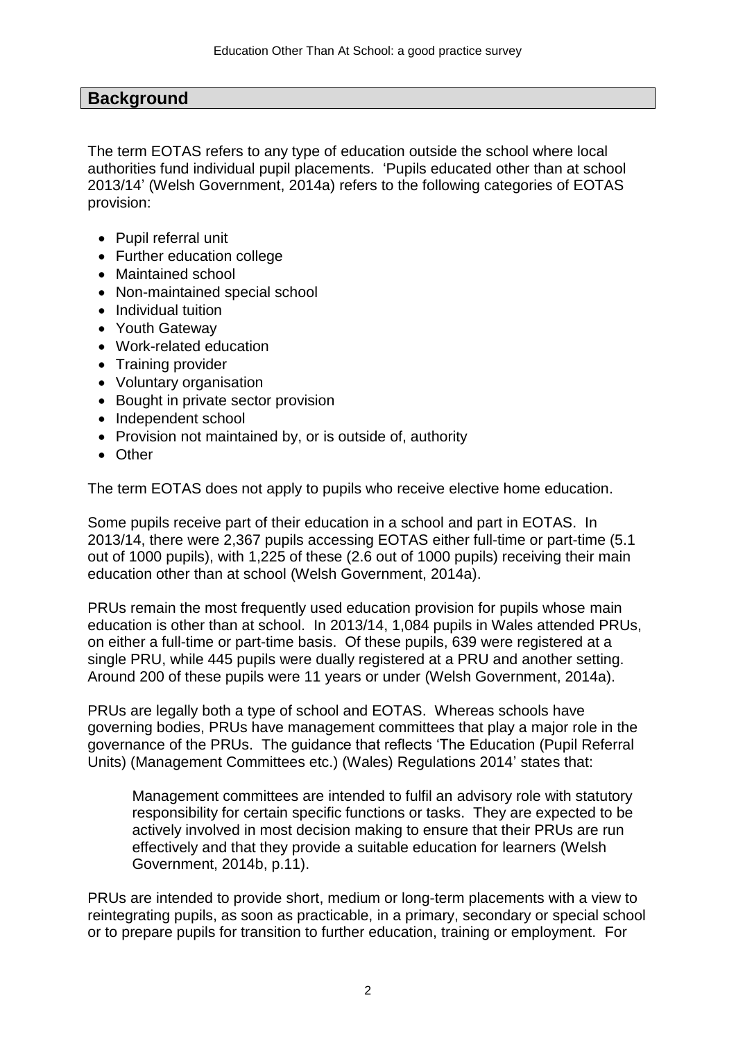## Background

The term EOTAS refers to any type of education outside the school where local authorities fund individual pupil placements. 'Pupils educated other than at school 2013/14' (Welsh Government, 2014a) refers to the following categories of EOTAS provision:

- Pupil referral unit
- Further education college
- Maintained school
- Non-maintained special school
- Individual tuition
- Youth Gateway
- Work-related education
- Training provider
- Voluntary organisation
- Bought in private sector provision
- Independent school
- Provision not maintained by, or is outside of, authority
- Other

The term EOTAS does not apply to pupils who receive elective home education.

Some pupils receive part of their education in a school and part in EOTAS. In 2013/14, there were 2,367 pupils accessing EOTAS either full-time or part-time (5.1 out of 1000 pupils), with 1,225 of these (2.6 out of 1000 pupils) receiving their main education other than at school (Welsh Government, 2014a).

PRUs remain the most frequently used education provision for pupils whose main education is other than at school. In 2013/14, 1,084 pupils in Wales attended PRUs, on either a full-time or part-time basis. Of these pupils, 639 were registered at a single PRU, while 445 pupils were dually registered at a PRU and another setting. Around 200 of these pupils were 11 years or under (Welsh Government, 2014a).

PRUs are legally both a type of school and EOTAS. Whereas schools have governing bodies, PRUs have management committees that play a major role in the governance of the PRUs. The guidance that reflects 'The Education (Pupil Referral Units) (Management Committees etc.) (Wales) Regulations 2014' states that:

> Management committees are intended to fulfil an advisory role with statutory responsibility for certain specific functions or tasks. They are expected to be actively involved in most decision making to ensure that their PRUs are run effectively and that they provide a suitable education for learners (Welsh Government, 2014b, p.11).

PRUs are intended to provide short, medium or long-term placements with a view to reintegrating pupils, as soon as practicable, in a primary, secondary or special school or to prepare pupils for transition to further education, training or employment. For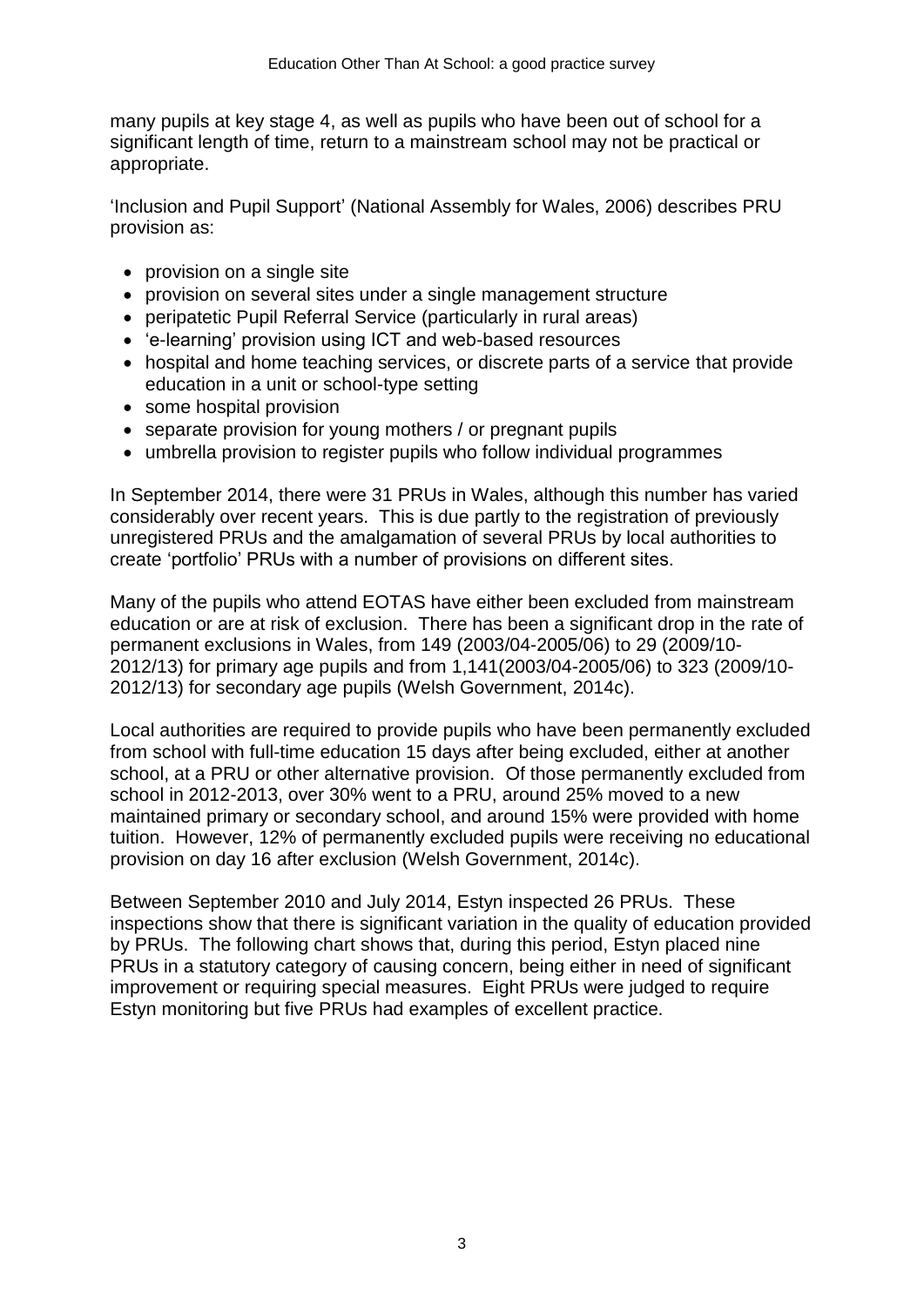many pupils at key stage 4, as well as pupils who have been out of school for a significant length of time, return to a mainstream school may not be practical or appropriate.

'Inclusion and Pupil Support' (National Assembly for Wales, 2006) describes PRU provision as:

- provision on a single site
- provision on several sites under a single management structure
- peripatetic Pupil Referral Service (particularly in rural areas)
- 'e-learning' provision using ICT and web-based resources
- hospital and home teaching services, or discrete parts of a service that provide education in a unit or school-type setting
- some hospital provision
- separate provision for young mothers / or pregnant pupils
- umbrella provision to register pupils who follow individual programmes

In September 2014, there were 31 PRUs in Wales, although this number has varied considerably over recent years. This is due partly to the registration of previously unregistered PRUs and the amalgamation of several PRUs by local authorities to create 'portfolio' PRUs with a number of provisions on different sites.

Many of the pupils who attend EOTAS have either been excluded from mainstream education or are at risk of exclusion. There has been a significant drop in the rate of permanent exclusions in Wales, from 149 (2003/04-2005/06) to 29 (2009/10-2012/13) for primary age pupils and from 1,141(2003/04-2005/06) to 323 (2009/10-2012/13) for secondary age pupils (Welsh Government, 2014c).

Local authorities are required to provide pupils who have been permanently excluded from school with full-time education 15 days after being excluded, either at another school, at a PRU or other alternative provision. Of those permanently excluded from school in 2012-2013, over 30% went to a PRU, around 25% moved to a new maintained primary or secondary school, and around 15% were provided with home tuition. However, 12% of permanently excluded pupils were receiving no educational provision on day 16 after exclusion (Welsh Government, 2014c).

Between September 2010 and July 2014, Estyn inspected 26 PRUs. These inspections show that there is significant variation in the quality of education provided by PRUs. The following chart shows that, during this period, Estyn placed nine PRUs in a statutory category of causing concern, being either in need of significant improvement or requiring special measures. Eight PRUs were judged to require Estyn monitoring but five PRUs had examples of excellent practice.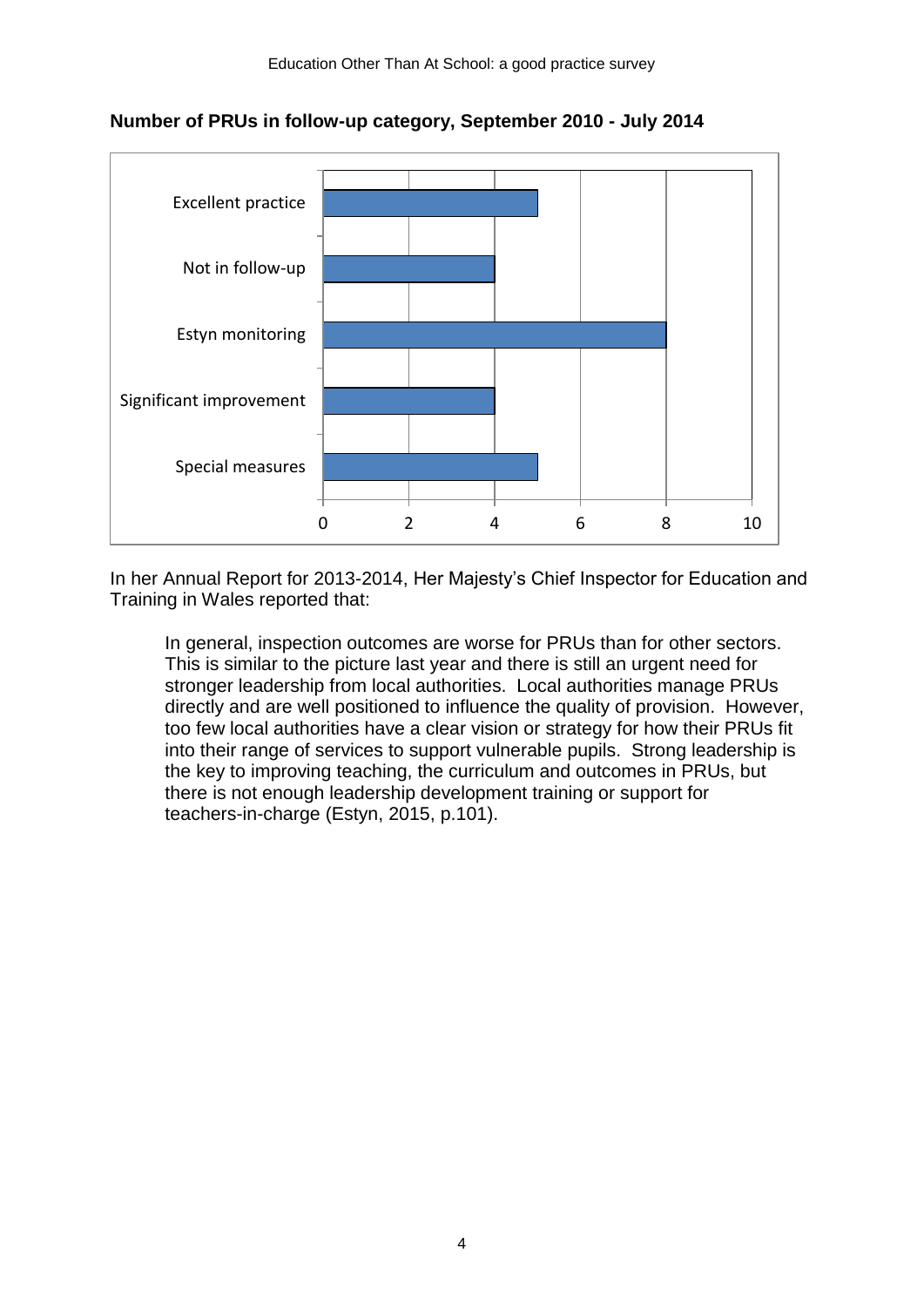**Number of PRUs in follow-up category, September 2010 - July 2014**

| Category | Number of PRUs |
| --- | --- |
| Excellent practice | 5 |
| Not in follow-up | 4 |
| Estyn monitoring | 8 |
| Significant improvement | 4 |
| Special measures | 5 |

In her Annual Report for 2013-2014, Her Majesty's Chief Inspector for Education and Training in Wales reported that:

> In general, inspection outcomes are worse for PRUs than for other sectors. This is similar to the picture last year and there is still an urgent need for stronger leadership from local authorities. Local authorities manage PRUs directly and are well positioned to influence the quality of provision. However, too few local authorities have a clear vision or strategy for how their PRUs fit into their range of services to support vulnerable pupils. Strong leadership is the key to improving teaching, the curriculum and outcomes in PRUs, but there is not enough leadership development training or support for teachers-in-charge (Estyn, 2015, p.101).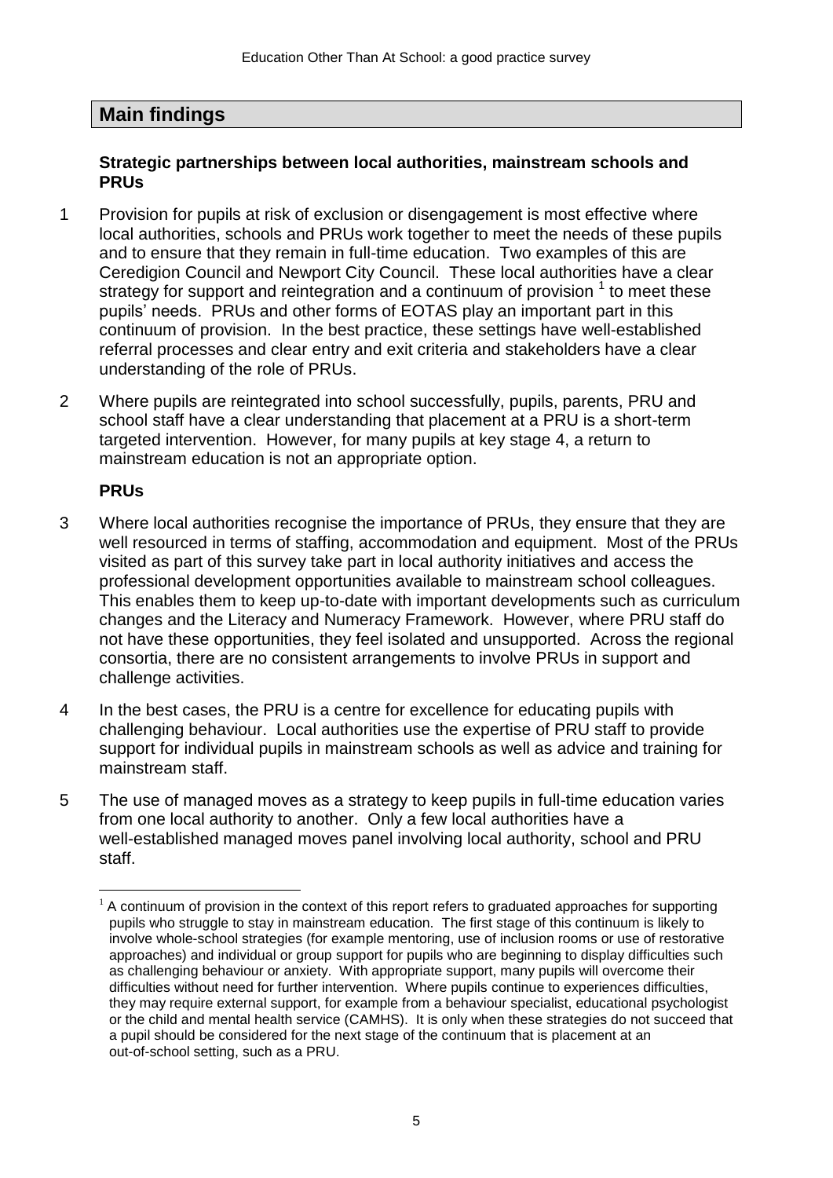## Main findings

### Strategic partnerships between local authorities, mainstream schools and PRUs

1 Provision for pupils at risk of exclusion or disengagement is most effective where local authorities, schools and PRUs work together to meet the needs of these pupils and to ensure that they remain in full-time education. Two examples of this are Ceredigion Council and Newport City Council. These local authorities have a clear strategy for support and reintegration and a continuum of provision [1] to meet these pupils' needs. PRUs and other forms of EOTAS play an important part in this continuum of provision. In the best practice, these settings have well-established referral processes and clear entry and exit criteria and stakeholders have a clear understanding of the role of PRUs.

2 Where pupils are reintegrated into school successfully, pupils, parents, PRU and school staff have a clear understanding that placement at a PRU is a short-term targeted intervention. However, for many pupils at key stage 4, a return to mainstream education is not an appropriate option.

### PRUs

3 Where local authorities recognise the importance of PRUs, they ensure that they are well resourced in terms of staffing, accommodation and equipment. Most of the PRUs visited as part of this survey take part in local authority initiatives and access the professional development opportunities available to mainstream school colleagues. This enables them to keep up-to-date with important developments such as curriculum changes and the Literacy and Numeracy Framework. However, where PRU staff do not have these opportunities, they feel isolated and unsupported. Across the regional consortia, there are no consistent arrangements to involve PRUs in support and challenge activities.

4 In the best cases, the PRU is a centre for excellence for educating pupils with challenging behaviour. Local authorities use the expertise of PRU staff to provide support for individual pupils in mainstream schools as well as advice and training for mainstream staff.

5 The use of managed moves as a strategy to keep pupils in full-time education varies from one local authority to another. Only a few local authorities have a well-established managed moves panel involving local authority, school and PRU staff.

---

[1] A continuum of provision in the context of this report refers to graduated approaches for supporting pupils who struggle to stay in mainstream education. The first stage of this continuum is likely to involve whole-school strategies (for example mentoring, use of inclusion rooms or use of restorative approaches) and individual or group support for pupils who are beginning to display difficulties such as challenging behaviour or anxiety. With appropriate support, many pupils will overcome their difficulties without need for further intervention. Where pupils continue to experiences difficulties, they may require external support, for example from a behaviour specialist, educational psychologist or the child and mental health service (CAMHS). It is only when these strategies do not succeed that a pupil should be considered for the next stage of the continuum that is placement at an out-of-school setting, such as a PRU.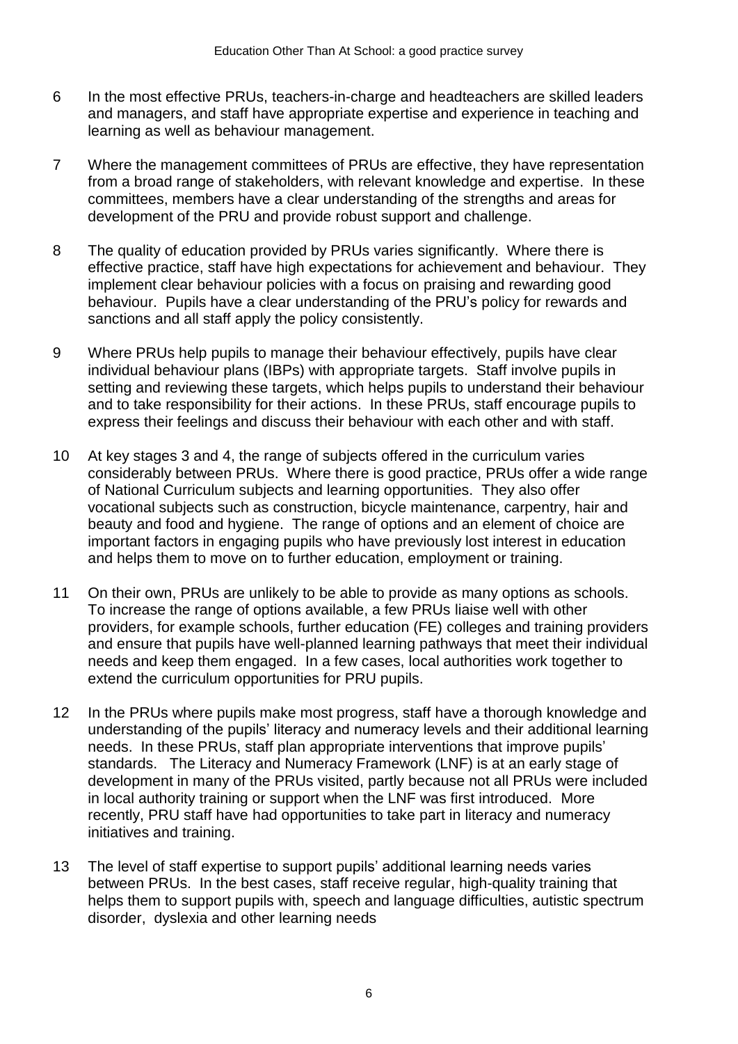6 In the most effective PRUs, teachers-in-charge and headteachers are skilled leaders and managers, and staff have appropriate expertise and experience in teaching and learning as well as behaviour management.

7 Where the management committees of PRUs are effective, they have representation from a broad range of stakeholders, with relevant knowledge and expertise. In these committees, members have a clear understanding of the strengths and areas for development of the PRU and provide robust support and challenge.

8 The quality of education provided by PRUs varies significantly. Where there is effective practice, staff have high expectations for achievement and behaviour. They implement clear behaviour policies with a focus on praising and rewarding good behaviour. Pupils have a clear understanding of the PRU's policy for rewards and sanctions and all staff apply the policy consistently.

9 Where PRUs help pupils to manage their behaviour effectively, pupils have clear individual behaviour plans (IBPs) with appropriate targets. Staff involve pupils in setting and reviewing these targets, which helps pupils to understand their behaviour and to take responsibility for their actions. In these PRUs, staff encourage pupils to express their feelings and discuss their behaviour with each other and with staff.

10 At key stages 3 and 4, the range of subjects offered in the curriculum varies considerably between PRUs. Where there is good practice, PRUs offer a wide range of National Curriculum subjects and learning opportunities. They also offer vocational subjects such as construction, bicycle maintenance, carpentry, hair and beauty and food and hygiene. The range of options and an element of choice are important factors in engaging pupils who have previously lost interest in education and helps them to move on to further education, employment or training.

11 On their own, PRUs are unlikely to be able to provide as many options as schools. To increase the range of options available, a few PRUs liaise well with other providers, for example schools, further education (FE) colleges and training providers and ensure that pupils have well-planned learning pathways that meet their individual needs and keep them engaged. In a few cases, local authorities work together to extend the curriculum opportunities for PRU pupils.

12 In the PRUs where pupils make most progress, staff have a thorough knowledge and understanding of the pupils' literacy and numeracy levels and their additional learning needs. In these PRUs, staff plan appropriate interventions that improve pupils' standards. The Literacy and Numeracy Framework (LNF) is at an early stage of development in many of the PRUs visited, partly because not all PRUs were included in local authority training or support when the LNF was first introduced. More recently, PRU staff have had opportunities to take part in literacy and numeracy initiatives and training.

13 The level of staff expertise to support pupils' additional learning needs varies between PRUs. In the best cases, staff receive regular, high-quality training that helps them to support pupils with, speech and language difficulties, autistic spectrum disorder, dyslexia and other learning needs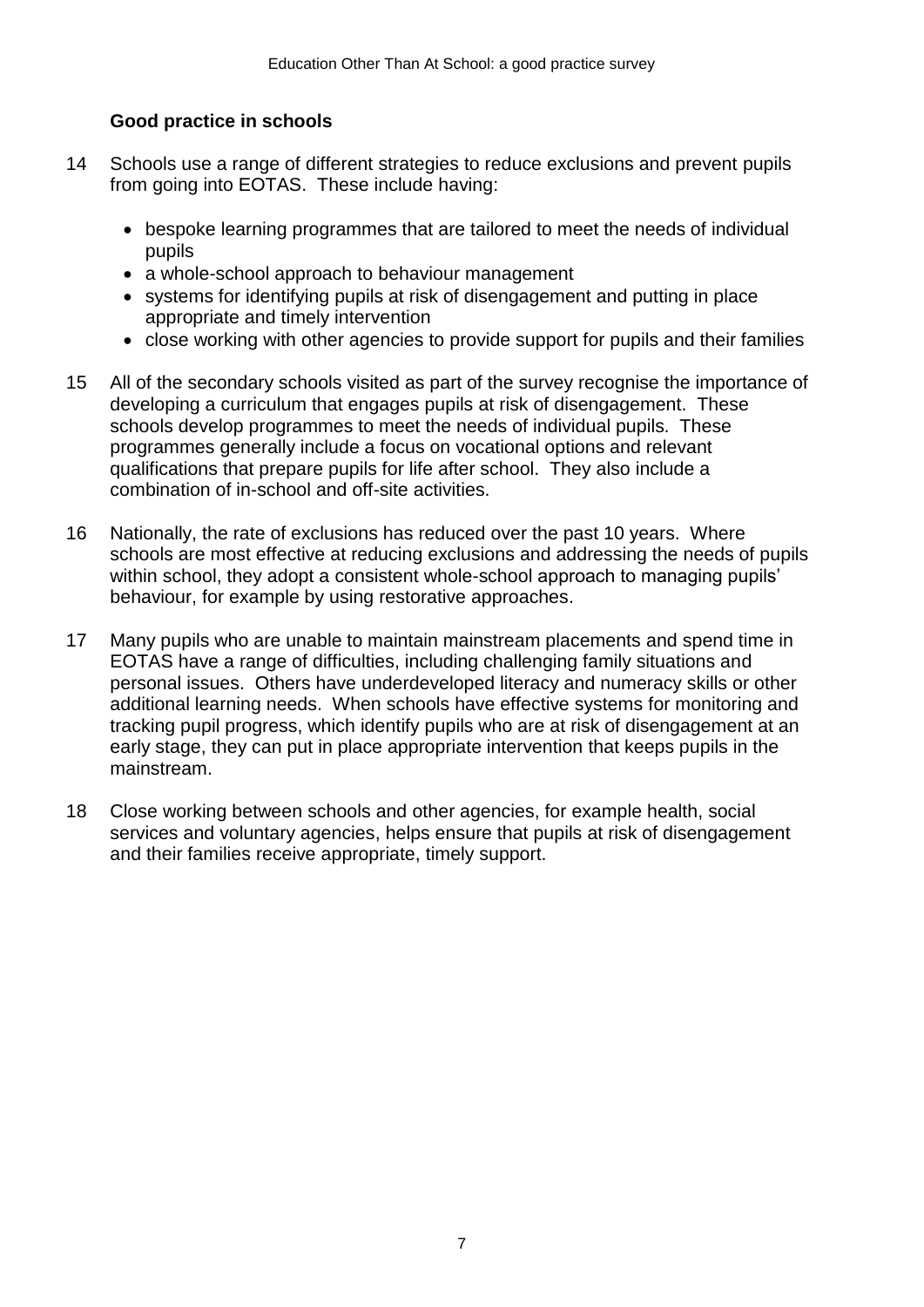## Good practice in schools

14 Schools use a range of different strategies to reduce exclusions and prevent pupils from going into EOTAS. These include having:

- bespoke learning programmes that are tailored to meet the needs of individual pupils
- a whole-school approach to behaviour management
- systems for identifying pupils at risk of disengagement and putting in place appropriate and timely intervention
- close working with other agencies to provide support for pupils and their families

15 All of the secondary schools visited as part of the survey recognise the importance of developing a curriculum that engages pupils at risk of disengagement. These schools develop programmes to meet the needs of individual pupils. These programmes generally include a focus on vocational options and relevant qualifications that prepare pupils for life after school. They also include a combination of in-school and off-site activities.

16 Nationally, the rate of exclusions has reduced over the past 10 years. Where schools are most effective at reducing exclusions and addressing the needs of pupils within school, they adopt a consistent whole-school approach to managing pupils' behaviour, for example by using restorative approaches.

17 Many pupils who are unable to maintain mainstream placements and spend time in EOTAS have a range of difficulties, including challenging family situations and personal issues. Others have underdeveloped literacy and numeracy skills or other additional learning needs. When schools have effective systems for monitoring and tracking pupil progress, which identify pupils who are at risk of disengagement at an early stage, they can put in place appropriate intervention that keeps pupils in the mainstream.

18 Close working between schools and other agencies, for example health, social services and voluntary agencies, helps ensure that pupils at risk of disengagement and their families receive appropriate, timely support.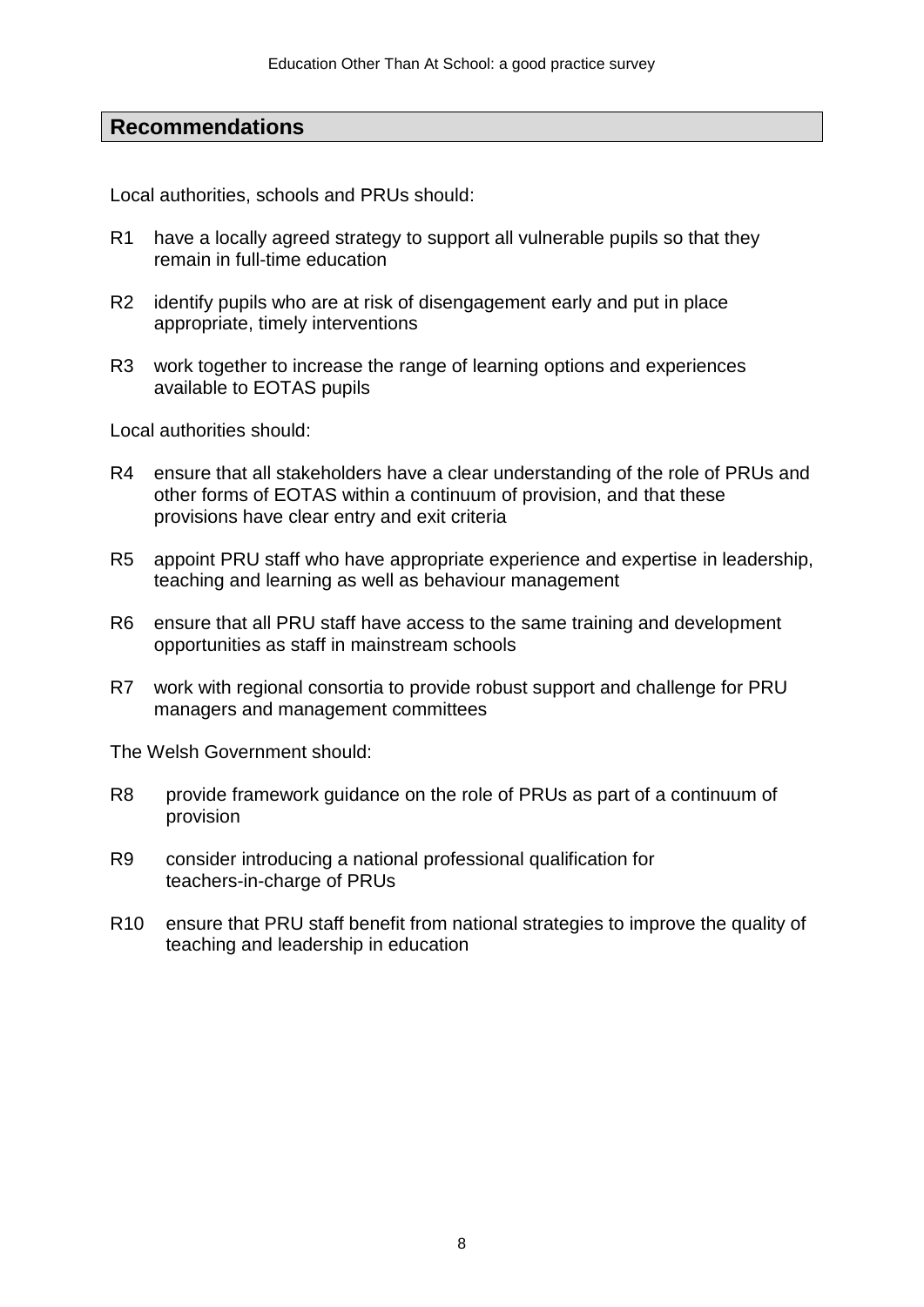## Recommendations

Local authorities, schools and PRUs should:

R1 have a locally agreed strategy to support all vulnerable pupils so that they remain in full-time education

R2 identify pupils who are at risk of disengagement early and put in place appropriate, timely interventions

R3 work together to increase the range of learning options and experiences available to EOTAS pupils

Local authorities should:

R4 ensure that all stakeholders have a clear understanding of the role of PRUs and other forms of EOTAS within a continuum of provision, and that these provisions have clear entry and exit criteria

R5 appoint PRU staff who have appropriate experience and expertise in leadership, teaching and learning as well as behaviour management

R6 ensure that all PRU staff have access to the same training and development opportunities as staff in mainstream schools

R7 work with regional consortia to provide robust support and challenge for PRU managers and management committees

The Welsh Government should:

R8 provide framework guidance on the role of PRUs as part of a continuum of provision

R9 consider introducing a national professional qualification for teachers-in-charge of PRUs

R10 ensure that PRU staff benefit from national strategies to improve the quality of teaching and leadership in education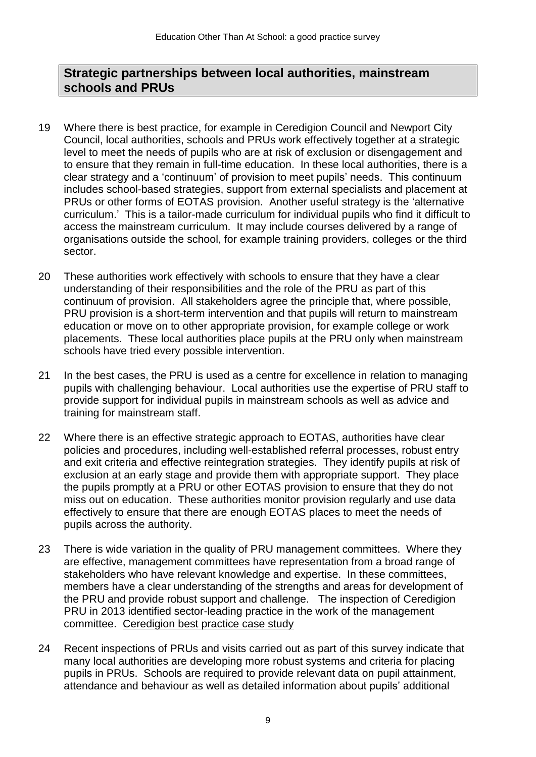## Strategic partnerships between local authorities, mainstream schools and PRUs

19 Where there is best practice, for example in Ceredigion Council and Newport City Council, local authorities, schools and PRUs work effectively together at a strategic level to meet the needs of pupils who are at risk of exclusion or disengagement and to ensure that they remain in full-time education. In these local authorities, there is a clear strategy and a 'continuum' of provision to meet pupils' needs. This continuum includes school-based strategies, support from external specialists and placement at PRUs or other forms of EOTAS provision. Another useful strategy is the 'alternative curriculum.' This is a tailor-made curriculum for individual pupils who find it difficult to access the mainstream curriculum. It may include courses delivered by a range of organisations outside the school, for example training providers, colleges or the third sector.

20 These authorities work effectively with schools to ensure that they have a clear understanding of their responsibilities and the role of the PRU as part of this continuum of provision. All stakeholders agree the principle that, where possible, PRU provision is a short-term intervention and that pupils will return to mainstream education or move on to other appropriate provision, for example college or work placements. These local authorities place pupils at the PRU only when mainstream schools have tried every possible intervention.

21 In the best cases, the PRU is used as a centre for excellence in relation to managing pupils with challenging behaviour. Local authorities use the expertise of PRU staff to provide support for individual pupils in mainstream schools as well as advice and training for mainstream staff.

22 Where there is an effective strategic approach to EOTAS, authorities have clear policies and procedures, including well-established referral processes, robust entry and exit criteria and effective reintegration strategies. They identify pupils at risk of exclusion at an early stage and provide them with appropriate support. They place the pupils promptly at a PRU or other EOTAS provision to ensure that they do not miss out on education. These authorities monitor provision regularly and use data effectively to ensure that there are enough EOTAS places to meet the needs of pupils across the authority.

23 There is wide variation in the quality of PRU management committees. Where they are effective, management committees have representation from a broad range of stakeholders who have relevant knowledge and expertise. In these committees, members have a clear understanding of the strengths and areas for development of the PRU and provide robust support and challenge. The inspection of Ceredigion PRU in 2013 identified sector-leading practice in the work of the management committee. Ceredigion best practice case study

24 Recent inspections of PRUs and visits carried out as part of this survey indicate that many local authorities are developing more robust systems and criteria for placing pupils in PRUs. Schools are required to provide relevant data on pupil attainment, attendance and behaviour as well as detailed information about pupils' additional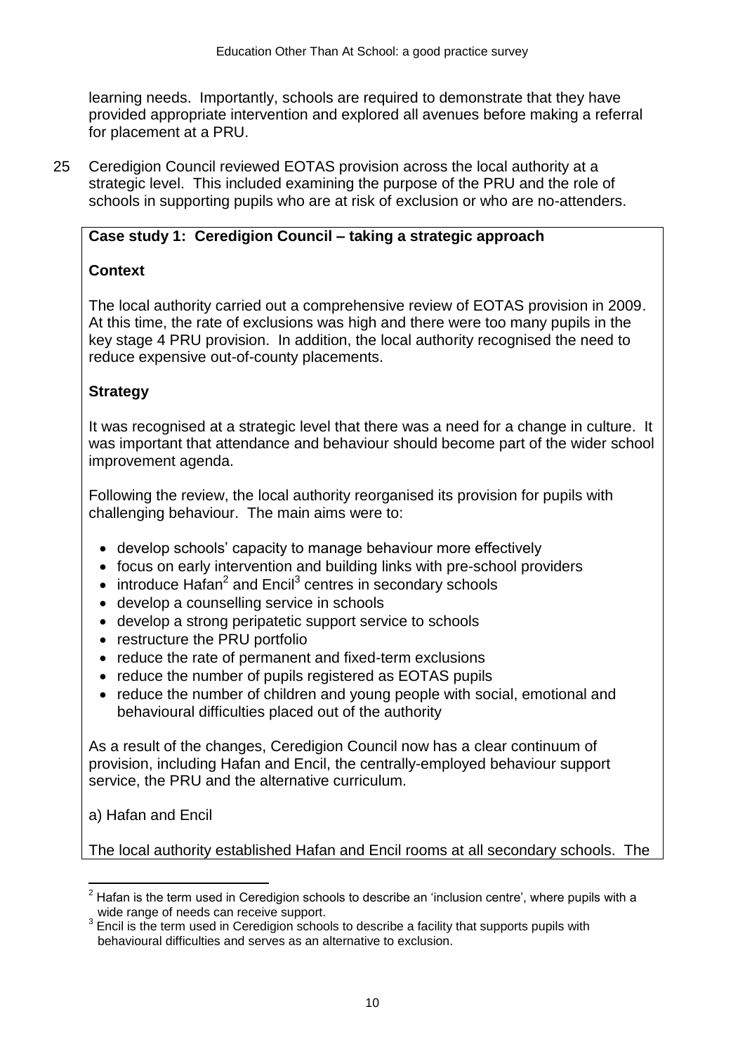learning needs. Importantly, schools are required to demonstrate that they have provided appropriate intervention and explored all avenues before making a referral for placement at a PRU.

25 Ceredigion Council reviewed EOTAS provision across the local authority at a strategic level. This included examining the purpose of the PRU and the role of schools in supporting pupils who are at risk of exclusion or who are no-attenders.

**Case study 1: Ceredigion Council – taking a strategic approach**

**Context**

The local authority carried out a comprehensive review of EOTAS provision in 2009. At this time, the rate of exclusions was high and there were too many pupils in the key stage 4 PRU provision. In addition, the local authority recognised the need to reduce expensive out-of-county placements.

**Strategy**

It was recognised at a strategic level that there was a need for a change in culture. It was important that attendance and behaviour should become part of the wider school improvement agenda.

Following the review, the local authority reorganised its provision for pupils with challenging behaviour. The main aims were to:

- develop schools' capacity to manage behaviour more effectively
- focus on early intervention and building links with pre-school providers
- introduce Hafan[2] and Encil[3] centres in secondary schools
- develop a counselling service in schools
- develop a strong peripatetic support service to schools
- restructure the PRU portfolio
- reduce the rate of permanent and fixed-term exclusions
- reduce the number of pupils registered as EOTAS pupils
- reduce the number of children and young people with social, emotional and behavioural difficulties placed out of the authority

As a result of the changes, Ceredigion Council now has a clear continuum of provision, including Hafan and Encil, the centrally-employed behaviour support service, the PRU and the alternative curriculum.

a) Hafan and Encil

The local authority established Hafan and Encil rooms at all secondary schools. The

[2] Hafan is the term used in Ceredigion schools to describe an 'inclusion centre', where pupils with a wide range of needs can receive support.

[3] Encil is the term used in Ceredigion schools to describe a facility that supports pupils with behavioural difficulties and serves as an alternative to exclusion.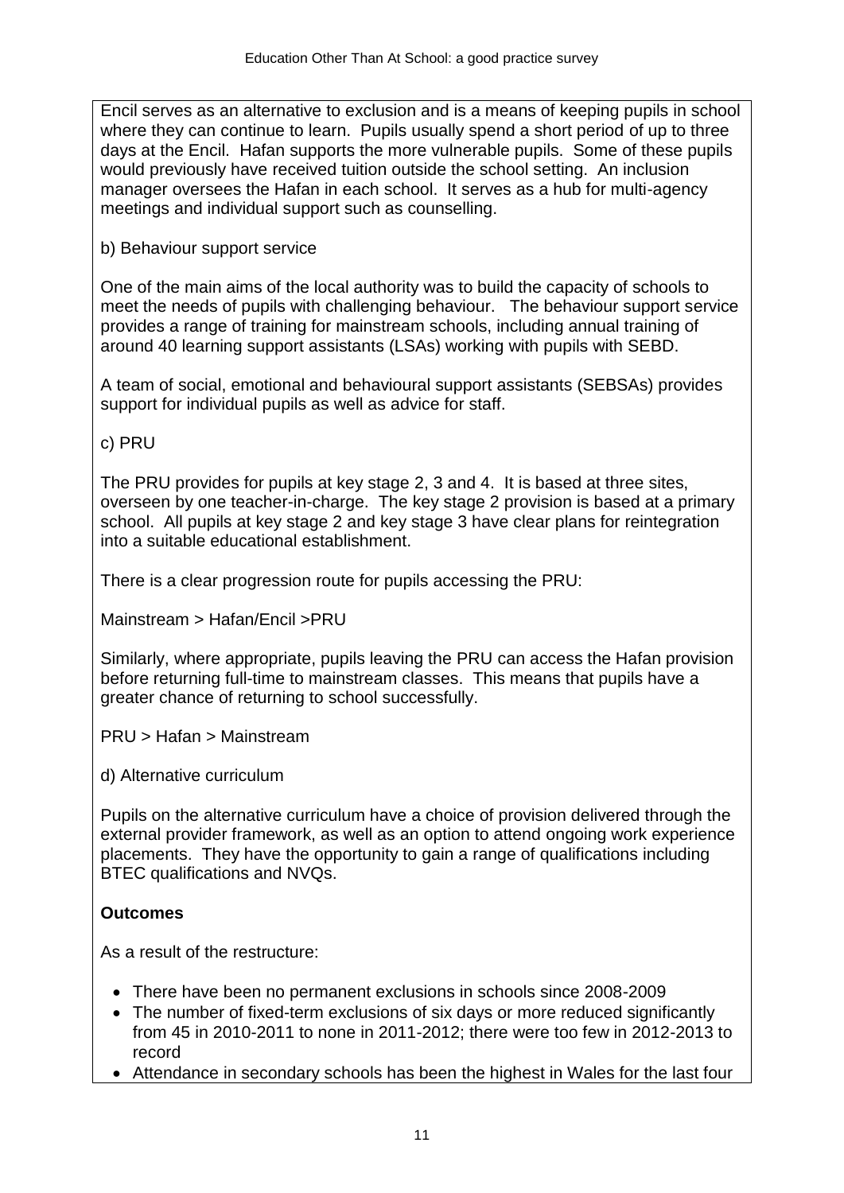Encil serves as an alternative to exclusion and is a means of keeping pupils in school where they can continue to learn. Pupils usually spend a short period of up to three days at the Encil. Hafan supports the more vulnerable pupils. Some of these pupils would previously have received tuition outside the school setting. An inclusion manager oversees the Hafan in each school. It serves as a hub for multi-agency meetings and individual support such as counselling.

b) Behaviour support service

One of the main aims of the local authority was to build the capacity of schools to meet the needs of pupils with challenging behaviour. The behaviour support service provides a range of training for mainstream schools, including annual training of around 40 learning support assistants (LSAs) working with pupils with SEBD.

A team of social, emotional and behavioural support assistants (SEBSAs) provides support for individual pupils as well as advice for staff.

c) PRU

The PRU provides for pupils at key stage 2, 3 and 4. It is based at three sites, overseen by one teacher-in-charge. The key stage 2 provision is based at a primary school. All pupils at key stage 2 and key stage 3 have clear plans for reintegration into a suitable educational establishment.

There is a clear progression route for pupils accessing the PRU:

Mainstream > Hafan/Encil >PRU

Similarly, where appropriate, pupils leaving the PRU can access the Hafan provision before returning full-time to mainstream classes. This means that pupils have a greater chance of returning to school successfully.

PRU > Hafan > Mainstream

d) Alternative curriculum

Pupils on the alternative curriculum have a choice of provision delivered through the external provider framework, as well as an option to attend ongoing work experience placements. They have the opportunity to gain a range of qualifications including BTEC qualifications and NVQs.

**Outcomes**

As a result of the restructure:

- There have been no permanent exclusions in schools since 2008-2009
- The number of fixed-term exclusions of six days or more reduced significantly from 45 in 2010-2011 to none in 2011-2012; there were too few in 2012-2013 to record
- Attendance in secondary schools has been the highest in Wales for the last four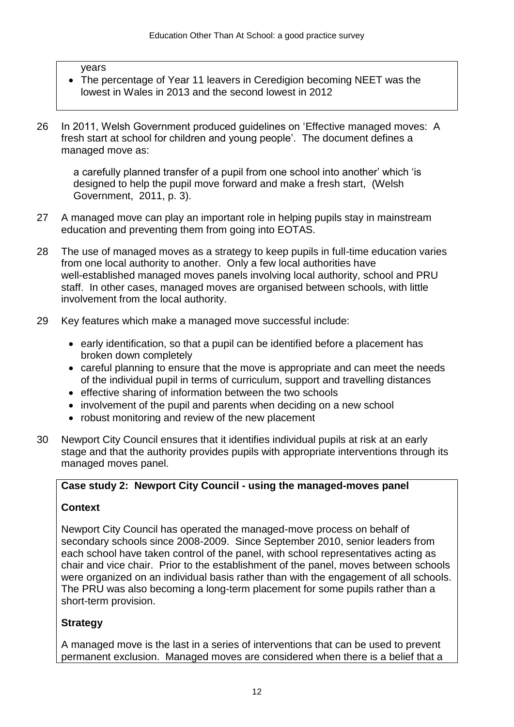years

- The percentage of Year 11 leavers in Ceredigion becoming NEET was the lowest in Wales in 2013 and the second lowest in 2012

26 In 2011, Welsh Government produced guidelines on 'Effective managed moves: A fresh start at school for children and young people'. The document defines a managed move as:

> a carefully planned transfer of a pupil from one school into another' which 'is designed to help the pupil move forward and make a fresh start, (Welsh Government, 2011, p. 3).

27 A managed move can play an important role in helping pupils stay in mainstream education and preventing them from going into EOTAS.

28 The use of managed moves as a strategy to keep pupils in full-time education varies from one local authority to another. Only a few local authorities have well-established managed moves panels involving local authority, school and PRU staff. In other cases, managed moves are organised between schools, with little involvement from the local authority.

29 Key features which make a managed move successful include:

- early identification, so that a pupil can be identified before a placement has broken down completely
- careful planning to ensure that the move is appropriate and can meet the needs of the individual pupil in terms of curriculum, support and travelling distances
- effective sharing of information between the two schools
- involvement of the pupil and parents when deciding on a new school
- robust monitoring and review of the new placement

30 Newport City Council ensures that it identifies individual pupils at risk at an early stage and that the authority provides pupils with appropriate interventions through its managed moves panel.

**Case study 2: Newport City Council - using the managed-moves panel**

**Context**

Newport City Council has operated the managed-move process on behalf of secondary schools since 2008-2009. Since September 2010, senior leaders from each school have taken control of the panel, with school representatives acting as chair and vice chair. Prior to the establishment of the panel, moves between schools were organized on an individual basis rather than with the engagement of all schools. The PRU was also becoming a long-term placement for some pupils rather than a short-term provision.

**Strategy**

A managed move is the last in a series of interventions that can be used to prevent permanent exclusion. Managed moves are considered when there is a belief that a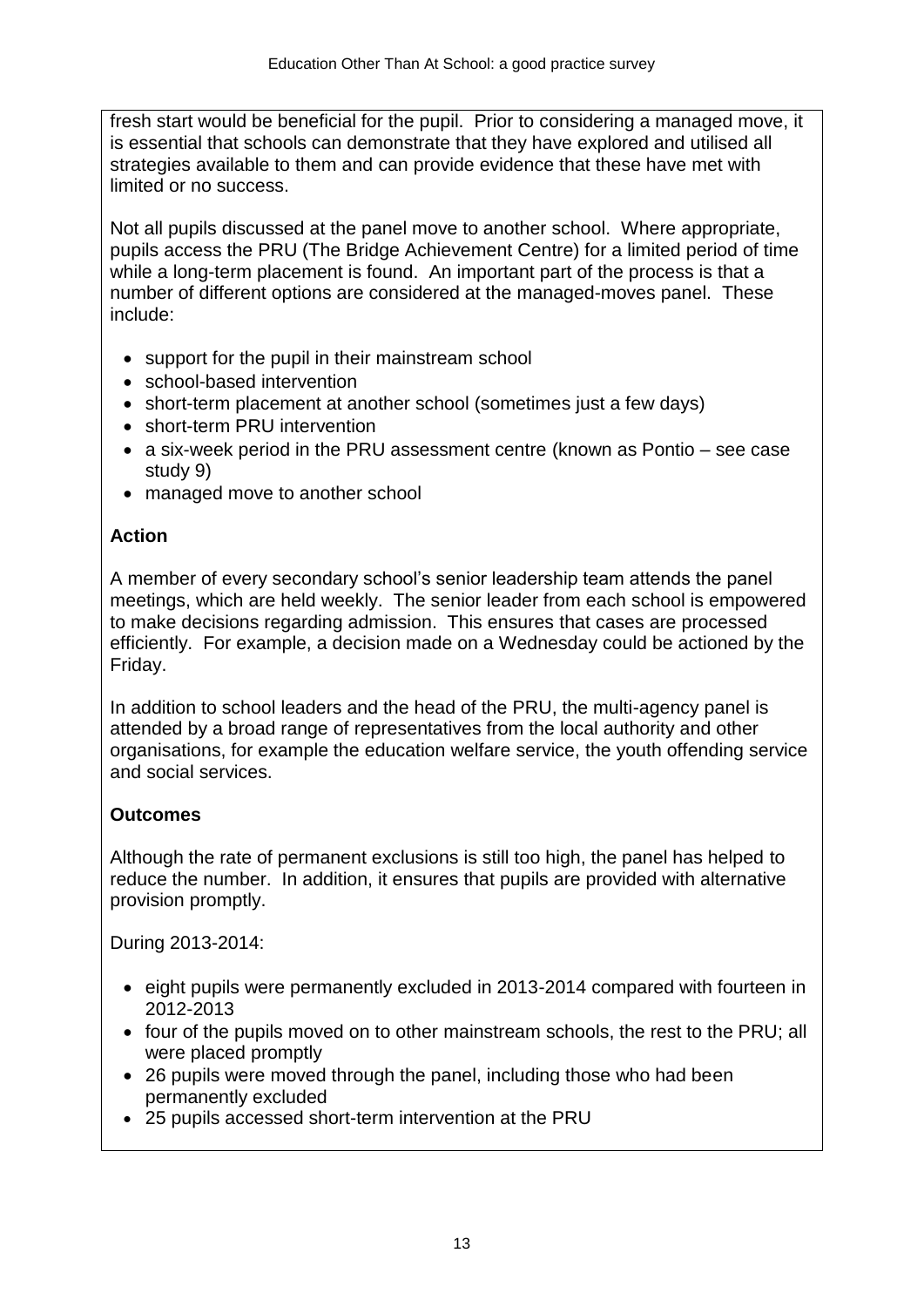fresh start would be beneficial for the pupil. Prior to considering a managed move, it is essential that schools can demonstrate that they have explored and utilised all strategies available to them and can provide evidence that these have met with limited or no success.

Not all pupils discussed at the panel move to another school. Where appropriate, pupils access the PRU (The Bridge Achievement Centre) for a limited period of time while a long-term placement is found. An important part of the process is that a number of different options are considered at the managed-moves panel. These include:

- support for the pupil in their mainstream school
- school-based intervention
- short-term placement at another school (sometimes just a few days)
- short-term PRU intervention
- a six-week period in the PRU assessment centre (known as Pontio – see case study 9)
- managed move to another school

**Action**

A member of every secondary school's senior leadership team attends the panel meetings, which are held weekly. The senior leader from each school is empowered to make decisions regarding admission. This ensures that cases are processed efficiently. For example, a decision made on a Wednesday could be actioned by the Friday.

In addition to school leaders and the head of the PRU, the multi-agency panel is attended by a broad range of representatives from the local authority and other organisations, for example the education welfare service, the youth offending service and social services.

**Outcomes**

Although the rate of permanent exclusions is still too high, the panel has helped to reduce the number. In addition, it ensures that pupils are provided with alternative provision promptly.

During 2013-2014:

- eight pupils were permanently excluded in 2013-2014 compared with fourteen in 2012-2013
- four of the pupils moved on to other mainstream schools, the rest to the PRU; all were placed promptly
- 26 pupils were moved through the panel, including those who had been permanently excluded
- 25 pupils accessed short-term intervention at the PRU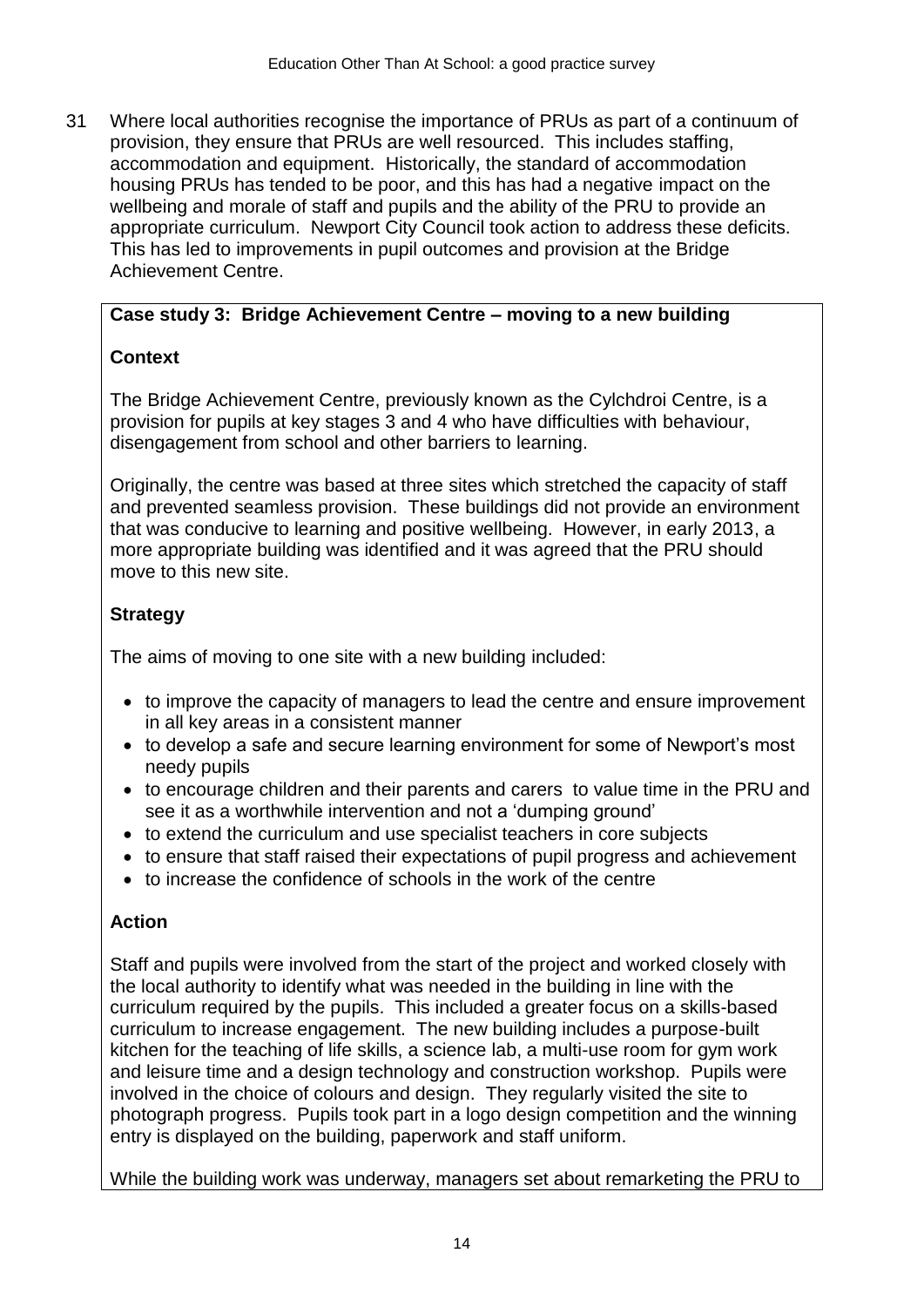31 Where local authorities recognise the importance of PRUs as part of a continuum of provision, they ensure that PRUs are well resourced. This includes staffing, accommodation and equipment. Historically, the standard of accommodation housing PRUs has tended to be poor, and this has had a negative impact on the wellbeing and morale of staff and pupils and the ability of the PRU to provide an appropriate curriculum. Newport City Council took action to address these deficits. This has led to improvements in pupil outcomes and provision at the Bridge Achievement Centre.

**Case study 3: Bridge Achievement Centre – moving to a new building**

**Context**

The Bridge Achievement Centre, previously known as the Cylchdroi Centre, is a provision for pupils at key stages 3 and 4 who have difficulties with behaviour, disengagement from school and other barriers to learning.

Originally, the centre was based at three sites which stretched the capacity of staff and prevented seamless provision. These buildings did not provide an environment that was conducive to learning and positive wellbeing. However, in early 2013, a more appropriate building was identified and it was agreed that the PRU should move to this new site.

**Strategy**

The aims of moving to one site with a new building included:

- to improve the capacity of managers to lead the centre and ensure improvement in all key areas in a consistent manner
- to develop a safe and secure learning environment for some of Newport's most needy pupils
- to encourage children and their parents and carers to value time in the PRU and see it as a worthwhile intervention and not a 'dumping ground'
- to extend the curriculum and use specialist teachers in core subjects
- to ensure that staff raised their expectations of pupil progress and achievement
- to increase the confidence of schools in the work of the centre

**Action**

Staff and pupils were involved from the start of the project and worked closely with the local authority to identify what was needed in the building in line with the curriculum required by the pupils. This included a greater focus on a skills-based curriculum to increase engagement. The new building includes a purpose-built kitchen for the teaching of life skills, a science lab, a multi-use room for gym work and leisure time and a design technology and construction workshop. Pupils were involved in the choice of colours and design. They regularly visited the site to photograph progress. Pupils took part in a logo design competition and the winning entry is displayed on the building, paperwork and staff uniform.

While the building work was underway, managers set about remarketing the PRU to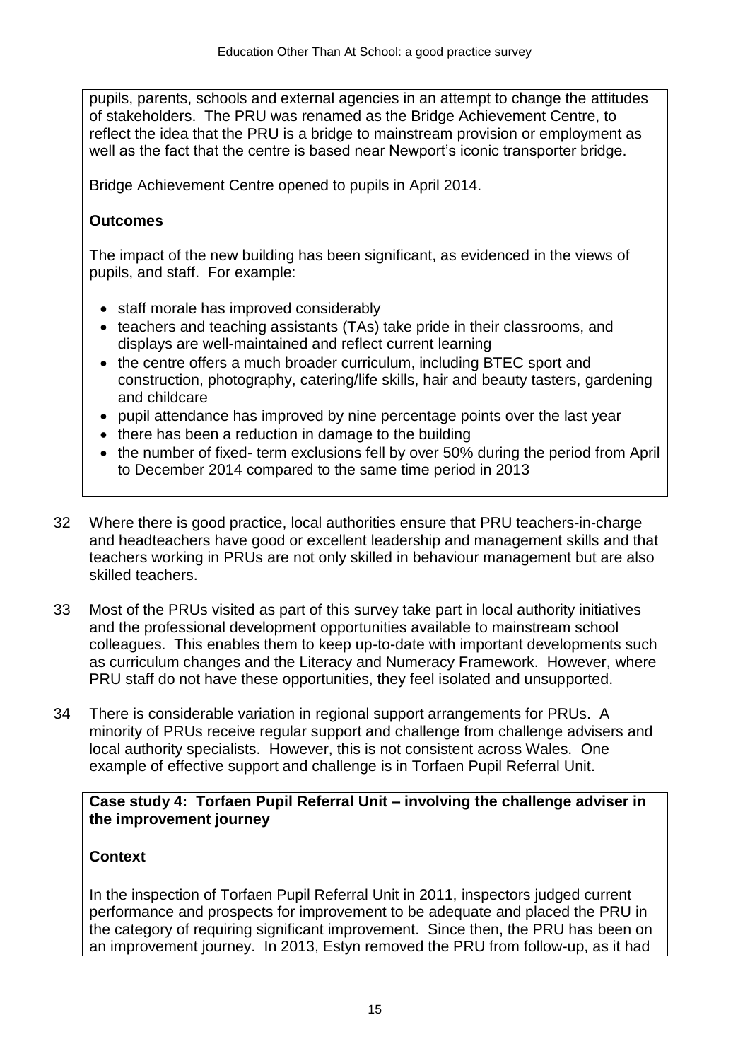pupils, parents, schools and external agencies in an attempt to change the attitudes of stakeholders. The PRU was renamed as the Bridge Achievement Centre, to reflect the idea that the PRU is a bridge to mainstream provision or employment as well as the fact that the centre is based near Newport's iconic transporter bridge.

Bridge Achievement Centre opened to pupils in April 2014.

**Outcomes**

The impact of the new building has been significant, as evidenced in the views of pupils, and staff. For example:

- staff morale has improved considerably
- teachers and teaching assistants (TAs) take pride in their classrooms, and displays are well-maintained and reflect current learning
- the centre offers a much broader curriculum, including BTEC sport and construction, photography, catering/life skills, hair and beauty tasters, gardening and childcare
- pupil attendance has improved by nine percentage points over the last year
- there has been a reduction in damage to the building
- the number of fixed- term exclusions fell by over 50% during the period from April to December 2014 compared to the same time period in 2013

32 Where there is good practice, local authorities ensure that PRU teachers-in-charge and headteachers have good or excellent leadership and management skills and that teachers working in PRUs are not only skilled in behaviour management but are also skilled teachers.

33 Most of the PRUs visited as part of this survey take part in local authority initiatives and the professional development opportunities available to mainstream school colleagues. This enables them to keep up-to-date with important developments such as curriculum changes and the Literacy and Numeracy Framework. However, where PRU staff do not have these opportunities, they feel isolated and unsupported.

34 There is considerable variation in regional support arrangements for PRUs. A minority of PRUs receive regular support and challenge from challenge advisers and local authority specialists. However, this is not consistent across Wales. One example of effective support and challenge is in Torfaen Pupil Referral Unit.

**Case study 4: Torfaen Pupil Referral Unit – involving the challenge adviser in the improvement journey**

**Context**

In the inspection of Torfaen Pupil Referral Unit in 2011, inspectors judged current performance and prospects for improvement to be adequate and placed the PRU in the category of requiring significant improvement. Since then, the PRU has been on an improvement journey. In 2013, Estyn removed the PRU from follow-up, as it had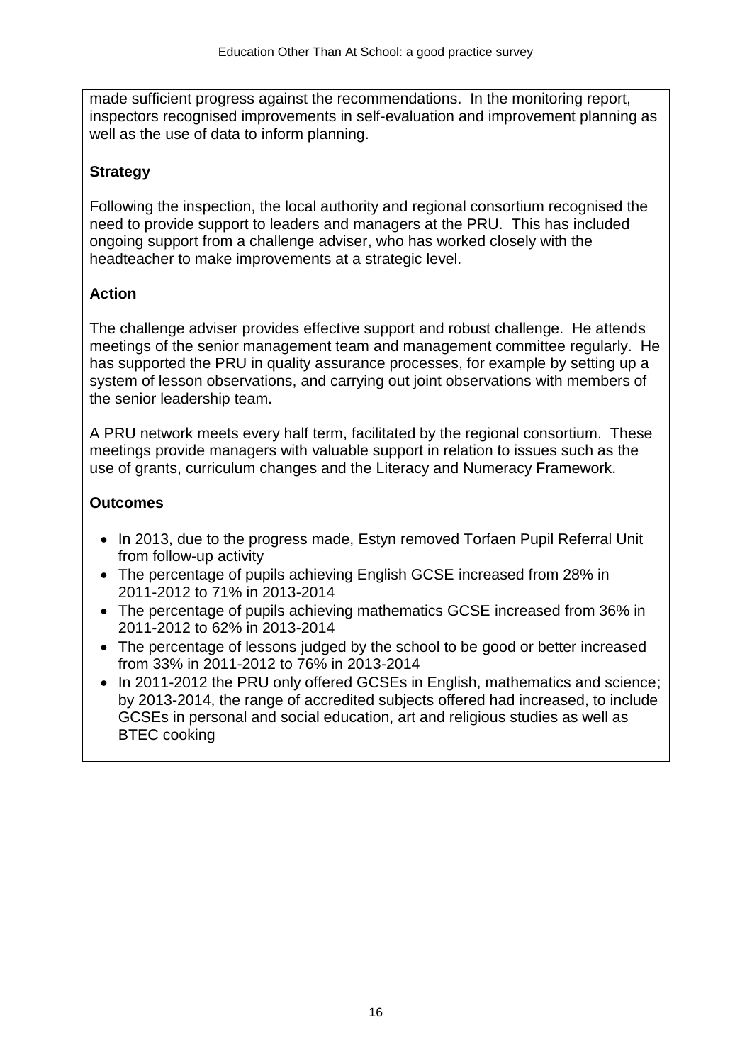made sufficient progress against the recommendations. In the monitoring report, inspectors recognised improvements in self-evaluation and improvement planning as well as the use of data to inform planning.

**Strategy**

Following the inspection, the local authority and regional consortium recognised the need to provide support to leaders and managers at the PRU. This has included ongoing support from a challenge adviser, who has worked closely with the headteacher to make improvements at a strategic level.

**Action**

The challenge adviser provides effective support and robust challenge. He attends meetings of the senior management team and management committee regularly. He has supported the PRU in quality assurance processes, for example by setting up a system of lesson observations, and carrying out joint observations with members of the senior leadership team.

A PRU network meets every half term, facilitated by the regional consortium. These meetings provide managers with valuable support in relation to issues such as the use of grants, curriculum changes and the Literacy and Numeracy Framework.

**Outcomes**

- In 2013, due to the progress made, Estyn removed Torfaen Pupil Referral Unit from follow-up activity
- The percentage of pupils achieving English GCSE increased from 28% in 2011-2012 to 71% in 2013-2014
- The percentage of pupils achieving mathematics GCSE increased from 36% in 2011-2012 to 62% in 2013-2014
- The percentage of lessons judged by the school to be good or better increased from 33% in 2011-2012 to 76% in 2013-2014
- In 2011-2012 the PRU only offered GCSEs in English, mathematics and science; by 2013-2014, the range of accredited subjects offered had increased, to include GCSEs in personal and social education, art and religious studies as well as BTEC cooking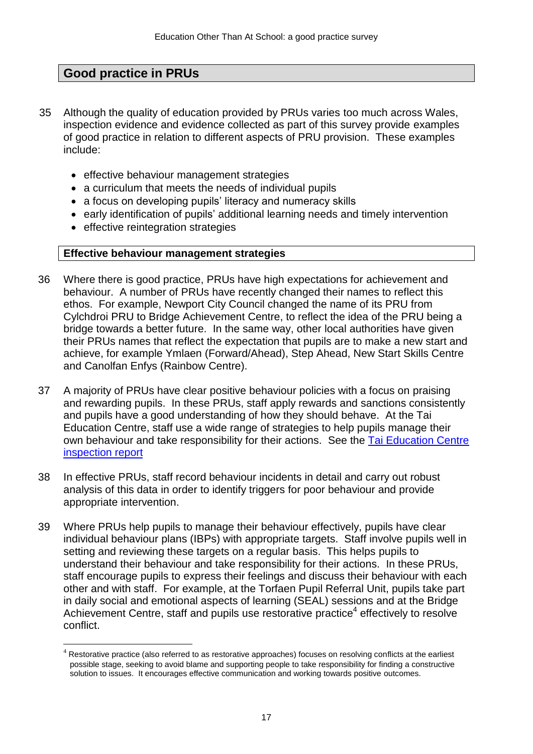## Good practice in PRUs

35 Although the quality of education provided by PRUs varies too much across Wales, inspection evidence and evidence collected as part of this survey provide examples of good practice in relation to different aspects of PRU provision. These examples include:

- effective behaviour management strategies
- a curriculum that meets the needs of individual pupils
- a focus on developing pupils' literacy and numeracy skills
- early identification of pupils' additional learning needs and timely intervention
- effective reintegration strategies

### Effective behaviour management strategies

36 Where there is good practice, PRUs have high expectations for achievement and behaviour. A number of PRUs have recently changed their names to reflect this ethos. For example, Newport City Council changed the name of its PRU from Cylchdroi PRU to Bridge Achievement Centre, to reflect the idea of the PRU being a bridge towards a better future. In the same way, other local authorities have given their PRUs names that reflect the expectation that pupils are to make a new start and achieve, for example Ymlaen (Forward/Ahead), Step Ahead, New Start Skills Centre and Canolfan Enfys (Rainbow Centre).

37 A majority of PRUs have clear positive behaviour policies with a focus on praising and rewarding pupils. In these PRUs, staff apply rewards and sanctions consistently and pupils have a good understanding of how they should behave. At the Tai Education Centre, staff use a wide range of strategies to help pupils manage their own behaviour and take responsibility for their actions. See the Tai Education Centre inspection report

38 In effective PRUs, staff record behaviour incidents in detail and carry out robust analysis of this data in order to identify triggers for poor behaviour and provide appropriate intervention.

39 Where PRUs help pupils to manage their behaviour effectively, pupils have clear individual behaviour plans (IBPs) with appropriate targets. Staff involve pupils well in setting and reviewing these targets on a regular basis. This helps pupils to understand their behaviour and take responsibility for their actions. In these PRUs, staff encourage pupils to express their feelings and discuss their behaviour with each other and with staff. For example, at the Torfaen Pupil Referral Unit, pupils take part in daily social and emotional aspects of learning (SEAL) sessions and at the Bridge Achievement Centre, staff and pupils use restorative practice[4] effectively to resolve conflict.

---

[4] Restorative practice (also referred to as restorative approaches) focuses on resolving conflicts at the earliest possible stage, seeking to avoid blame and supporting people to take responsibility for finding a constructive solution to issues. It encourages effective communication and working towards positive outcomes.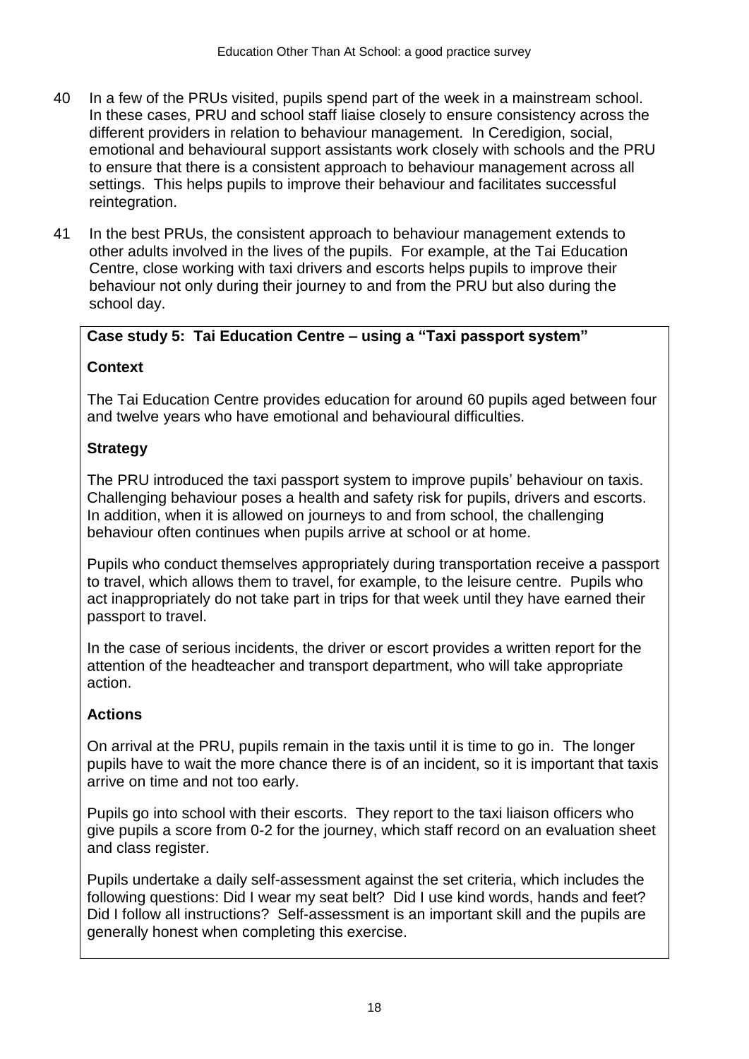40 In a few of the PRUs visited, pupils spend part of the week in a mainstream school. In these cases, PRU and school staff liaise closely to ensure consistency across the different providers in relation to behaviour management. In Ceredigion, social, emotional and behavioural support assistants work closely with schools and the PRU to ensure that there is a consistent approach to behaviour management across all settings. This helps pupils to improve their behaviour and facilitates successful reintegration.

41 In the best PRUs, the consistent approach to behaviour management extends to other adults involved in the lives of the pupils. For example, at the Tai Education Centre, close working with taxi drivers and escorts helps pupils to improve their behaviour not only during their journey to and from the PRU but also during the school day.

**Case study 5: Tai Education Centre – using a "Taxi passport system"**

**Context**

The Tai Education Centre provides education for around 60 pupils aged between four and twelve years who have emotional and behavioural difficulties.

**Strategy**

The PRU introduced the taxi passport system to improve pupils' behaviour on taxis. Challenging behaviour poses a health and safety risk for pupils, drivers and escorts. In addition, when it is allowed on journeys to and from school, the challenging behaviour often continues when pupils arrive at school or at home.

Pupils who conduct themselves appropriately during transportation receive a passport to travel, which allows them to travel, for example, to the leisure centre. Pupils who act inappropriately do not take part in trips for that week until they have earned their passport to travel.

In the case of serious incidents, the driver or escort provides a written report for the attention of the headteacher and transport department, who will take appropriate action.

**Actions**

On arrival at the PRU, pupils remain in the taxis until it is time to go in. The longer pupils have to wait the more chance there is of an incident, so it is important that taxis arrive on time and not too early.

Pupils go into school with their escorts. They report to the taxi liaison officers who give pupils a score from 0-2 for the journey, which staff record on an evaluation sheet and class register.

Pupils undertake a daily self-assessment against the set criteria, which includes the following questions: Did I wear my seat belt? Did I use kind words, hands and feet? Did I follow all instructions? Self-assessment is an important skill and the pupils are generally honest when completing this exercise.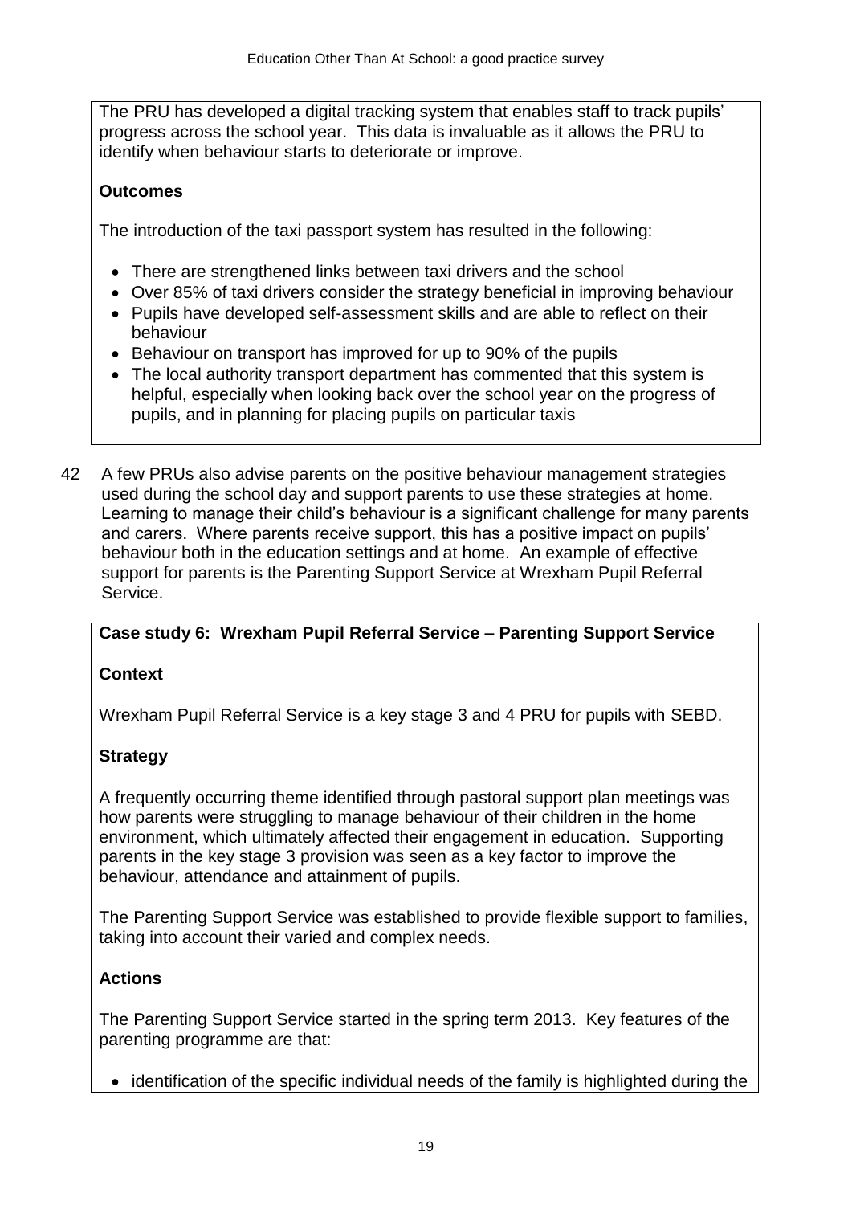The PRU has developed a digital tracking system that enables staff to track pupils' progress across the school year. This data is invaluable as it allows the PRU to identify when behaviour starts to deteriorate or improve.

**Outcomes**

The introduction of the taxi passport system has resulted in the following:

- There are strengthened links between taxi drivers and the school
- Over 85% of taxi drivers consider the strategy beneficial in improving behaviour
- Pupils have developed self-assessment skills and are able to reflect on their behaviour
- Behaviour on transport has improved for up to 90% of the pupils
- The local authority transport department has commented that this system is helpful, especially when looking back over the school year on the progress of pupils, and in planning for placing pupils on particular taxis

42 A few PRUs also advise parents on the positive behaviour management strategies used during the school day and support parents to use these strategies at home. Learning to manage their child's behaviour is a significant challenge for many parents and carers. Where parents receive support, this has a positive impact on pupils' behaviour both in the education settings and at home. An example of effective support for parents is the Parenting Support Service at Wrexham Pupil Referral Service.

**Case study 6: Wrexham Pupil Referral Service – Parenting Support Service**

**Context**

Wrexham Pupil Referral Service is a key stage 3 and 4 PRU for pupils with SEBD.

**Strategy**

A frequently occurring theme identified through pastoral support plan meetings was how parents were struggling to manage behaviour of their children in the home environment, which ultimately affected their engagement in education. Supporting parents in the key stage 3 provision was seen as a key factor to improve the behaviour, attendance and attainment of pupils.

The Parenting Support Service was established to provide flexible support to families, taking into account their varied and complex needs.

**Actions**

The Parenting Support Service started in the spring term 2013. Key features of the parenting programme are that:

- identification of the specific individual needs of the family is highlighted during the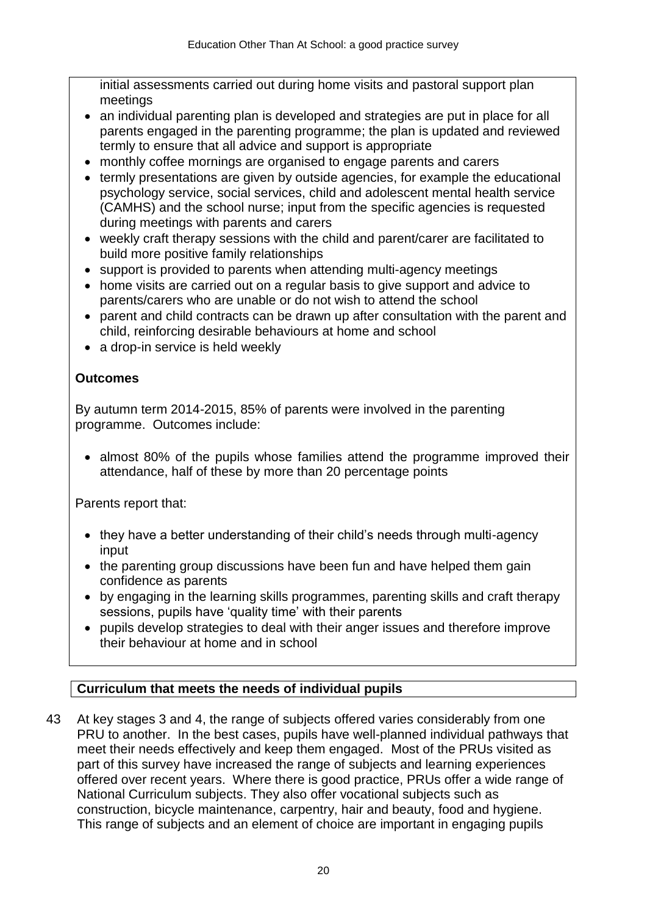initial assessments carried out during home visits and pastoral support plan meetings

- an individual parenting plan is developed and strategies are put in place for all parents engaged in the parenting programme; the plan is updated and reviewed termly to ensure that all advice and support is appropriate
- monthly coffee mornings are organised to engage parents and carers
- termly presentations are given by outside agencies, for example the educational psychology service, social services, child and adolescent mental health service (CAMHS) and the school nurse; input from the specific agencies is requested during meetings with parents and carers
- weekly craft therapy sessions with the child and parent/carer are facilitated to build more positive family relationships
- support is provided to parents when attending multi-agency meetings
- home visits are carried out on a regular basis to give support and advice to parents/carers who are unable or do not wish to attend the school
- parent and child contracts can be drawn up after consultation with the parent and child, reinforcing desirable behaviours at home and school
- a drop-in service is held weekly

**Outcomes**

By autumn term 2014-2015, 85% of parents were involved in the parenting programme. Outcomes include:

- almost 80% of the pupils whose families attend the programme improved their attendance, half of these by more than 20 percentage points

Parents report that:

- they have a better understanding of their child's needs through multi-agency input
- the parenting group discussions have been fun and have helped them gain confidence as parents
- by engaging in the learning skills programmes, parenting skills and craft therapy sessions, pupils have 'quality time' with their parents
- pupils develop strategies to deal with their anger issues and therefore improve their behaviour at home and in school

**Curriculum that meets the needs of individual pupils**

43 At key stages 3 and 4, the range of subjects offered varies considerably from one PRU to another. In the best cases, pupils have well-planned individual pathways that meet their needs effectively and keep them engaged. Most of the PRUs visited as part of this survey have increased the range of subjects and learning experiences offered over recent years. Where there is good practice, PRUs offer a wide range of National Curriculum subjects. They also offer vocational subjects such as construction, bicycle maintenance, carpentry, hair and beauty, food and hygiene. This range of subjects and an element of choice are important in engaging pupils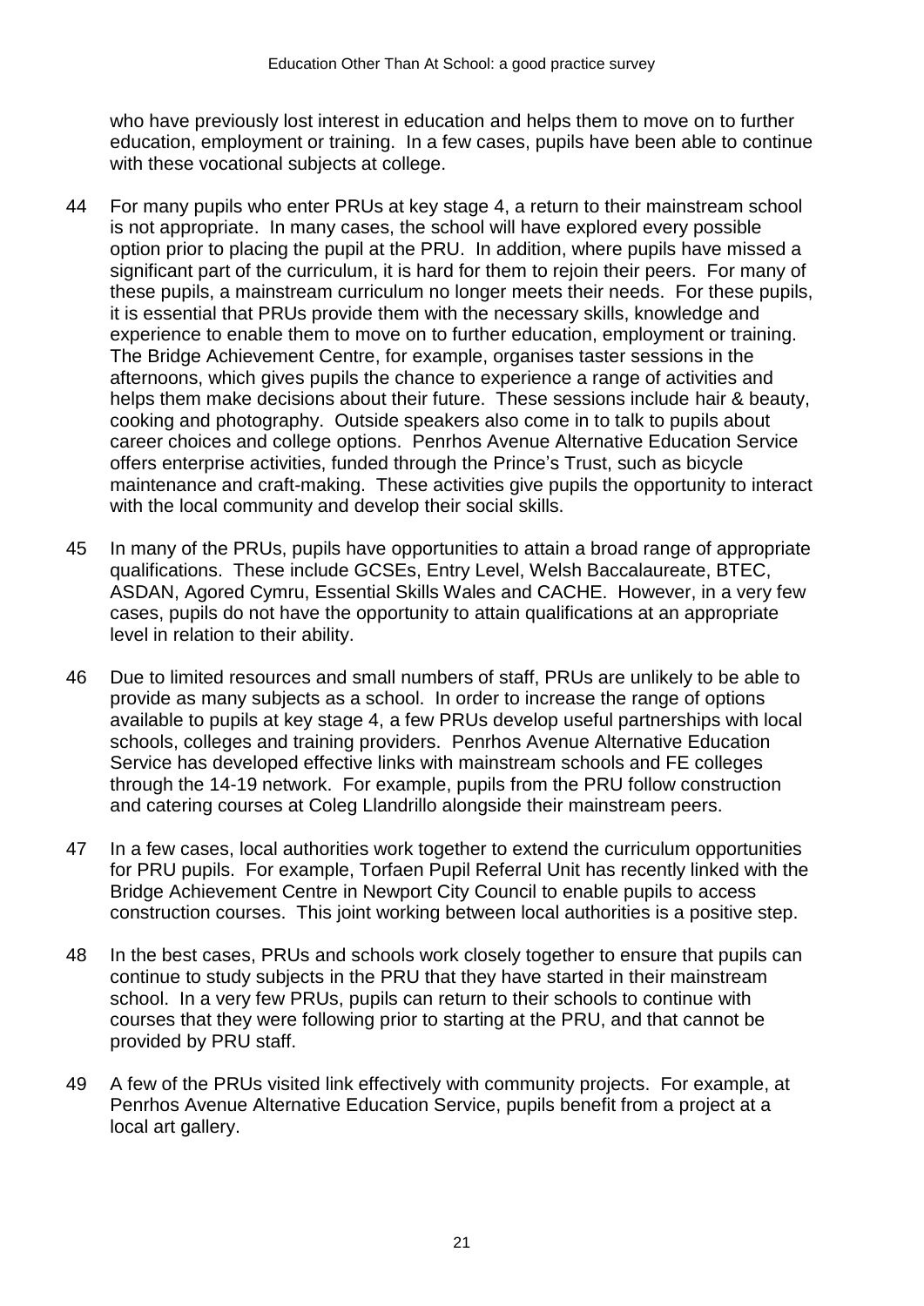who have previously lost interest in education and helps them to move on to further education, employment or training. In a few cases, pupils have been able to continue with these vocational subjects at college.

44 For many pupils who enter PRUs at key stage 4, a return to their mainstream school is not appropriate. In many cases, the school will have explored every possible option prior to placing the pupil at the PRU. In addition, where pupils have missed a significant part of the curriculum, it is hard for them to rejoin their peers. For many of these pupils, a mainstream curriculum no longer meets their needs. For these pupils, it is essential that PRUs provide them with the necessary skills, knowledge and experience to enable them to move on to further education, employment or training. The Bridge Achievement Centre, for example, organises taster sessions in the afternoons, which gives pupils the chance to experience a range of activities and helps them make decisions about their future. These sessions include hair & beauty, cooking and photography. Outside speakers also come in to talk to pupils about career choices and college options. Penrhos Avenue Alternative Education Service offers enterprise activities, funded through the Prince's Trust, such as bicycle maintenance and craft-making. These activities give pupils the opportunity to interact with the local community and develop their social skills.

45 In many of the PRUs, pupils have opportunities to attain a broad range of appropriate qualifications. These include GCSEs, Entry Level, Welsh Baccalaureate, BTEC, ASDAN, Agored Cymru, Essential Skills Wales and CACHE. However, in a very few cases, pupils do not have the opportunity to attain qualifications at an appropriate level in relation to their ability.

46 Due to limited resources and small numbers of staff, PRUs are unlikely to be able to provide as many subjects as a school. In order to increase the range of options available to pupils at key stage 4, a few PRUs develop useful partnerships with local schools, colleges and training providers. Penrhos Avenue Alternative Education Service has developed effective links with mainstream schools and FE colleges through the 14-19 network. For example, pupils from the PRU follow construction and catering courses at Coleg Llandrillo alongside their mainstream peers.

47 In a few cases, local authorities work together to extend the curriculum opportunities for PRU pupils. For example, Torfaen Pupil Referral Unit has recently linked with the Bridge Achievement Centre in Newport City Council to enable pupils to access construction courses. This joint working between local authorities is a positive step.

48 In the best cases, PRUs and schools work closely together to ensure that pupils can continue to study subjects in the PRU that they have started in their mainstream school. In a very few PRUs, pupils can return to their schools to continue with courses that they were following prior to starting at the PRU, and that cannot be provided by PRU staff.

49 A few of the PRUs visited link effectively with community projects. For example, at Penrhos Avenue Alternative Education Service, pupils benefit from a project at a local art gallery.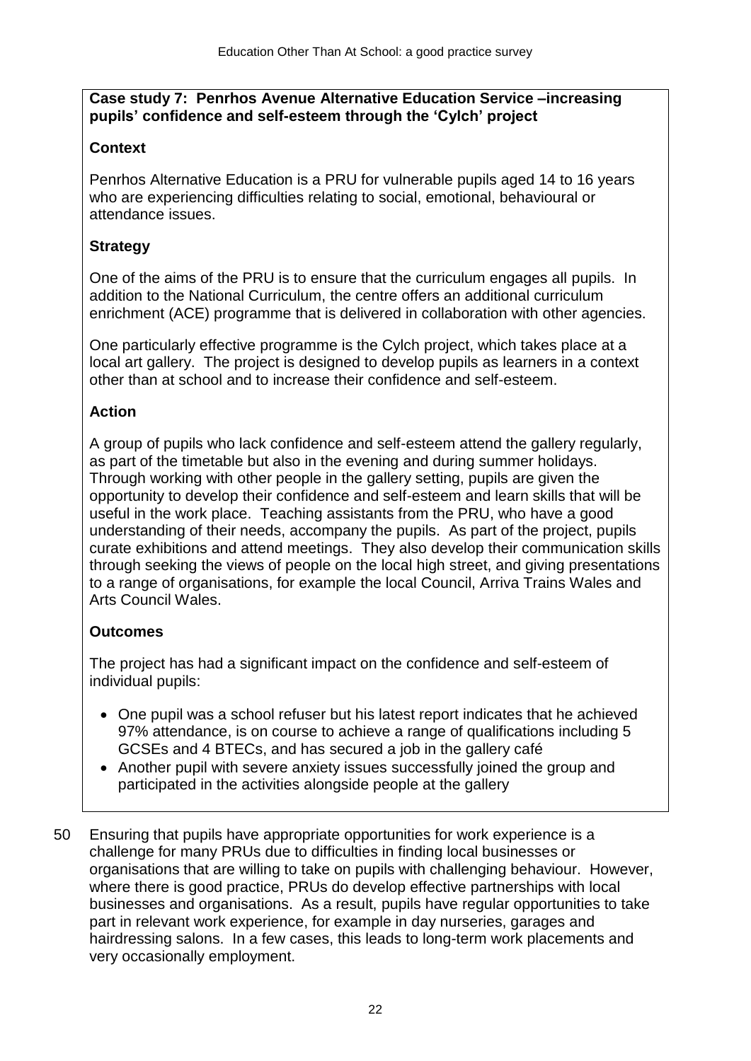**Case study 7: Penrhos Avenue Alternative Education Service –increasing pupils' confidence and self-esteem through the 'Cylch' project**

**Context**

Penrhos Alternative Education is a PRU for vulnerable pupils aged 14 to 16 years who are experiencing difficulties relating to social, emotional, behavioural or attendance issues.

**Strategy**

One of the aims of the PRU is to ensure that the curriculum engages all pupils. In addition to the National Curriculum, the centre offers an additional curriculum enrichment (ACE) programme that is delivered in collaboration with other agencies.

One particularly effective programme is the Cylch project, which takes place at a local art gallery. The project is designed to develop pupils as learners in a context other than at school and to increase their confidence and self-esteem.

**Action**

A group of pupils who lack confidence and self-esteem attend the gallery regularly, as part of the timetable but also in the evening and during summer holidays. Through working with other people in the gallery setting, pupils are given the opportunity to develop their confidence and self-esteem and learn skills that will be useful in the work place. Teaching assistants from the PRU, who have a good understanding of their needs, accompany the pupils. As part of the project, pupils curate exhibitions and attend meetings. They also develop their communication skills through seeking the views of people on the local high street, and giving presentations to a range of organisations, for example the local Council, Arriva Trains Wales and Arts Council Wales.

**Outcomes**

The project has had a significant impact on the confidence and self-esteem of individual pupils:

- One pupil was a school refuser but his latest report indicates that he achieved 97% attendance, is on course to achieve a range of qualifications including 5 GCSEs and 4 BTECs, and has secured a job in the gallery café
- Another pupil with severe anxiety issues successfully joined the group and participated in the activities alongside people at the gallery

50 Ensuring that pupils have appropriate opportunities for work experience is a challenge for many PRUs due to difficulties in finding local businesses or organisations that are willing to take on pupils with challenging behaviour. However, where there is good practice, PRUs do develop effective partnerships with local businesses and organisations. As a result, pupils have regular opportunities to take part in relevant work experience, for example in day nurseries, garages and hairdressing salons. In a few cases, this leads to long-term work placements and very occasionally employment.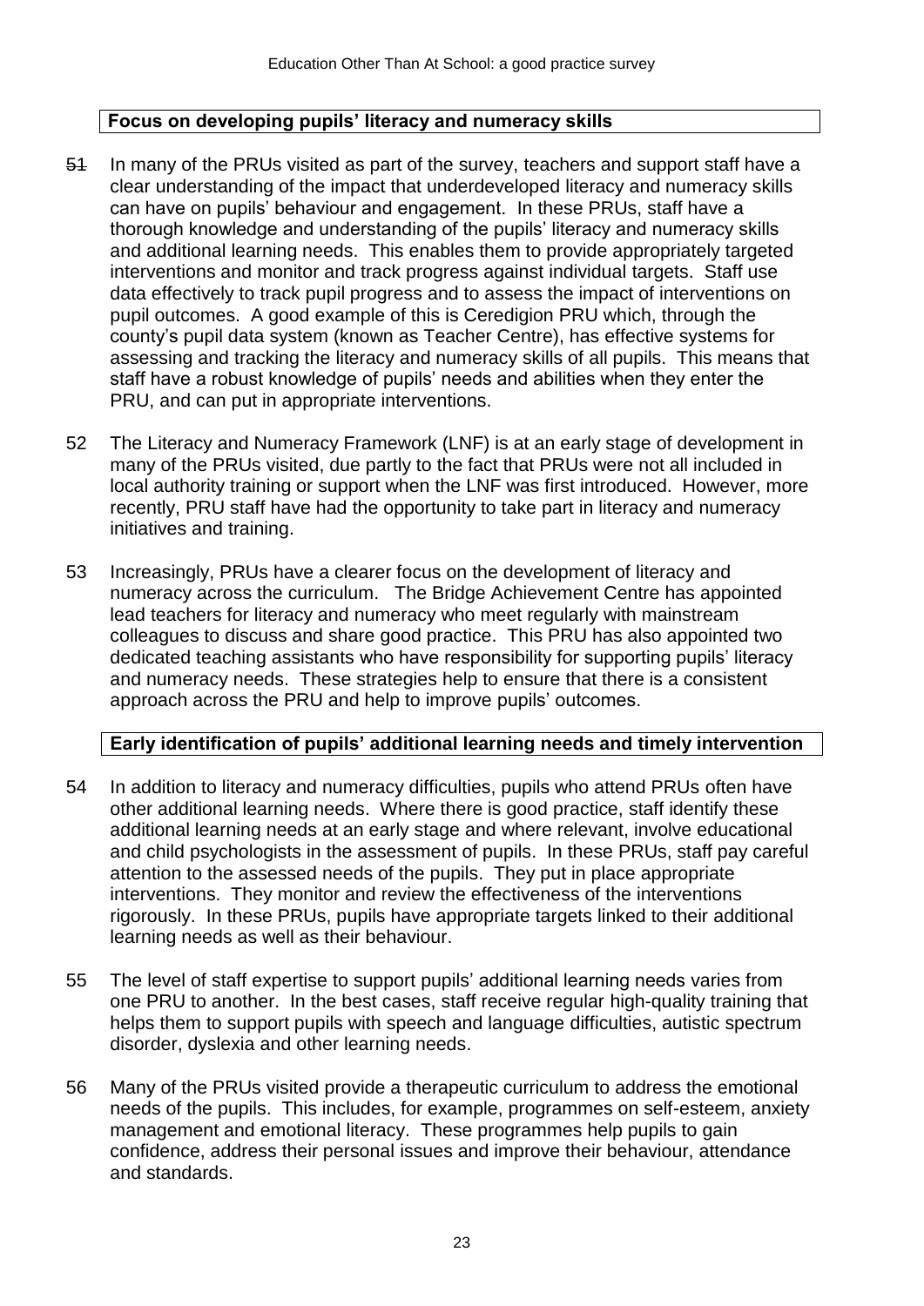### Focus on developing pupils' literacy and numeracy skills

51 In many of the PRUs visited as part of the survey, teachers and support staff have a clear understanding of the impact that underdeveloped literacy and numeracy skills can have on pupils' behaviour and engagement. In these PRUs, staff have a thorough knowledge and understanding of the pupils' literacy and numeracy skills and additional learning needs. This enables them to provide appropriately targeted interventions and monitor and track progress against individual targets. Staff use data effectively to track pupil progress and to assess the impact of interventions on pupil outcomes. A good example of this is Ceredigion PRU which, through the county's pupil data system (known as Teacher Centre), has effective systems for assessing and tracking the literacy and numeracy skills of all pupils. This means that staff have a robust knowledge of pupils' needs and abilities when they enter the PRU, and can put in appropriate interventions.

52 The Literacy and Numeracy Framework (LNF) is at an early stage of development in many of the PRUs visited, due partly to the fact that PRUs were not all included in local authority training or support when the LNF was first introduced. However, more recently, PRU staff have had the opportunity to take part in literacy and numeracy initiatives and training.

53 Increasingly, PRUs have a clearer focus on the development of literacy and numeracy across the curriculum. The Bridge Achievement Centre has appointed lead teachers for literacy and numeracy who meet regularly with mainstream colleagues to discuss and share good practice. This PRU has also appointed two dedicated teaching assistants who have responsibility for supporting pupils' literacy and numeracy needs. These strategies help to ensure that there is a consistent approach across the PRU and help to improve pupils' outcomes.

### Early identification of pupils' additional learning needs and timely intervention

54 In addition to literacy and numeracy difficulties, pupils who attend PRUs often have other additional learning needs. Where there is good practice, staff identify these additional learning needs at an early stage and where relevant, involve educational and child psychologists in the assessment of pupils. In these PRUs, staff pay careful attention to the assessed needs of the pupils. They put in place appropriate interventions. They monitor and review the effectiveness of the interventions rigorously. In these PRUs, pupils have appropriate targets linked to their additional learning needs as well as their behaviour.

55 The level of staff expertise to support pupils' additional learning needs varies from one PRU to another. In the best cases, staff receive regular high-quality training that helps them to support pupils with speech and language difficulties, autistic spectrum disorder, dyslexia and other learning needs.

56 Many of the PRUs visited provide a therapeutic curriculum to address the emotional needs of the pupils. This includes, for example, programmes on self-esteem, anxiety management and emotional literacy. These programmes help pupils to gain confidence, address their personal issues and improve their behaviour, attendance and standards.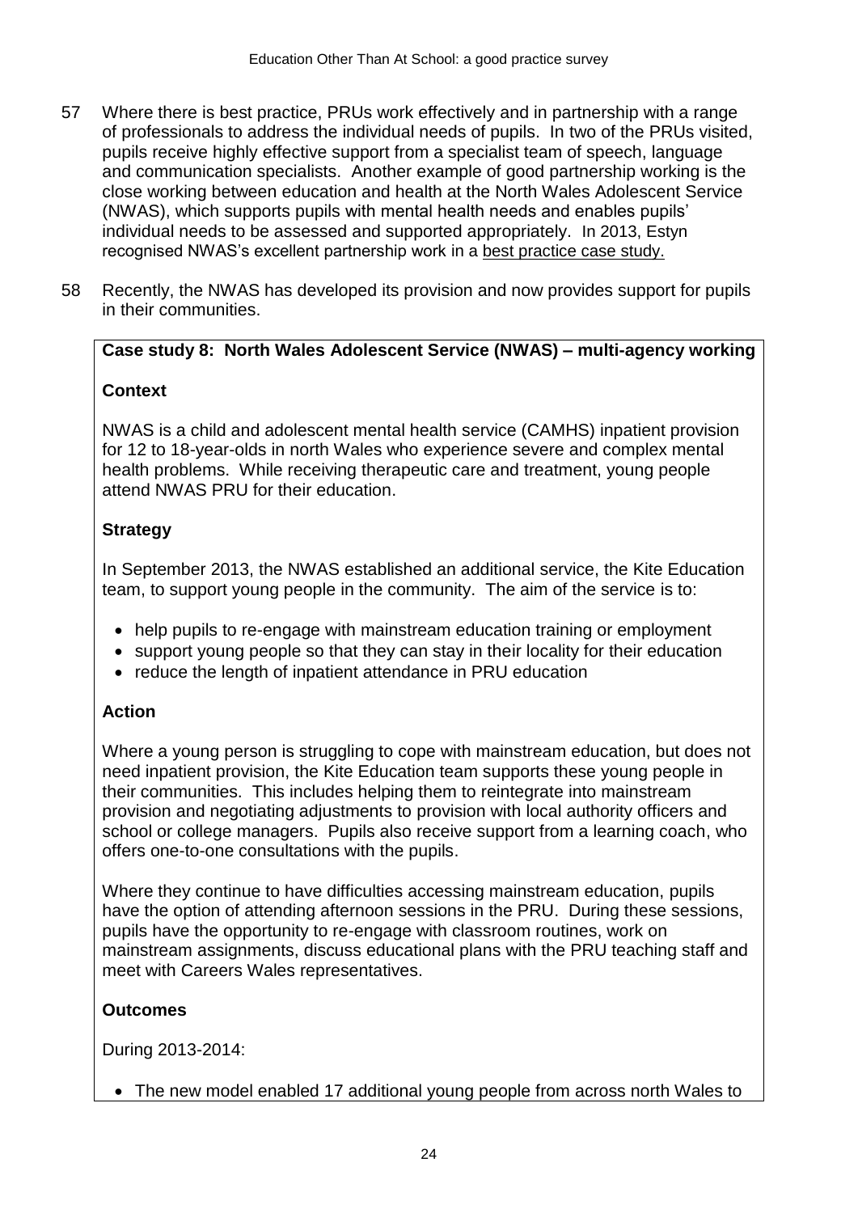57 Where there is best practice, PRUs work effectively and in partnership with a range of professionals to address the individual needs of pupils. In two of the PRUs visited, pupils receive highly effective support from a specialist team of speech, language and communication specialists. Another example of good partnership working is the close working between education and health at the North Wales Adolescent Service (NWAS), which supports pupils with mental health needs and enables pupils' individual needs to be assessed and supported appropriately. In 2013, Estyn recognised NWAS's excellent partnership work in a best practice case study.

58 Recently, the NWAS has developed its provision and now provides support for pupils in their communities.

**Case study 8: North Wales Adolescent Service (NWAS) – multi-agency working**

**Context**

NWAS is a child and adolescent mental health service (CAMHS) inpatient provision for 12 to 18-year-olds in north Wales who experience severe and complex mental health problems. While receiving therapeutic care and treatment, young people attend NWAS PRU for their education.

**Strategy**

In September 2013, the NWAS established an additional service, the Kite Education team, to support young people in the community. The aim of the service is to:

- help pupils to re-engage with mainstream education training or employment
- support young people so that they can stay in their locality for their education
- reduce the length of inpatient attendance in PRU education

**Action**

Where a young person is struggling to cope with mainstream education, but does not need inpatient provision, the Kite Education team supports these young people in their communities. This includes helping them to reintegrate into mainstream provision and negotiating adjustments to provision with local authority officers and school or college managers. Pupils also receive support from a learning coach, who offers one-to-one consultations with the pupils.

Where they continue to have difficulties accessing mainstream education, pupils have the option of attending afternoon sessions in the PRU. During these sessions, pupils have the opportunity to re-engage with classroom routines, work on mainstream assignments, discuss educational plans with the PRU teaching staff and meet with Careers Wales representatives.

**Outcomes**

During 2013-2014:

- The new model enabled 17 additional young people from across north Wales to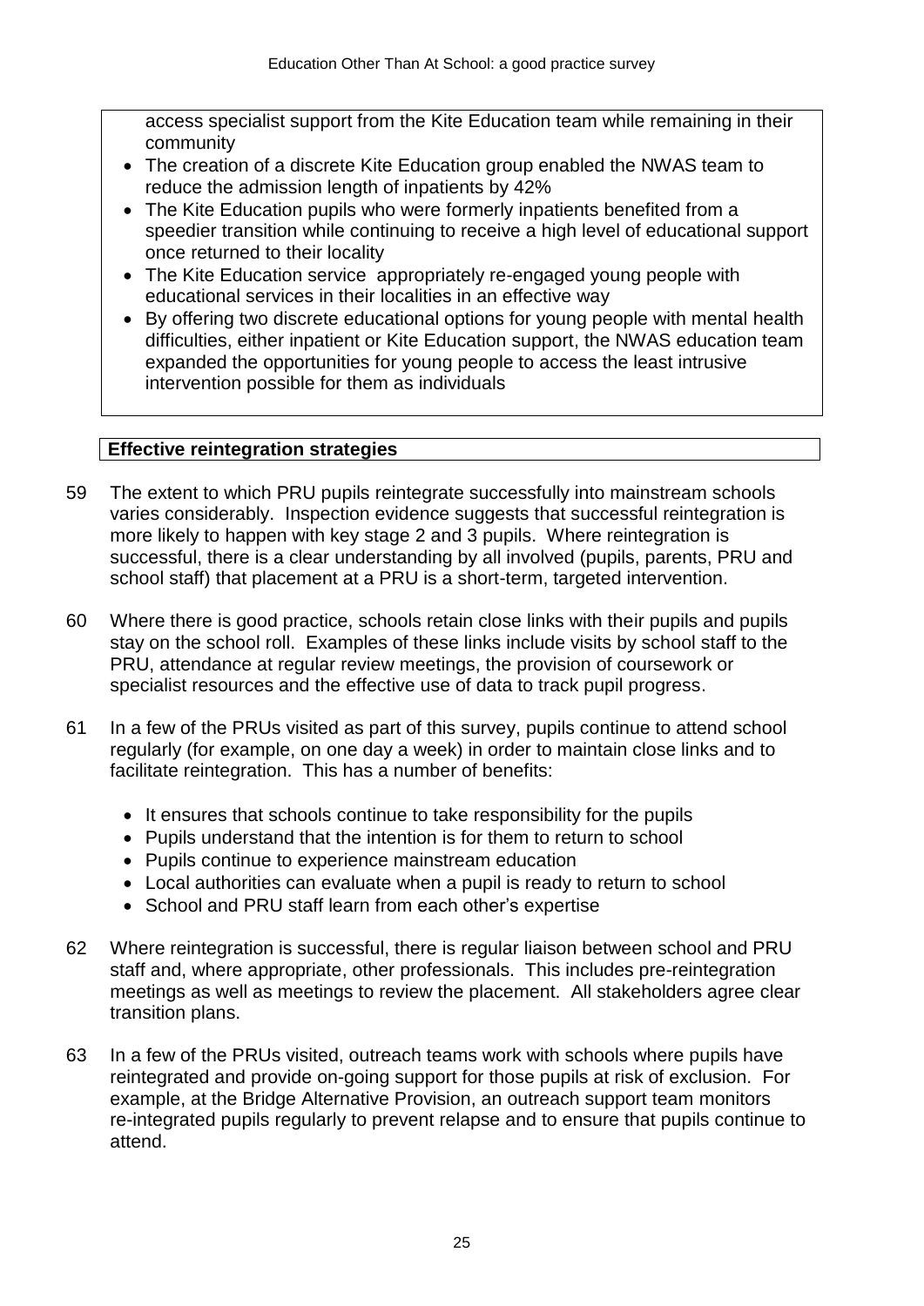access specialist support from the Kite Education team while remaining in their community

- The creation of a discrete Kite Education group enabled the NWAS team to reduce the admission length of inpatients by 42%
- The Kite Education pupils who were formerly inpatients benefited from a speedier transition while continuing to receive a high level of educational support once returned to their locality
- The Kite Education service appropriately re-engaged young people with educational services in their localities in an effective way
- By offering two discrete educational options for young people with mental health difficulties, either inpatient or Kite Education support, the NWAS education team expanded the opportunities for young people to access the least intrusive intervention possible for them as individuals

**Effective reintegration strategies**

59 The extent to which PRU pupils reintegrate successfully into mainstream schools varies considerably. Inspection evidence suggests that successful reintegration is more likely to happen with key stage 2 and 3 pupils. Where reintegration is successful, there is a clear understanding by all involved (pupils, parents, PRU and school staff) that placement at a PRU is a short-term, targeted intervention.

60 Where there is good practice, schools retain close links with their pupils and pupils stay on the school roll. Examples of these links include visits by school staff to the PRU, attendance at regular review meetings, the provision of coursework or specialist resources and the effective use of data to track pupil progress.

61 In a few of the PRUs visited as part of this survey, pupils continue to attend school regularly (for example, on one day a week) in order to maintain close links and to facilitate reintegration. This has a number of benefits:

- It ensures that schools continue to take responsibility for the pupils
- Pupils understand that the intention is for them to return to school
- Pupils continue to experience mainstream education
- Local authorities can evaluate when a pupil is ready to return to school
- School and PRU staff learn from each other's expertise

62 Where reintegration is successful, there is regular liaison between school and PRU staff and, where appropriate, other professionals. This includes pre-reintegration meetings as well as meetings to review the placement. All stakeholders agree clear transition plans.

63 In a few of the PRUs visited, outreach teams work with schools where pupils have reintegrated and provide on-going support for those pupils at risk of exclusion. For example, at the Bridge Alternative Provision, an outreach support team monitors re-integrated pupils regularly to prevent relapse and to ensure that pupils continue to attend.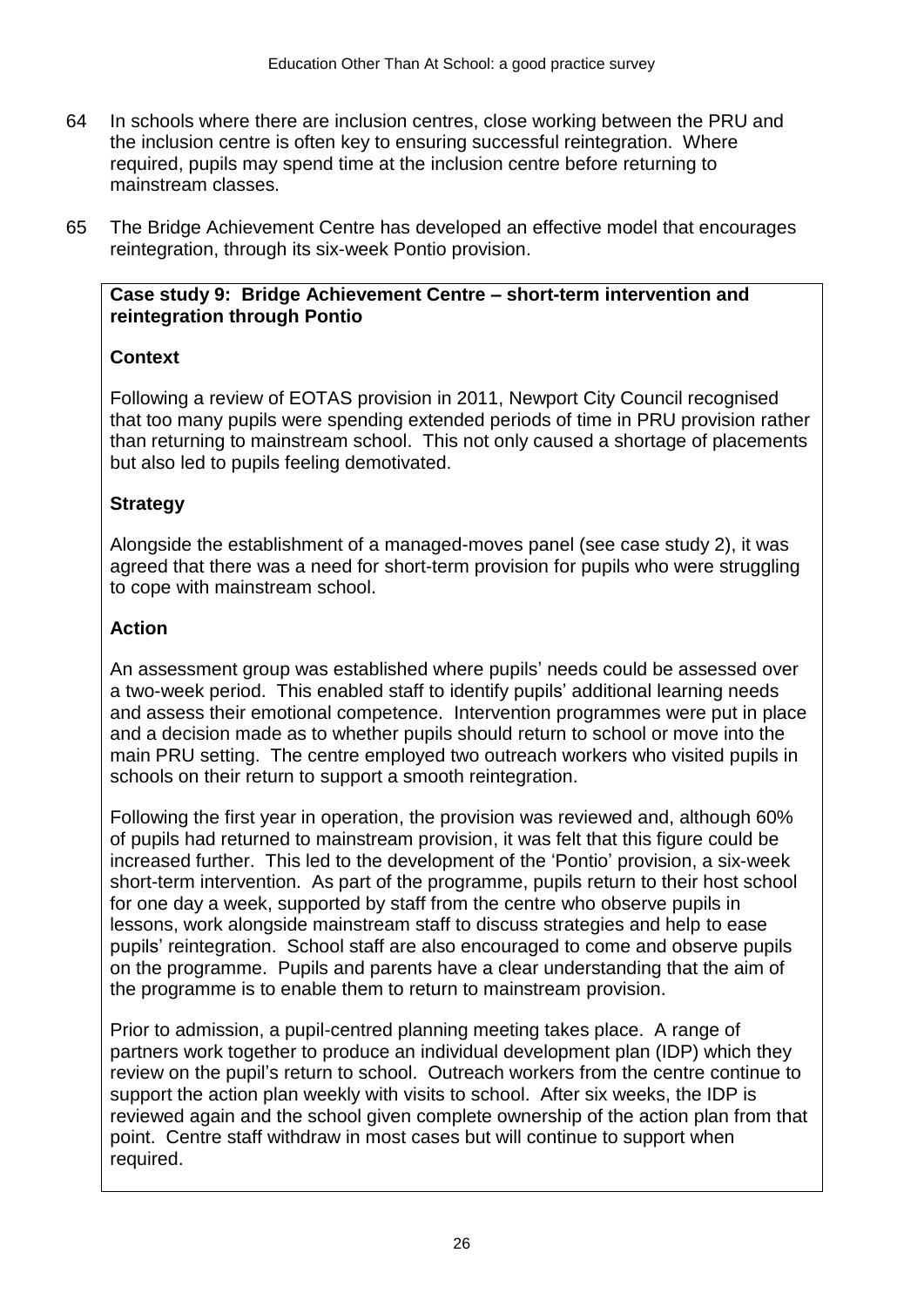64 In schools where there are inclusion centres, close working between the PRU and the inclusion centre is often key to ensuring successful reintegration. Where required, pupils may spend time at the inclusion centre before returning to mainstream classes.

65 The Bridge Achievement Centre has developed an effective model that encourages reintegration, through its six-week Pontio provision.

**Case study 9: Bridge Achievement Centre – short-term intervention and reintegration through Pontio**

**Context**

Following a review of EOTAS provision in 2011, Newport City Council recognised that too many pupils were spending extended periods of time in PRU provision rather than returning to mainstream school. This not only caused a shortage of placements but also led to pupils feeling demotivated.

**Strategy**

Alongside the establishment of a managed-moves panel (see case study 2), it was agreed that there was a need for short-term provision for pupils who were struggling to cope with mainstream school.

**Action**

An assessment group was established where pupils' needs could be assessed over a two-week period. This enabled staff to identify pupils' additional learning needs and assess their emotional competence. Intervention programmes were put in place and a decision made as to whether pupils should return to school or move into the main PRU setting. The centre employed two outreach workers who visited pupils in schools on their return to support a smooth reintegration.

Following the first year in operation, the provision was reviewed and, although 60% of pupils had returned to mainstream provision, it was felt that this figure could be increased further. This led to the development of the 'Pontio' provision, a six-week short-term intervention. As part of the programme, pupils return to their host school for one day a week, supported by staff from the centre who observe pupils in lessons, work alongside mainstream staff to discuss strategies and help to ease pupils' reintegration. School staff are also encouraged to come and observe pupils on the programme. Pupils and parents have a clear understanding that the aim of the programme is to enable them to return to mainstream provision.

Prior to admission, a pupil-centred planning meeting takes place. A range of partners work together to produce an individual development plan (IDP) which they review on the pupil's return to school. Outreach workers from the centre continue to support the action plan weekly with visits to school. After six weeks, the IDP is reviewed again and the school given complete ownership of the action plan from that point. Centre staff withdraw in most cases but will continue to support when required.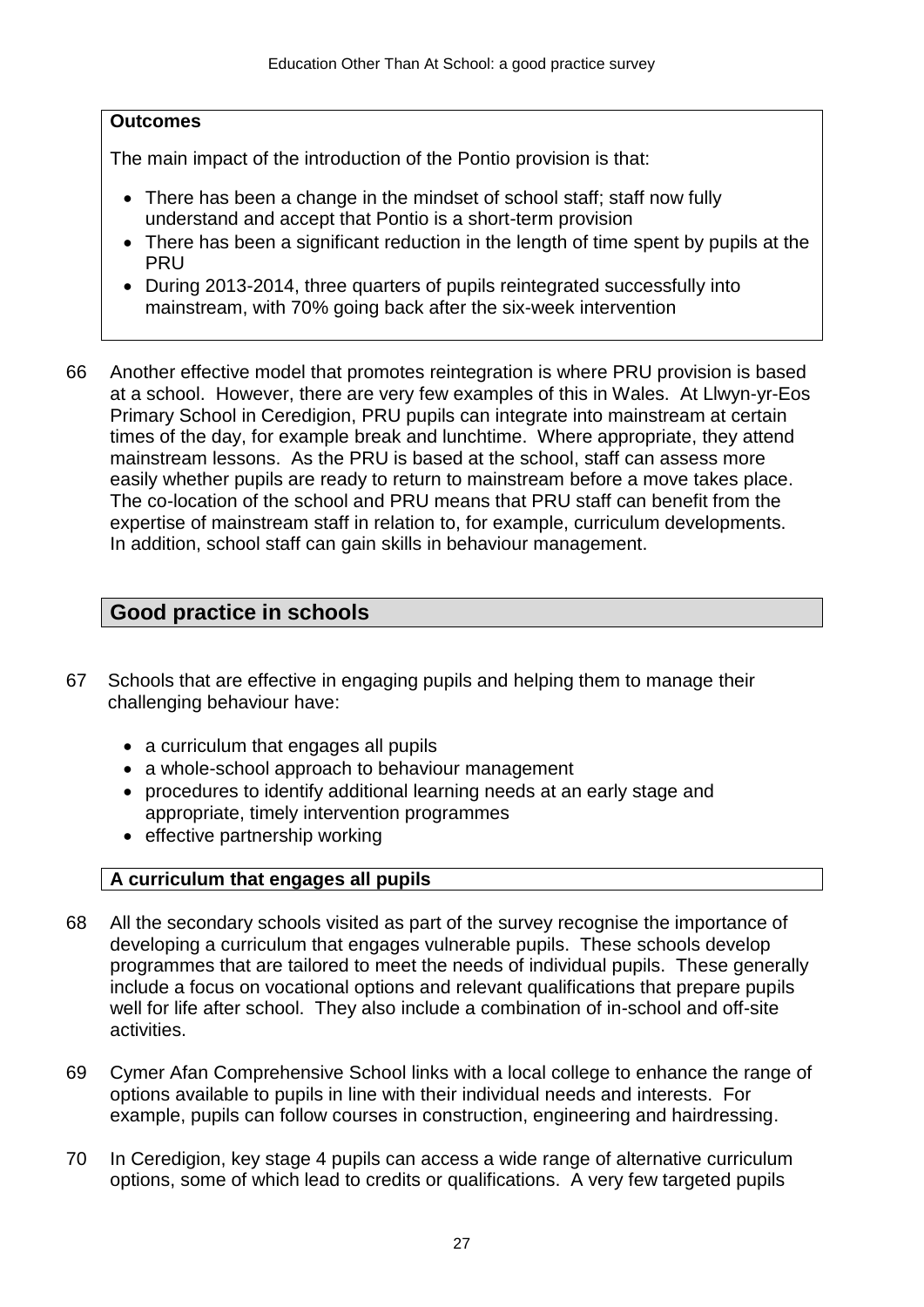**Outcomes**

The main impact of the introduction of the Pontio provision is that:

- There has been a change in the mindset of school staff; staff now fully understand and accept that Pontio is a short-term provision
- There has been a significant reduction in the length of time spent by pupils at the PRU
- During 2013-2014, three quarters of pupils reintegrated successfully into mainstream, with 70% going back after the six-week intervention

66 Another effective model that promotes reintegration is where PRU provision is based at a school. However, there are very few examples of this in Wales. At Llwyn-yr-Eos Primary School in Ceredigion, PRU pupils can integrate into mainstream at certain times of the day, for example break and lunchtime. Where appropriate, they attend mainstream lessons. As the PRU is based at the school, staff can assess more easily whether pupils are ready to return to mainstream before a move takes place. The co-location of the school and PRU means that PRU staff can benefit from the expertise of mainstream staff in relation to, for example, curriculum developments. In addition, school staff can gain skills in behaviour management.

## Good practice in schools

67 Schools that are effective in engaging pupils and helping them to manage their challenging behaviour have:

- a curriculum that engages all pupils
- a whole-school approach to behaviour management
- procedures to identify additional learning needs at an early stage and appropriate, timely intervention programmes
- effective partnership working

### A curriculum that engages all pupils

68 All the secondary schools visited as part of the survey recognise the importance of developing a curriculum that engages vulnerable pupils. These schools develop programmes that are tailored to meet the needs of individual pupils. These generally include a focus on vocational options and relevant qualifications that prepare pupils well for life after school. They also include a combination of in-school and off-site activities.

69 Cymer Afan Comprehensive School links with a local college to enhance the range of options available to pupils in line with their individual needs and interests. For example, pupils can follow courses in construction, engineering and hairdressing.

70 In Ceredigion, key stage 4 pupils can access a wide range of alternative curriculum options, some of which lead to credits or qualifications. A very few targeted pupils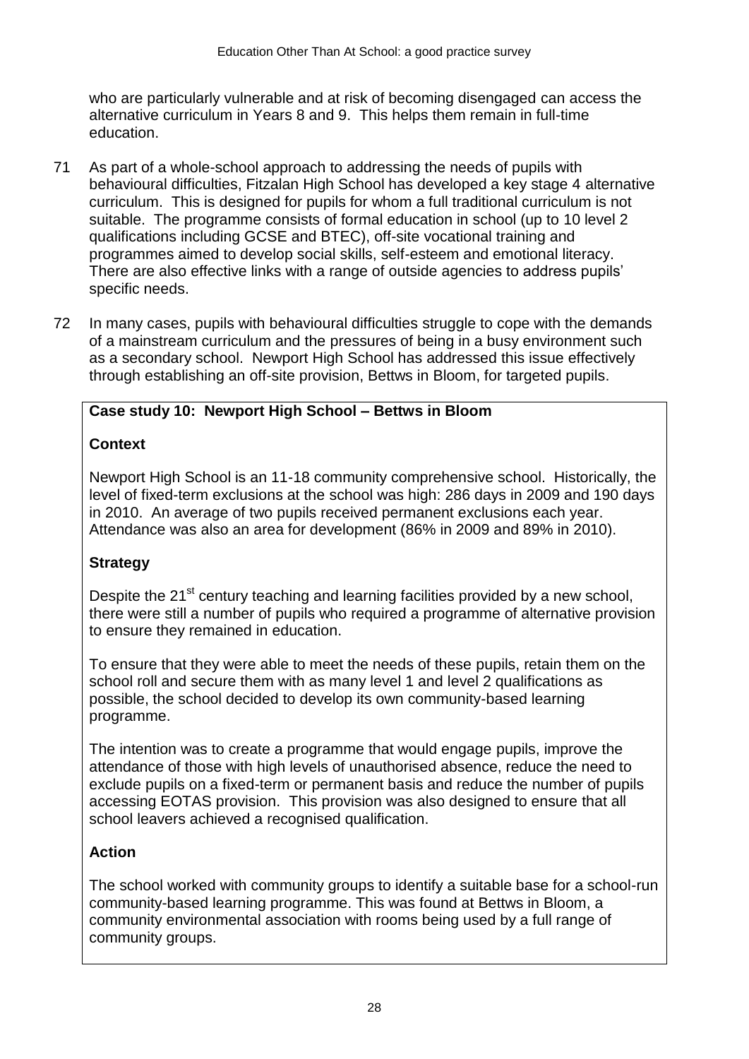who are particularly vulnerable and at risk of becoming disengaged can access the alternative curriculum in Years 8 and 9. This helps them remain in full-time education.

71 As part of a whole-school approach to addressing the needs of pupils with behavioural difficulties, Fitzalan High School has developed a key stage 4 alternative curriculum. This is designed for pupils for whom a full traditional curriculum is not suitable. The programme consists of formal education in school (up to 10 level 2 qualifications including GCSE and BTEC), off-site vocational training and programmes aimed to develop social skills, self-esteem and emotional literacy. There are also effective links with a range of outside agencies to address pupils' specific needs.

72 In many cases, pupils with behavioural difficulties struggle to cope with the demands of a mainstream curriculum and the pressures of being in a busy environment such as a secondary school. Newport High School has addressed this issue effectively through establishing an off-site provision, Bettws in Bloom, for targeted pupils.

**Case study 10: Newport High School – Bettws in Bloom**

**Context**

Newport High School is an 11-18 community comprehensive school. Historically, the level of fixed-term exclusions at the school was high: 286 days in 2009 and 190 days in 2010. An average of two pupils received permanent exclusions each year. Attendance was also an area for development (86% in 2009 and 89% in 2010).

**Strategy**

Despite the 21st century teaching and learning facilities provided by a new school, there were still a number of pupils who required a programme of alternative provision to ensure they remained in education.

To ensure that they were able to meet the needs of these pupils, retain them on the school roll and secure them with as many level 1 and level 2 qualifications as possible, the school decided to develop its own community-based learning programme.

The intention was to create a programme that would engage pupils, improve the attendance of those with high levels of unauthorised absence, reduce the need to exclude pupils on a fixed-term or permanent basis and reduce the number of pupils accessing EOTAS provision. This provision was also designed to ensure that all school leavers achieved a recognised qualification.

**Action**

The school worked with community groups to identify a suitable base for a school-run community-based learning programme. This was found at Bettws in Bloom, a community environmental association with rooms being used by a full range of community groups.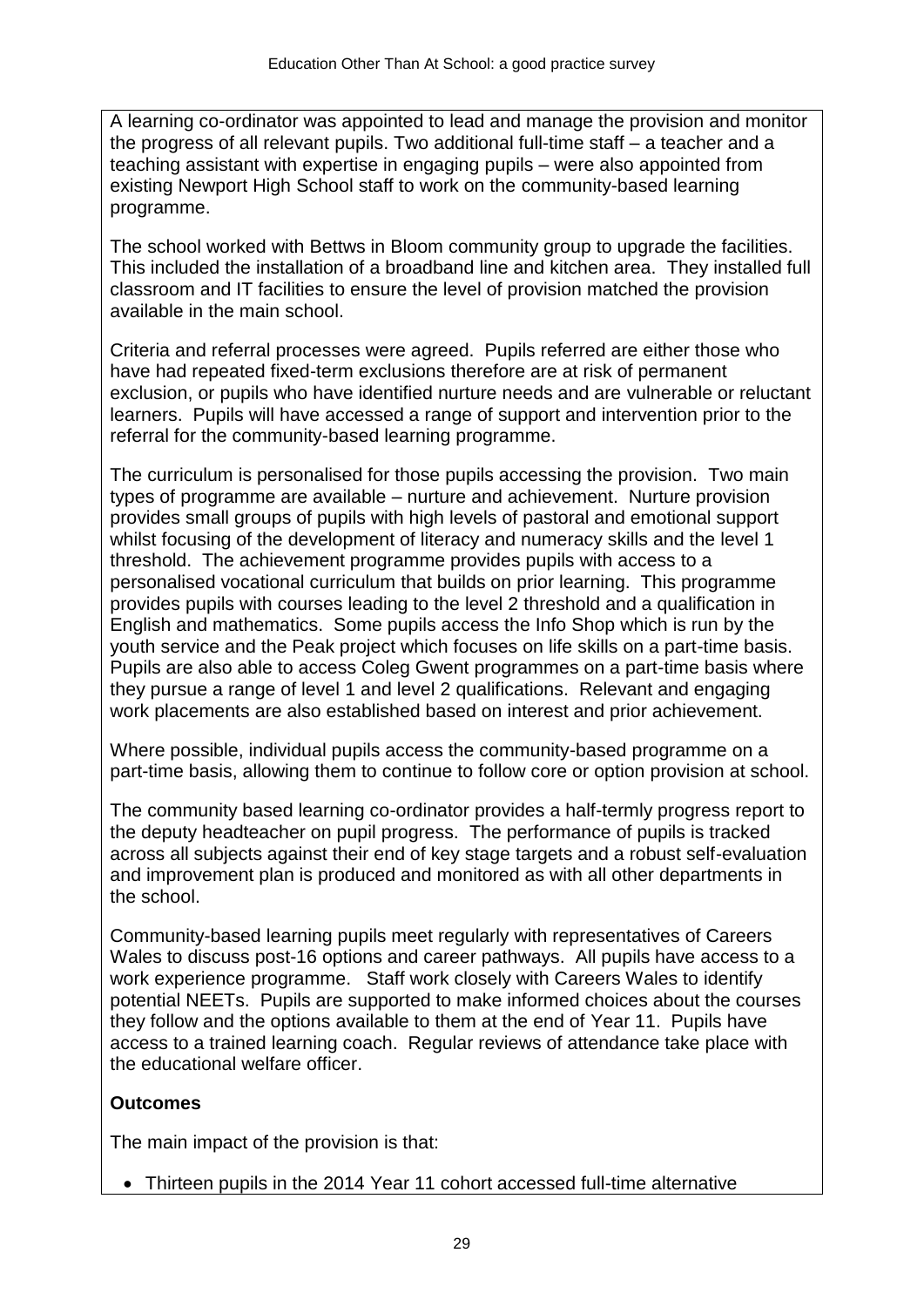A learning co-ordinator was appointed to lead and manage the provision and monitor the progress of all relevant pupils. Two additional full-time staff – a teacher and a teaching assistant with expertise in engaging pupils – were also appointed from existing Newport High School staff to work on the community-based learning programme.

The school worked with Bettws in Bloom community group to upgrade the facilities. This included the installation of a broadband line and kitchen area. They installed full classroom and IT facilities to ensure the level of provision matched the provision available in the main school.

Criteria and referral processes were agreed. Pupils referred are either those who have had repeated fixed-term exclusions therefore are at risk of permanent exclusion, or pupils who have identified nurture needs and are vulnerable or reluctant learners. Pupils will have accessed a range of support and intervention prior to the referral for the community-based learning programme.

The curriculum is personalised for those pupils accessing the provision. Two main types of programme are available – nurture and achievement. Nurture provision provides small groups of pupils with high levels of pastoral and emotional support whilst focusing of the development of literacy and numeracy skills and the level 1 threshold. The achievement programme provides pupils with access to a personalised vocational curriculum that builds on prior learning. This programme provides pupils with courses leading to the level 2 threshold and a qualification in English and mathematics. Some pupils access the Info Shop which is run by the youth service and the Peak project which focuses on life skills on a part-time basis. Pupils are also able to access Coleg Gwent programmes on a part-time basis where they pursue a range of level 1 and level 2 qualifications. Relevant and engaging work placements are also established based on interest and prior achievement.

Where possible, individual pupils access the community-based programme on a part-time basis, allowing them to continue to follow core or option provision at school.

The community based learning co-ordinator provides a half-termly progress report to the deputy headteacher on pupil progress. The performance of pupils is tracked across all subjects against their end of key stage targets and a robust self-evaluation and improvement plan is produced and monitored as with all other departments in the school.

Community-based learning pupils meet regularly with representatives of Careers Wales to discuss post-16 options and career pathways. All pupils have access to a work experience programme. Staff work closely with Careers Wales to identify potential NEETs. Pupils are supported to make informed choices about the courses they follow and the options available to them at the end of Year 11. Pupils have access to a trained learning coach. Regular reviews of attendance take place with the educational welfare officer.

**Outcomes**

The main impact of the provision is that:

- Thirteen pupils in the 2014 Year 11 cohort accessed full-time alternative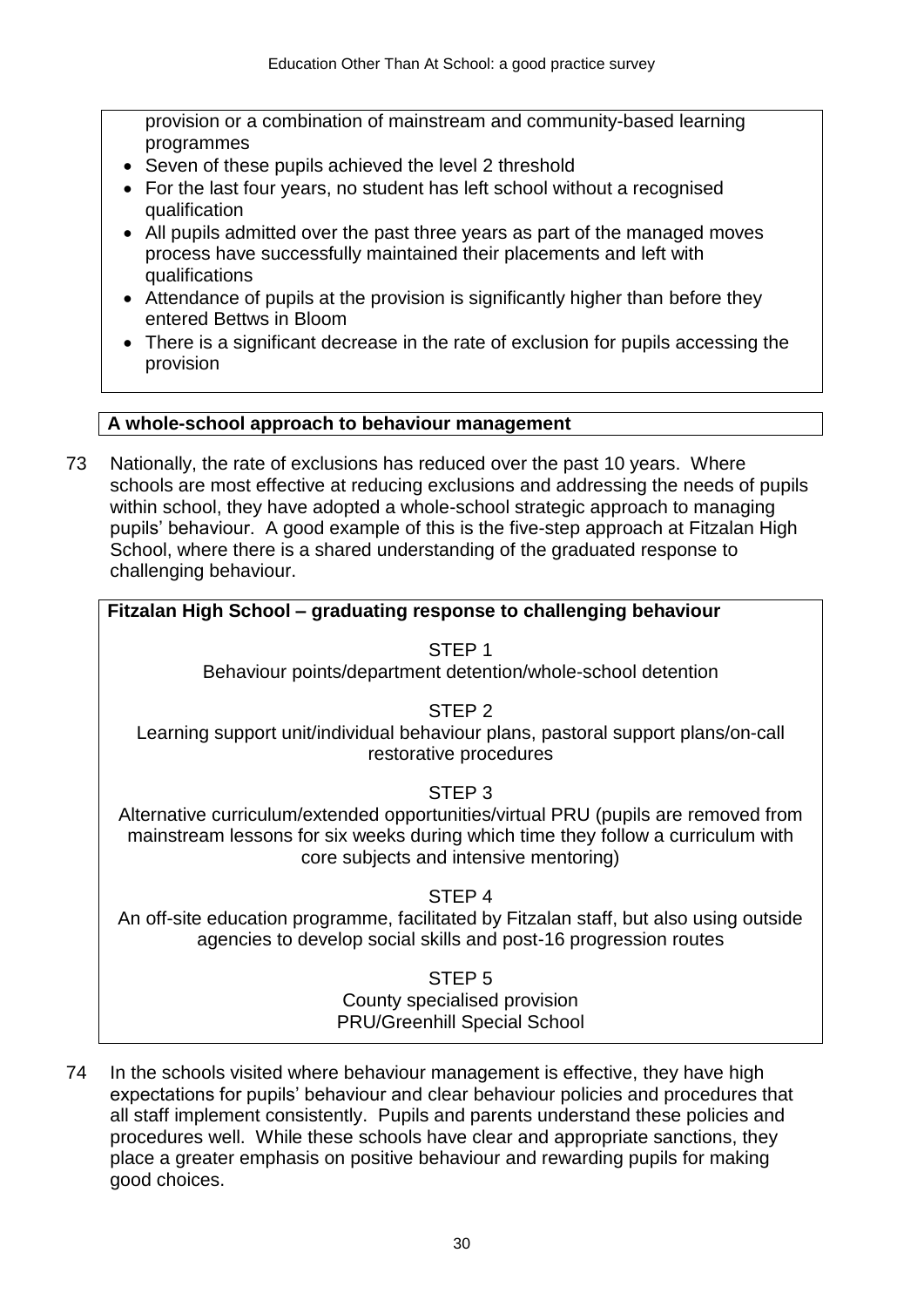provision or a combination of mainstream and community-based learning programmes

- Seven of these pupils achieved the level 2 threshold
- For the last four years, no student has left school without a recognised qualification
- All pupils admitted over the past three years as part of the managed moves process have successfully maintained their placements and left with qualifications
- Attendance of pupils at the provision is significantly higher than before they entered Bettws in Bloom
- There is a significant decrease in the rate of exclusion for pupils accessing the provision

**A whole-school approach to behaviour management**

73 Nationally, the rate of exclusions has reduced over the past 10 years. Where schools are most effective at reducing exclusions and addressing the needs of pupils within school, they have adopted a whole-school strategic approach to managing pupils' behaviour. A good example of this is the five-step approach at Fitzalan High School, where there is a shared understanding of the graduated response to challenging behaviour.

**Fitzalan High School – graduating response to challenging behaviour**

STEP 1
Behaviour points/department detention/whole-school detention

STEP 2
Learning support unit/individual behaviour plans, pastoral support plans/on-call restorative procedures

STEP 3
Alternative curriculum/extended opportunities/virtual PRU (pupils are removed from mainstream lessons for six weeks during which time they follow a curriculum with core subjects and intensive mentoring)

STEP 4
An off-site education programme, facilitated by Fitzalan staff, but also using outside agencies to develop social skills and post-16 progression routes

STEP 5
County specialised provision
PRU/Greenhill Special School

74 In the schools visited where behaviour management is effective, they have high expectations for pupils' behaviour and clear behaviour policies and procedures that all staff implement consistently. Pupils and parents understand these policies and procedures well. While these schools have clear and appropriate sanctions, they place a greater emphasis on positive behaviour and rewarding pupils for making good choices.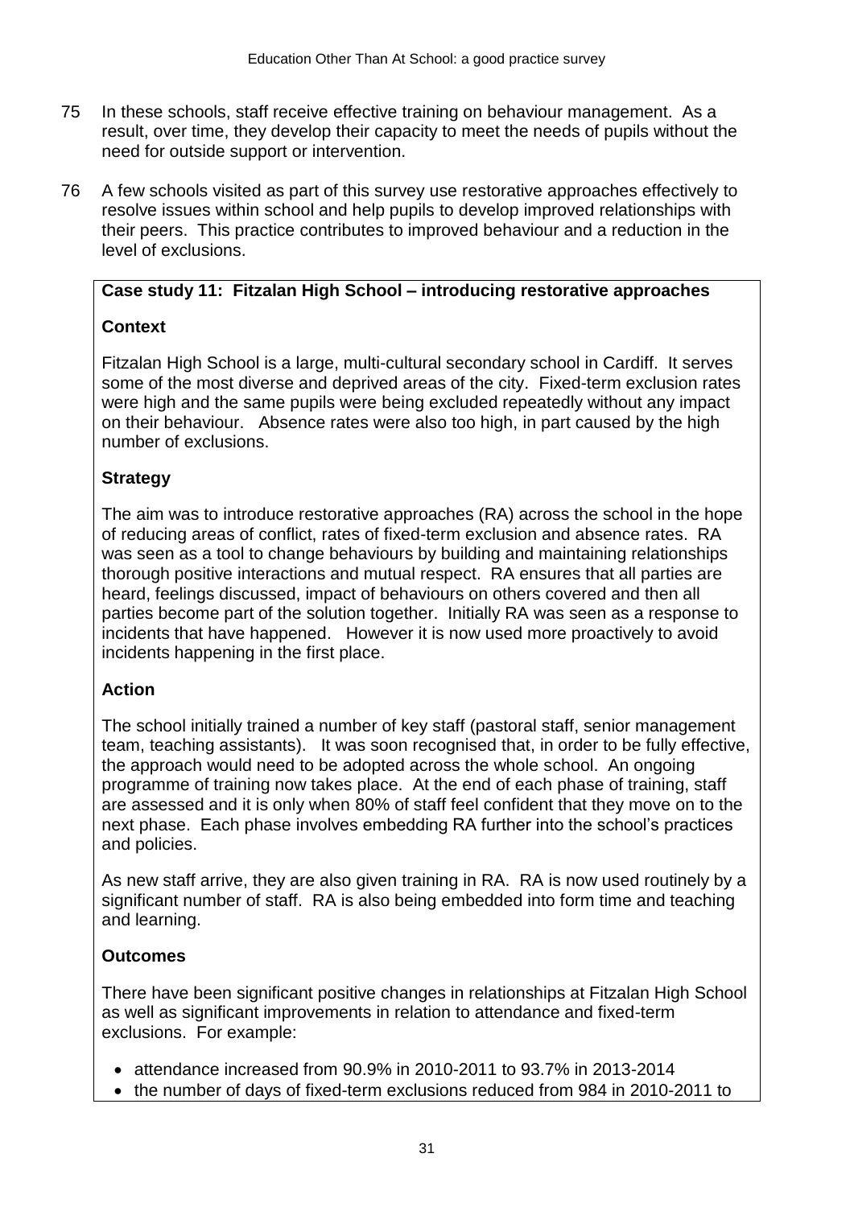75 In these schools, staff receive effective training on behaviour management. As a result, over time, they develop their capacity to meet the needs of pupils without the need for outside support or intervention.

76 A few schools visited as part of this survey use restorative approaches effectively to resolve issues within school and help pupils to develop improved relationships with their peers. This practice contributes to improved behaviour and a reduction in the level of exclusions.

**Case study 11: Fitzalan High School – introducing restorative approaches**

**Context**

Fitzalan High School is a large, multi-cultural secondary school in Cardiff. It serves some of the most diverse and deprived areas of the city. Fixed-term exclusion rates were high and the same pupils were being excluded repeatedly without any impact on their behaviour. Absence rates were also too high, in part caused by the high number of exclusions.

**Strategy**

The aim was to introduce restorative approaches (RA) across the school in the hope of reducing areas of conflict, rates of fixed-term exclusion and absence rates. RA was seen as a tool to change behaviours by building and maintaining relationships thorough positive interactions and mutual respect. RA ensures that all parties are heard, feelings discussed, impact of behaviours on others covered and then all parties become part of the solution together. Initially RA was seen as a response to incidents that have happened. However it is now used more proactively to avoid incidents happening in the first place.

**Action**

The school initially trained a number of key staff (pastoral staff, senior management team, teaching assistants). It was soon recognised that, in order to be fully effective, the approach would need to be adopted across the whole school. An ongoing programme of training now takes place. At the end of each phase of training, staff are assessed and it is only when 80% of staff feel confident that they move on to the next phase. Each phase involves embedding RA further into the school's practices and policies.

As new staff arrive, they are also given training in RA. RA is now used routinely by a significant number of staff. RA is also being embedded into form time and teaching and learning.

**Outcomes**

There have been significant positive changes in relationships at Fitzalan High School as well as significant improvements in relation to attendance and fixed-term exclusions. For example:

- attendance increased from 90.9% in 2010-2011 to 93.7% in 2013-2014
- the number of days of fixed-term exclusions reduced from 984 in 2010-2011 to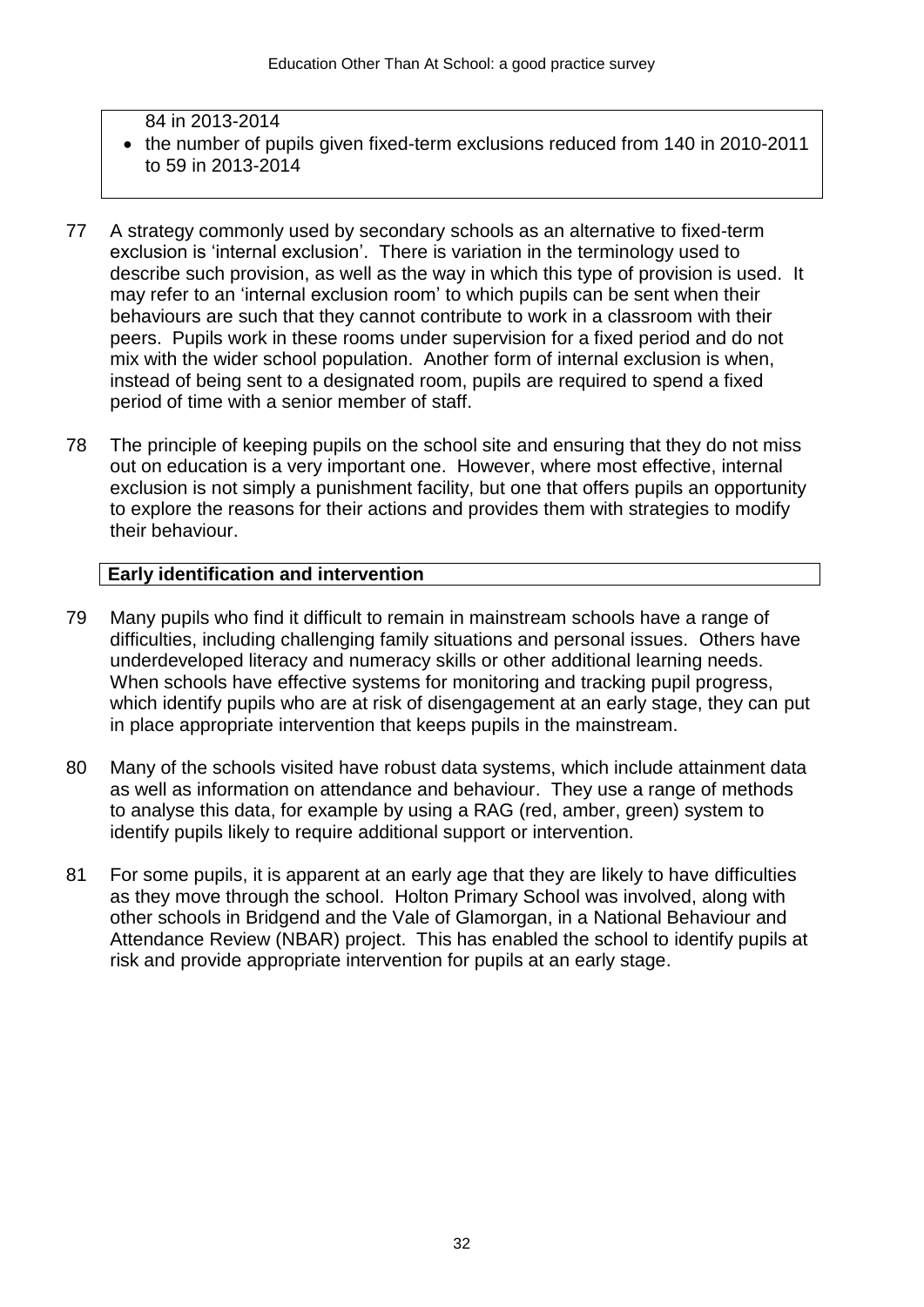84 in 2013-2014

- the number of pupils given fixed-term exclusions reduced from 140 in 2010-2011 to 59 in 2013-2014

77 A strategy commonly used by secondary schools as an alternative to fixed-term exclusion is 'internal exclusion'. There is variation in the terminology used to describe such provision, as well as the way in which this type of provision is used. It may refer to an 'internal exclusion room' to which pupils can be sent when their behaviours are such that they cannot contribute to work in a classroom with their peers. Pupils work in these rooms under supervision for a fixed period and do not mix with the wider school population. Another form of internal exclusion is when, instead of being sent to a designated room, pupils are required to spend a fixed period of time with a senior member of staff.

78 The principle of keeping pupils on the school site and ensuring that they do not miss out on education is a very important one. However, where most effective, internal exclusion is not simply a punishment facility, but one that offers pupils an opportunity to explore the reasons for their actions and provides them with strategies to modify their behaviour.

**Early identification and intervention**

79 Many pupils who find it difficult to remain in mainstream schools have a range of difficulties, including challenging family situations and personal issues. Others have underdeveloped literacy and numeracy skills or other additional learning needs. When schools have effective systems for monitoring and tracking pupil progress, which identify pupils who are at risk of disengagement at an early stage, they can put in place appropriate intervention that keeps pupils in the mainstream.

80 Many of the schools visited have robust data systems, which include attainment data as well as information on attendance and behaviour. They use a range of methods to analyse this data, for example by using a RAG (red, amber, green) system to identify pupils likely to require additional support or intervention.

81 For some pupils, it is apparent at an early age that they are likely to have difficulties as they move through the school. Holton Primary School was involved, along with other schools in Bridgend and the Vale of Glamorgan, in a National Behaviour and Attendance Review (NBAR) project. This has enabled the school to identify pupils at risk and provide appropriate intervention for pupils at an early stage.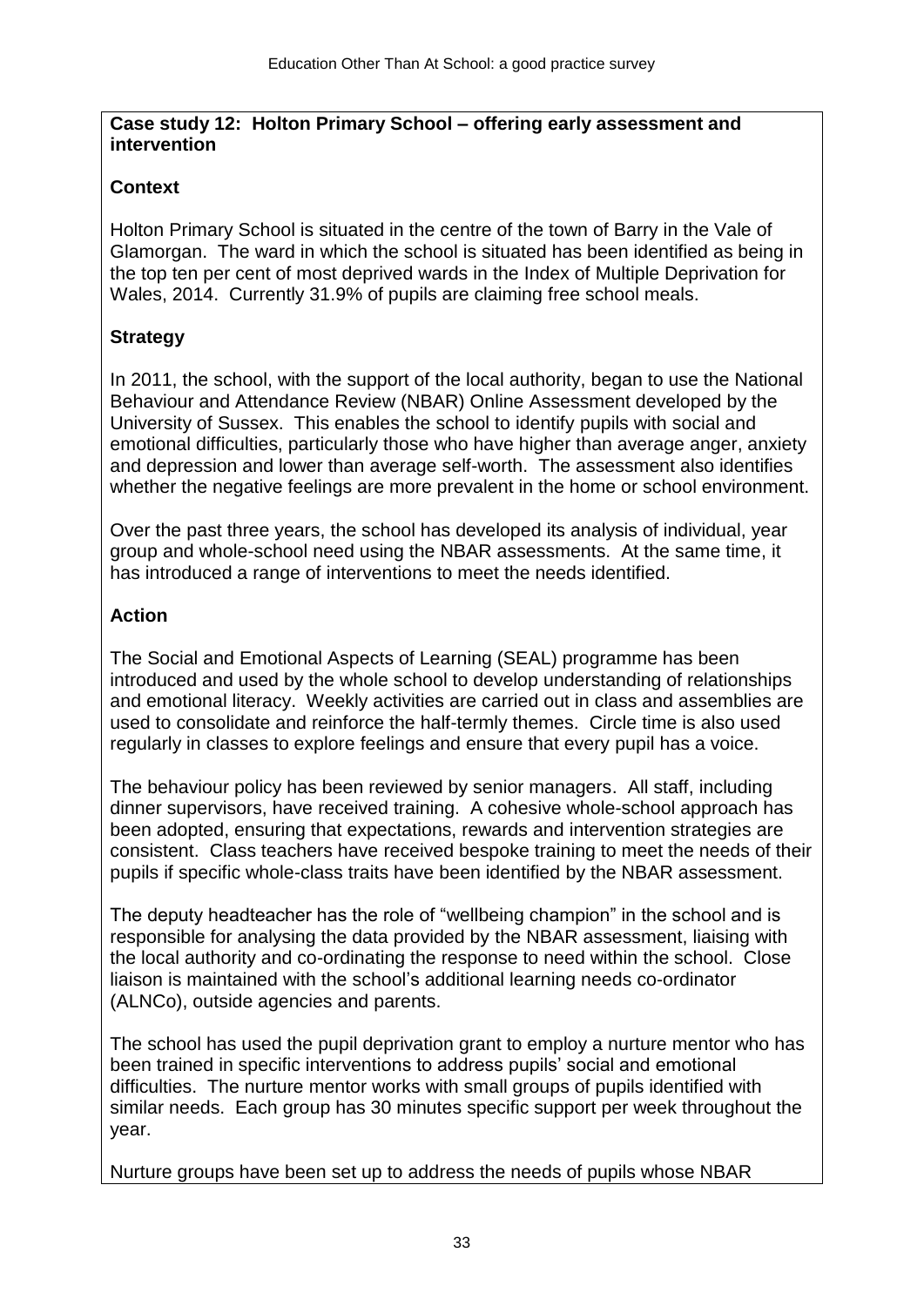**Case study 12: Holton Primary School – offering early assessment and intervention**

**Context**

Holton Primary School is situated in the centre of the town of Barry in the Vale of Glamorgan. The ward in which the school is situated has been identified as being in the top ten per cent of most deprived wards in the Index of Multiple Deprivation for Wales, 2014. Currently 31.9% of pupils are claiming free school meals.

**Strategy**

In 2011, the school, with the support of the local authority, began to use the National Behaviour and Attendance Review (NBAR) Online Assessment developed by the University of Sussex. This enables the school to identify pupils with social and emotional difficulties, particularly those who have higher than average anger, anxiety and depression and lower than average self-worth. The assessment also identifies whether the negative feelings are more prevalent in the home or school environment.

Over the past three years, the school has developed its analysis of individual, year group and whole-school need using the NBAR assessments. At the same time, it has introduced a range of interventions to meet the needs identified.

**Action**

The Social and Emotional Aspects of Learning (SEAL) programme has been introduced and used by the whole school to develop understanding of relationships and emotional literacy. Weekly activities are carried out in class and assemblies are used to consolidate and reinforce the half-termly themes. Circle time is also used regularly in classes to explore feelings and ensure that every pupil has a voice.

The behaviour policy has been reviewed by senior managers. All staff, including dinner supervisors, have received training. A cohesive whole-school approach has been adopted, ensuring that expectations, rewards and intervention strategies are consistent. Class teachers have received bespoke training to meet the needs of their pupils if specific whole-class traits have been identified by the NBAR assessment.

The deputy headteacher has the role of "wellbeing champion" in the school and is responsible for analysing the data provided by the NBAR assessment, liaising with the local authority and co-ordinating the response to need within the school. Close liaison is maintained with the school's additional learning needs co-ordinator (ALNCo), outside agencies and parents.

The school has used the pupil deprivation grant to employ a nurture mentor who has been trained in specific interventions to address pupils' social and emotional difficulties. The nurture mentor works with small groups of pupils identified with similar needs. Each group has 30 minutes specific support per week throughout the year.

Nurture groups have been set up to address the needs of pupils whose NBAR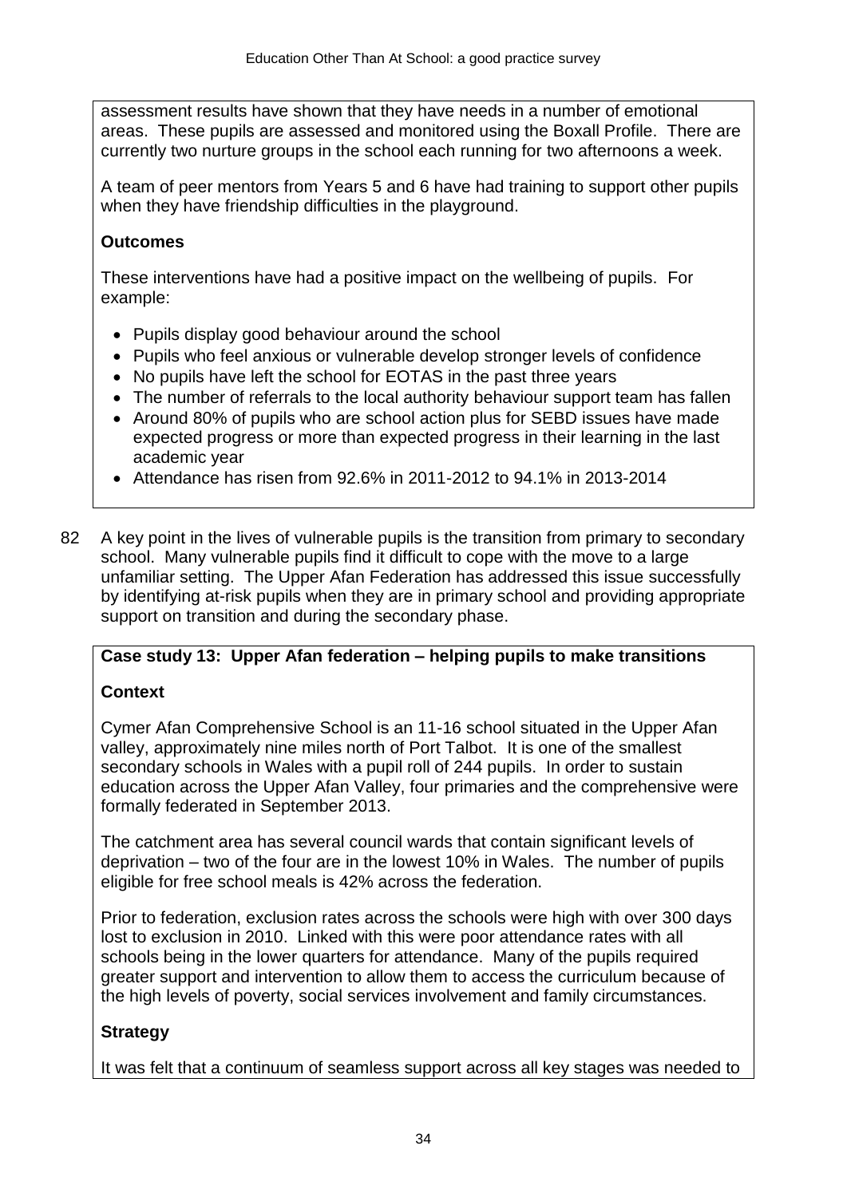assessment results have shown that they have needs in a number of emotional areas. These pupils are assessed and monitored using the Boxall Profile. There are currently two nurture groups in the school each running for two afternoons a week.

A team of peer mentors from Years 5 and 6 have had training to support other pupils when they have friendship difficulties in the playground.

**Outcomes**

These interventions have had a positive impact on the wellbeing of pupils. For example:

- Pupils display good behaviour around the school
- Pupils who feel anxious or vulnerable develop stronger levels of confidence
- No pupils have left the school for EOTAS in the past three years
- The number of referrals to the local authority behaviour support team has fallen
- Around 80% of pupils who are school action plus for SEBD issues have made expected progress or more than expected progress in their learning in the last academic year
- Attendance has risen from 92.6% in 2011-2012 to 94.1% in 2013-2014

82 A key point in the lives of vulnerable pupils is the transition from primary to secondary school. Many vulnerable pupils find it difficult to cope with the move to a large unfamiliar setting. The Upper Afan Federation has addressed this issue successfully by identifying at-risk pupils when they are in primary school and providing appropriate support on transition and during the secondary phase.

**Case study 13: Upper Afan federation – helping pupils to make transitions**

**Context**

Cymer Afan Comprehensive School is an 11-16 school situated in the Upper Afan valley, approximately nine miles north of Port Talbot. It is one of the smallest secondary schools in Wales with a pupil roll of 244 pupils. In order to sustain education across the Upper Afan Valley, four primaries and the comprehensive were formally federated in September 2013.

The catchment area has several council wards that contain significant levels of deprivation – two of the four are in the lowest 10% in Wales. The number of pupils eligible for free school meals is 42% across the federation.

Prior to federation, exclusion rates across the schools were high with over 300 days lost to exclusion in 2010. Linked with this were poor attendance rates with all schools being in the lower quarters for attendance. Many of the pupils required greater support and intervention to allow them to access the curriculum because of the high levels of poverty, social services involvement and family circumstances.

**Strategy**

It was felt that a continuum of seamless support across all key stages was needed to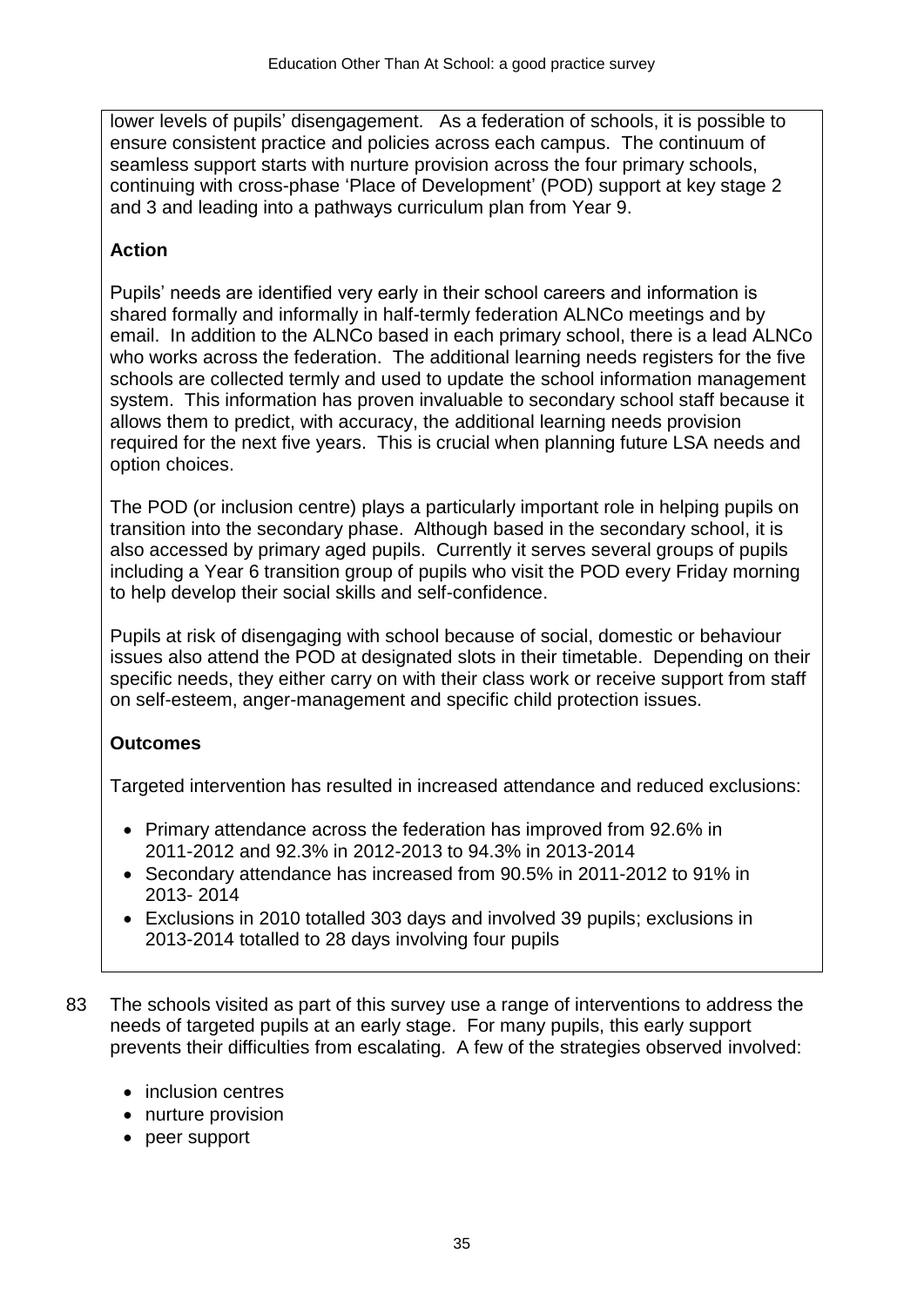lower levels of pupils' disengagement. As a federation of schools, it is possible to ensure consistent practice and policies across each campus. The continuum of seamless support starts with nurture provision across the four primary schools, continuing with cross-phase 'Place of Development' (POD) support at key stage 2 and 3 and leading into a pathways curriculum plan from Year 9.

**Action**

Pupils' needs are identified very early in their school careers and information is shared formally and informally in half-termly federation ALNCo meetings and by email. In addition to the ALNCo based in each primary school, there is a lead ALNCo who works across the federation. The additional learning needs registers for the five schools are collected termly and used to update the school information management system. This information has proven invaluable to secondary school staff because it allows them to predict, with accuracy, the additional learning needs provision required for the next five years. This is crucial when planning future LSA needs and option choices.

The POD (or inclusion centre) plays a particularly important role in helping pupils on transition into the secondary phase. Although based in the secondary school, it is also accessed by primary aged pupils. Currently it serves several groups of pupils including a Year 6 transition group of pupils who visit the POD every Friday morning to help develop their social skills and self-confidence.

Pupils at risk of disengaging with school because of social, domestic or behaviour issues also attend the POD at designated slots in their timetable. Depending on their specific needs, they either carry on with their class work or receive support from staff on self-esteem, anger-management and specific child protection issues.

**Outcomes**

Targeted intervention has resulted in increased attendance and reduced exclusions:

- Primary attendance across the federation has improved from 92.6% in 2011-2012 and 92.3% in 2012-2013 to 94.3% in 2013-2014
- Secondary attendance has increased from 90.5% in 2011-2012 to 91% in 2013- 2014
- Exclusions in 2010 totalled 303 days and involved 39 pupils; exclusions in 2013-2014 totalled to 28 days involving four pupils

83 The schools visited as part of this survey use a range of interventions to address the needs of targeted pupils at an early stage. For many pupils, this early support prevents their difficulties from escalating. A few of the strategies observed involved:

- inclusion centres
- nurture provision
- peer support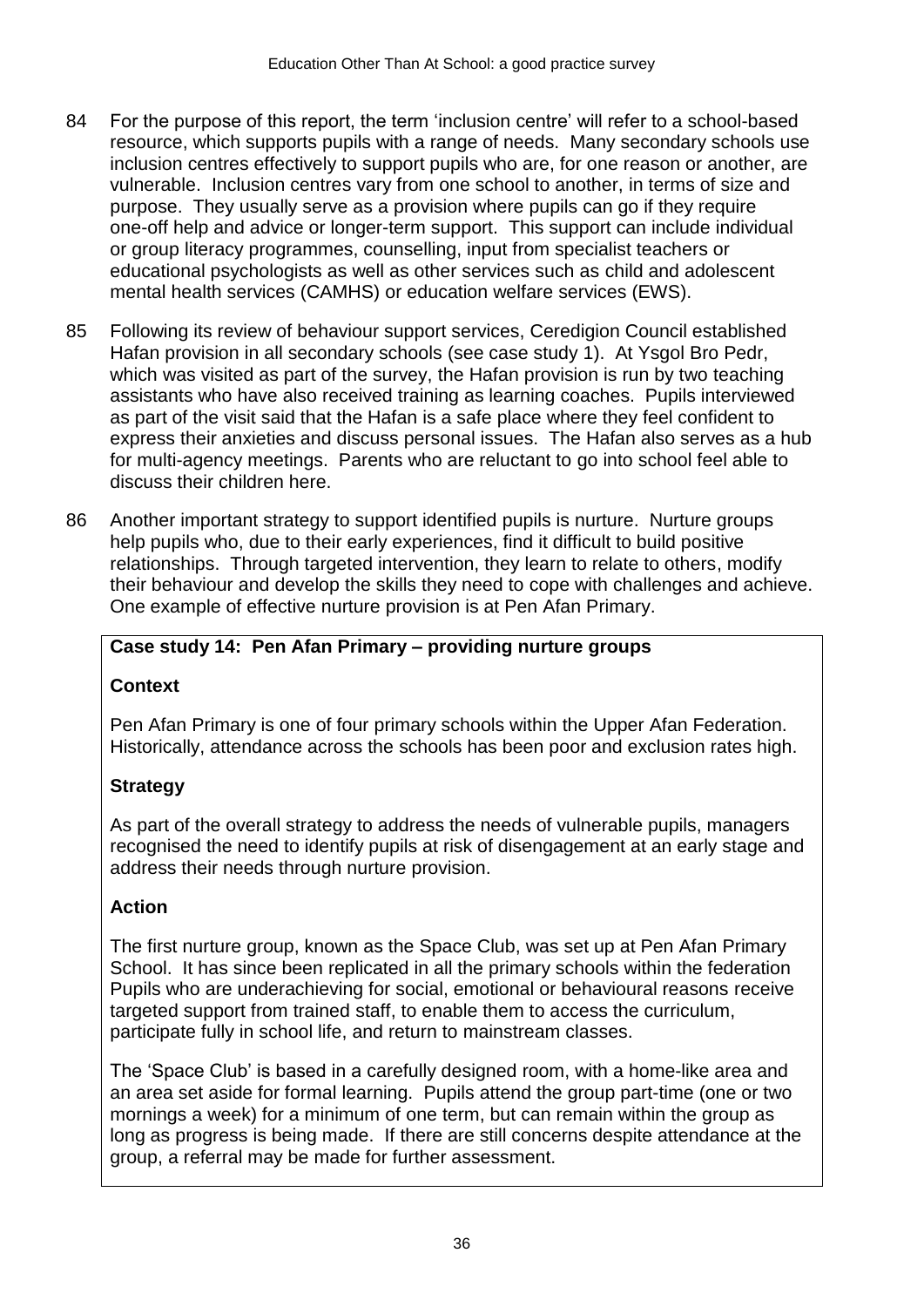84 For the purpose of this report, the term 'inclusion centre' will refer to a school-based resource, which supports pupils with a range of needs. Many secondary schools use inclusion centres effectively to support pupils who are, for one reason or another, are vulnerable. Inclusion centres vary from one school to another, in terms of size and purpose. They usually serve as a provision where pupils can go if they require one-off help and advice or longer-term support. This support can include individual or group literacy programmes, counselling, input from specialist teachers or educational psychologists as well as other services such as child and adolescent mental health services (CAMHS) or education welfare services (EWS).

85 Following its review of behaviour support services, Ceredigion Council established Hafan provision in all secondary schools (see case study 1). At Ysgol Bro Pedr, which was visited as part of the survey, the Hafan provision is run by two teaching assistants who have also received training as learning coaches. Pupils interviewed as part of the visit said that the Hafan is a safe place where they feel confident to express their anxieties and discuss personal issues. The Hafan also serves as a hub for multi-agency meetings. Parents who are reluctant to go into school feel able to discuss their children here.

86 Another important strategy to support identified pupils is nurture. Nurture groups help pupils who, due to their early experiences, find it difficult to build positive relationships. Through targeted intervention, they learn to relate to others, modify their behaviour and develop the skills they need to cope with challenges and achieve. One example of effective nurture provision is at Pen Afan Primary.

**Case study 14: Pen Afan Primary – providing nurture groups**

**Context**

Pen Afan Primary is one of four primary schools within the Upper Afan Federation. Historically, attendance across the schools has been poor and exclusion rates high.

**Strategy**

As part of the overall strategy to address the needs of vulnerable pupils, managers recognised the need to identify pupils at risk of disengagement at an early stage and address their needs through nurture provision.

**Action**

The first nurture group, known as the Space Club, was set up at Pen Afan Primary School. It has since been replicated in all the primary schools within the federation Pupils who are underachieving for social, emotional or behavioural reasons receive targeted support from trained staff, to enable them to access the curriculum, participate fully in school life, and return to mainstream classes.

The 'Space Club' is based in a carefully designed room, with a home-like area and an area set aside for formal learning. Pupils attend the group part-time (one or two mornings a week) for a minimum of one term, but can remain within the group as long as progress is being made. If there are still concerns despite attendance at the group, a referral may be made for further assessment.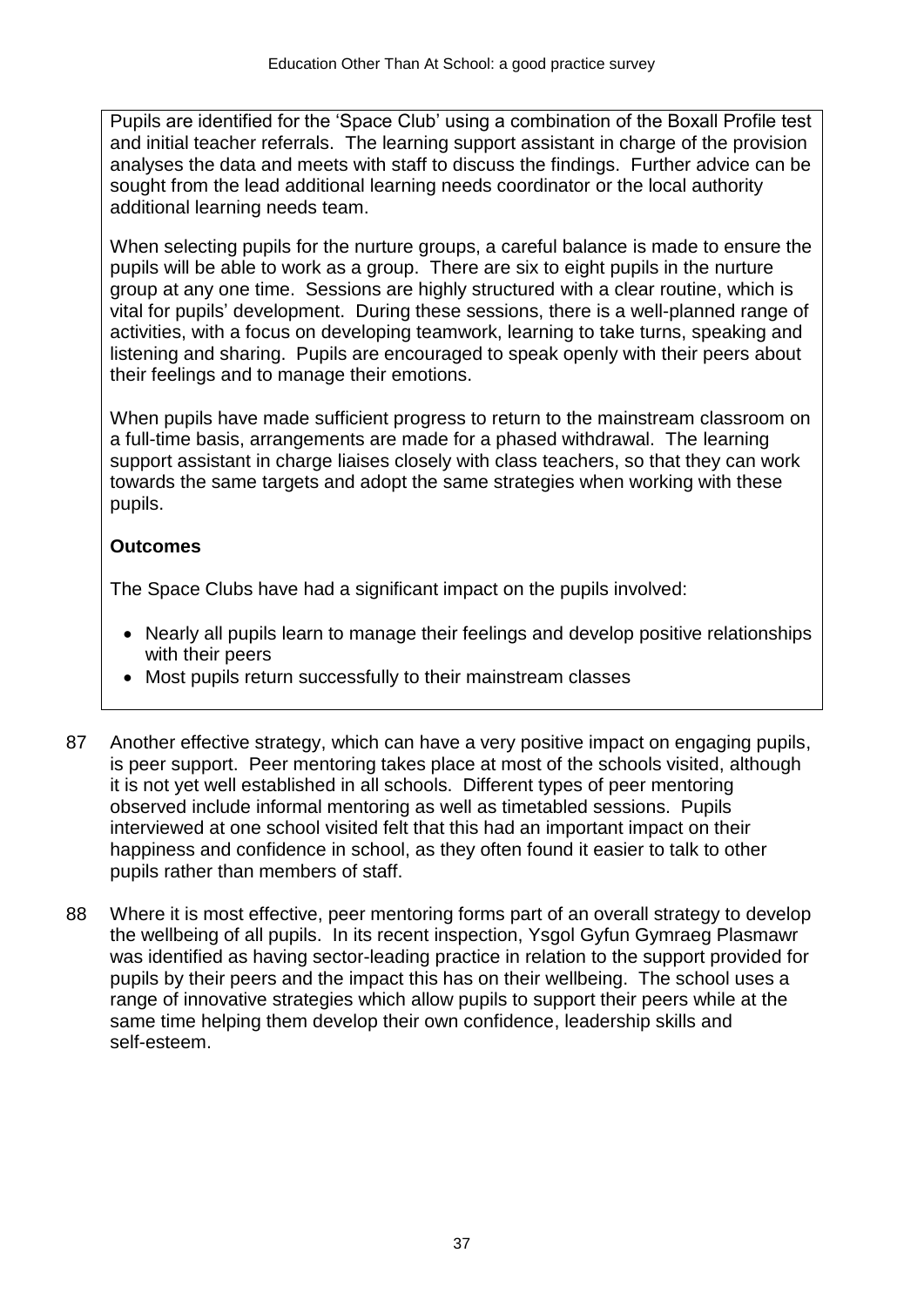Pupils are identified for the 'Space Club' using a combination of the Boxall Profile test and initial teacher referrals. The learning support assistant in charge of the provision analyses the data and meets with staff to discuss the findings. Further advice can be sought from the lead additional learning needs coordinator or the local authority additional learning needs team.

When selecting pupils for the nurture groups, a careful balance is made to ensure the pupils will be able to work as a group. There are six to eight pupils in the nurture group at any one time. Sessions are highly structured with a clear routine, which is vital for pupils' development. During these sessions, there is a well-planned range of activities, with a focus on developing teamwork, learning to take turns, speaking and listening and sharing. Pupils are encouraged to speak openly with their peers about their feelings and to manage their emotions.

When pupils have made sufficient progress to return to the mainstream classroom on a full-time basis, arrangements are made for a phased withdrawal. The learning support assistant in charge liaises closely with class teachers, so that they can work towards the same targets and adopt the same strategies when working with these pupils.

**Outcomes**

The Space Clubs have had a significant impact on the pupils involved:

- Nearly all pupils learn to manage their feelings and develop positive relationships with their peers
- Most pupils return successfully to their mainstream classes

87 Another effective strategy, which can have a very positive impact on engaging pupils, is peer support. Peer mentoring takes place at most of the schools visited, although it is not yet well established in all schools. Different types of peer mentoring observed include informal mentoring as well as timetabled sessions. Pupils interviewed at one school visited felt that this had an important impact on their happiness and confidence in school, as they often found it easier to talk to other pupils rather than members of staff.

88 Where it is most effective, peer mentoring forms part of an overall strategy to develop the wellbeing of all pupils. In its recent inspection, Ysgol Gyfun Gymraeg Plasmawr was identified as having sector-leading practice in relation to the support provided for pupils by their peers and the impact this has on their wellbeing. The school uses a range of innovative strategies which allow pupils to support their peers while at the same time helping them develop their own confidence, leadership skills and self-esteem.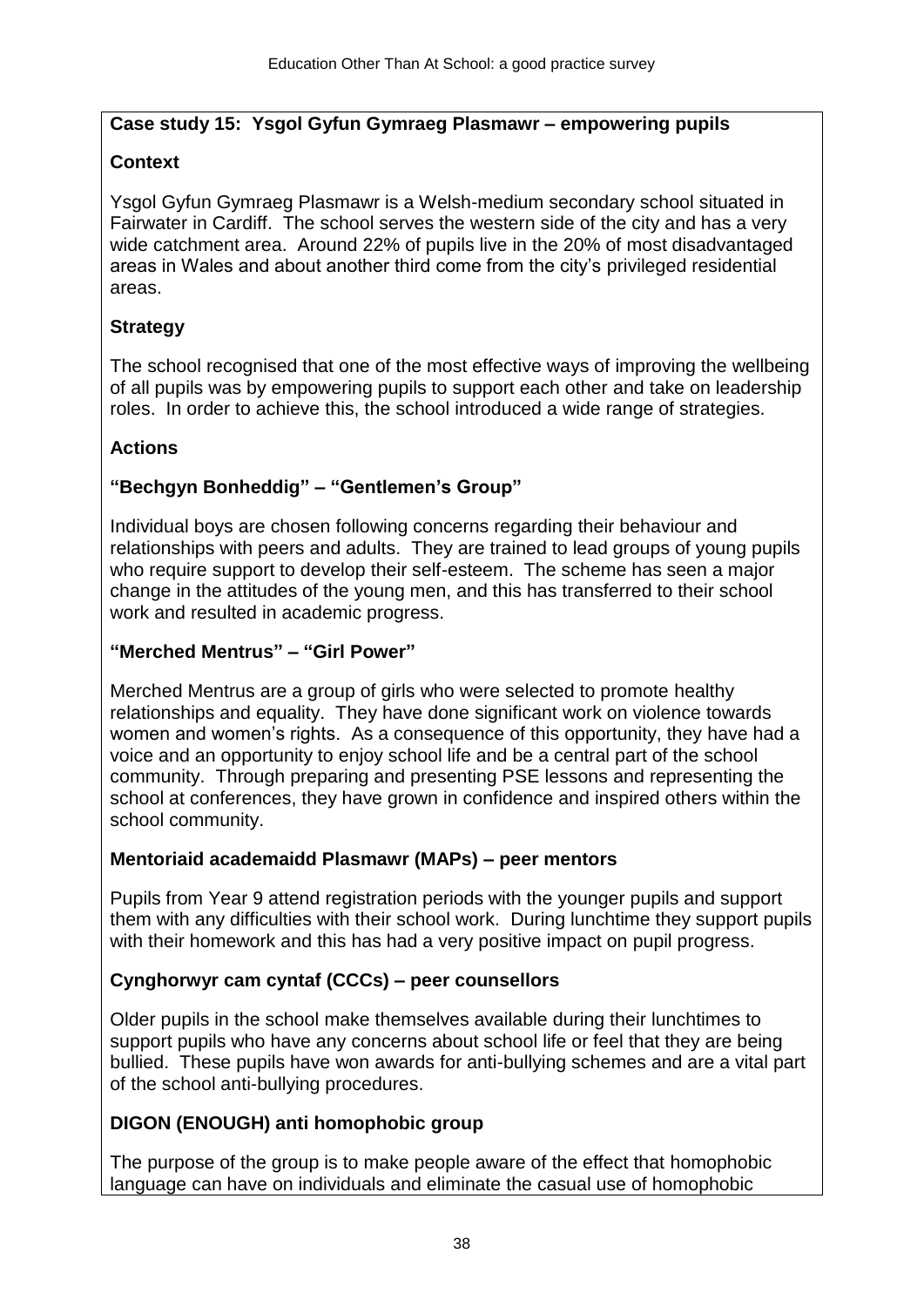**Case study 15: Ysgol Gyfun Gymraeg Plasmawr – empowering pupils**

**Context**

Ysgol Gyfun Gymraeg Plasmawr is a Welsh-medium secondary school situated in Fairwater in Cardiff. The school serves the western side of the city and has a very wide catchment area. Around 22% of pupils live in the 20% of most disadvantaged areas in Wales and about another third come from the city's privileged residential areas.

**Strategy**

The school recognised that one of the most effective ways of improving the wellbeing of all pupils was by empowering pupils to support each other and take on leadership roles. In order to achieve this, the school introduced a wide range of strategies.

**Actions**

**"Bechgyn Bonheddig" – "Gentlemen's Group"**

Individual boys are chosen following concerns regarding their behaviour and relationships with peers and adults. They are trained to lead groups of young pupils who require support to develop their self-esteem. The scheme has seen a major change in the attitudes of the young men, and this has transferred to their school work and resulted in academic progress.

**"Merched Mentrus" – "Girl Power"**

Merched Mentrus are a group of girls who were selected to promote healthy relationships and equality. They have done significant work on violence towards women and women's rights. As a consequence of this opportunity, they have had a voice and an opportunity to enjoy school life and be a central part of the school community. Through preparing and presenting PSE lessons and representing the school at conferences, they have grown in confidence and inspired others within the school community.

**Mentoriaid academaidd Plasmawr (MAPs) – peer mentors**

Pupils from Year 9 attend registration periods with the younger pupils and support them with any difficulties with their school work. During lunchtime they support pupils with their homework and this has had a very positive impact on pupil progress.

**Cynghorwyr cam cyntaf (CCCs) – peer counsellors**

Older pupils in the school make themselves available during their lunchtimes to support pupils who have any concerns about school life or feel that they are being bullied. These pupils have won awards for anti-bullying schemes and are a vital part of the school anti-bullying procedures.

**DIGON (ENOUGH) anti homophobic group**

The purpose of the group is to make people aware of the effect that homophobic language can have on individuals and eliminate the casual use of homophobic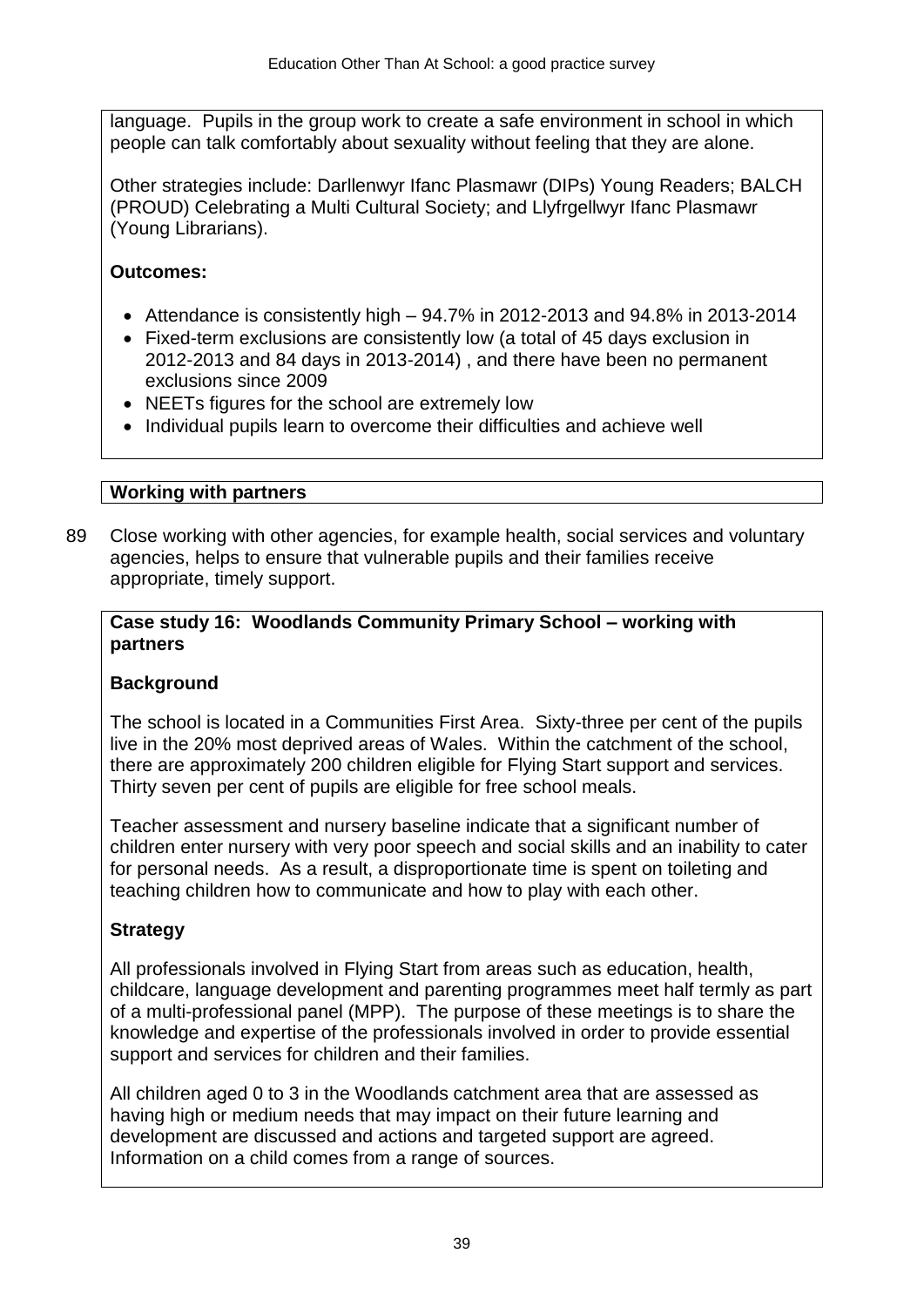language. Pupils in the group work to create a safe environment in school in which people can talk comfortably about sexuality without feeling that they are alone.

Other strategies include: Darllenwyr Ifanc Plasmawr (DIPs) Young Readers; BALCH (PROUD) Celebrating a Multi Cultural Society; and Llyfrgellwyr Ifanc Plasmawr (Young Librarians).

**Outcomes:**

- Attendance is consistently high – 94.7% in 2012-2013 and 94.8% in 2013-2014
- Fixed-term exclusions are consistently low (a total of 45 days exclusion in 2012-2013 and 84 days in 2013-2014) , and there have been no permanent exclusions since 2009
- NEETs figures for the school are extremely low
- Individual pupils learn to overcome their difficulties and achieve well

## Working with partners

89 Close working with other agencies, for example health, social services and voluntary agencies, helps to ensure that vulnerable pupils and their families receive appropriate, timely support.

**Case study 16: Woodlands Community Primary School – working with partners**

**Background**

The school is located in a Communities First Area. Sixty-three per cent of the pupils live in the 20% most deprived areas of Wales. Within the catchment of the school, there are approximately 200 children eligible for Flying Start support and services. Thirty seven per cent of pupils are eligible for free school meals.

Teacher assessment and nursery baseline indicate that a significant number of children enter nursery with very poor speech and social skills and an inability to cater for personal needs. As a result, a disproportionate time is spent on toileting and teaching children how to communicate and how to play with each other.

**Strategy**

All professionals involved in Flying Start from areas such as education, health, childcare, language development and parenting programmes meet half termly as part of a multi-professional panel (MPP). The purpose of these meetings is to share the knowledge and expertise of the professionals involved in order to provide essential support and services for children and their families.

All children aged 0 to 3 in the Woodlands catchment area that are assessed as having high or medium needs that may impact on their future learning and development are discussed and actions and targeted support are agreed. Information on a child comes from a range of sources.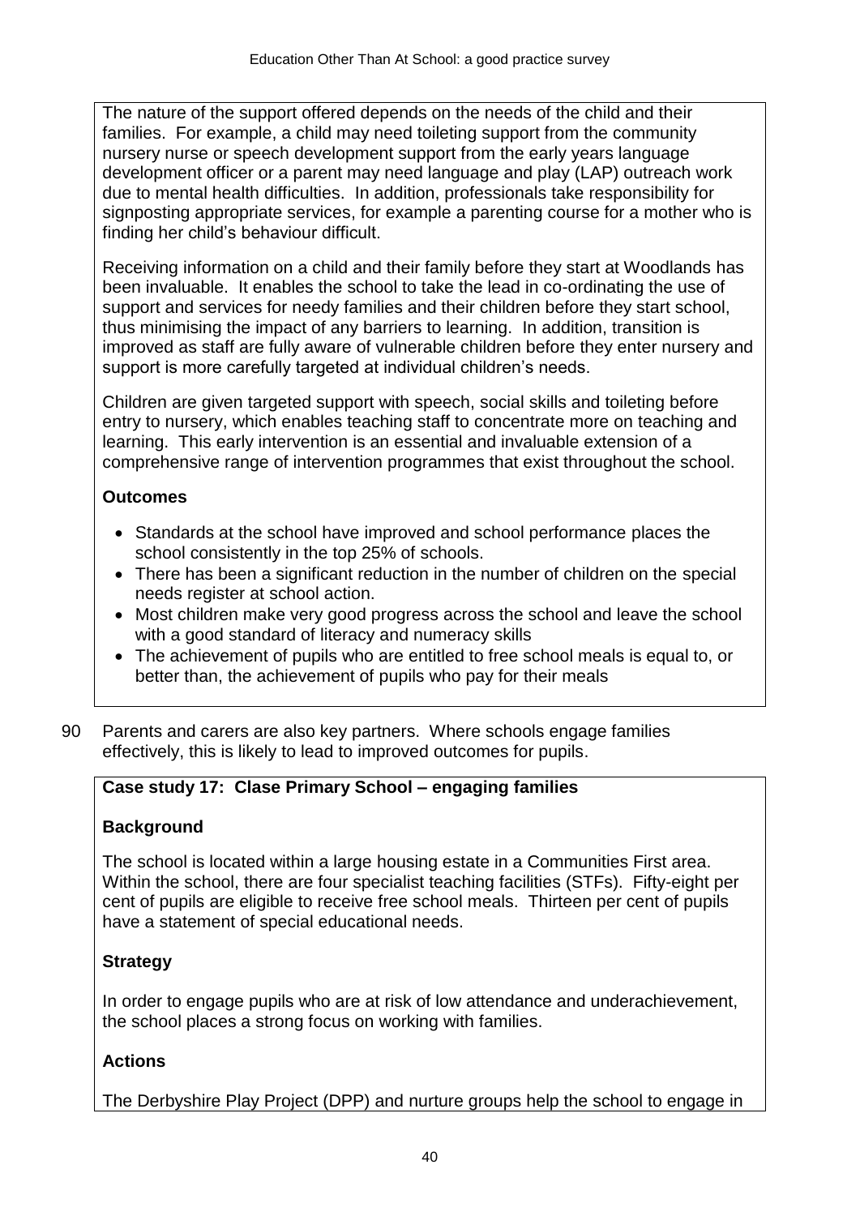The nature of the support offered depends on the needs of the child and their families. For example, a child may need toileting support from the community nursery nurse or speech development support from the early years language development officer or a parent may need language and play (LAP) outreach work due to mental health difficulties. In addition, professionals take responsibility for signposting appropriate services, for example a parenting course for a mother who is finding her child's behaviour difficult.

Receiving information on a child and their family before they start at Woodlands has been invaluable. It enables the school to take the lead in co-ordinating the use of support and services for needy families and their children before they start school, thus minimising the impact of any barriers to learning. In addition, transition is improved as staff are fully aware of vulnerable children before they enter nursery and support is more carefully targeted at individual children's needs.

Children are given targeted support with speech, social skills and toileting before entry to nursery, which enables teaching staff to concentrate more on teaching and learning. This early intervention is an essential and invaluable extension of a comprehensive range of intervention programmes that exist throughout the school.

**Outcomes**

- Standards at the school have improved and school performance places the school consistently in the top 25% of schools.
- There has been a significant reduction in the number of children on the special needs register at school action.
- Most children make very good progress across the school and leave the school with a good standard of literacy and numeracy skills
- The achievement of pupils who are entitled to free school meals is equal to, or better than, the achievement of pupils who pay for their meals

90 Parents and carers are also key partners. Where schools engage families effectively, this is likely to lead to improved outcomes for pupils.

**Case study 17: Clase Primary School – engaging families**

**Background**

The school is located within a large housing estate in a Communities First area. Within the school, there are four specialist teaching facilities (STFs). Fifty-eight per cent of pupils are eligible to receive free school meals. Thirteen per cent of pupils have a statement of special educational needs.

**Strategy**

In order to engage pupils who are at risk of low attendance and underachievement, the school places a strong focus on working with families.

**Actions**

The Derbyshire Play Project (DPP) and nurture groups help the school to engage in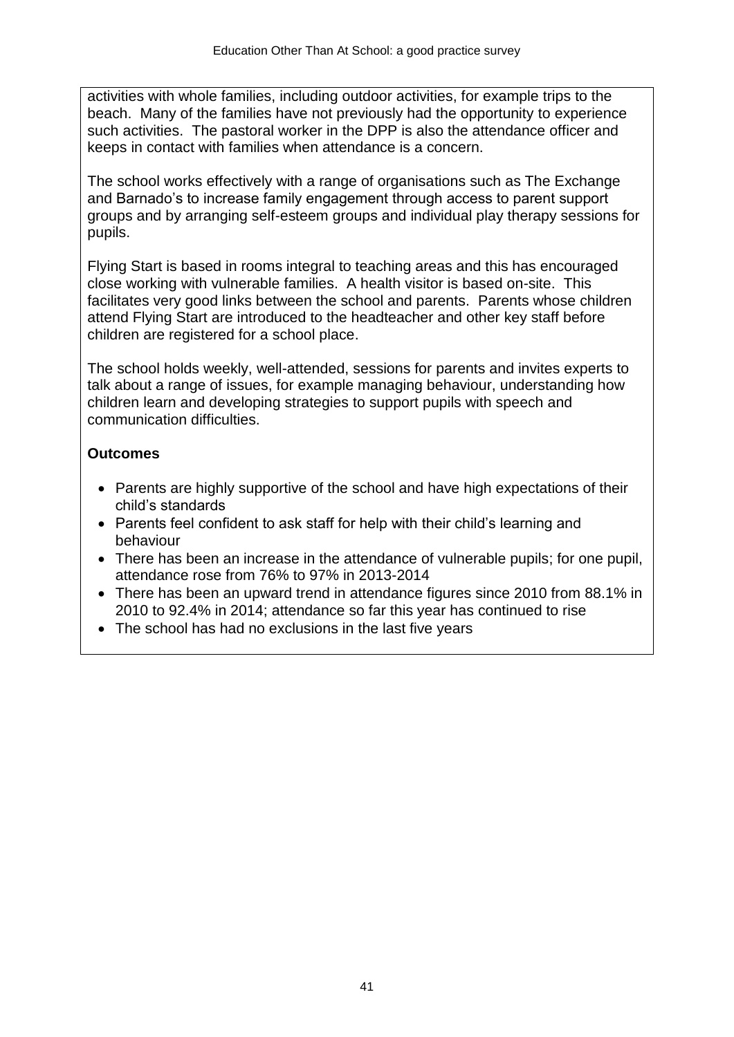activities with whole families, including outdoor activities, for example trips to the beach. Many of the families have not previously had the opportunity to experience such activities. The pastoral worker in the DPP is also the attendance officer and keeps in contact with families when attendance is a concern.

The school works effectively with a range of organisations such as The Exchange and Barnado's to increase family engagement through access to parent support groups and by arranging self-esteem groups and individual play therapy sessions for pupils.

Flying Start is based in rooms integral to teaching areas and this has encouraged close working with vulnerable families. A health visitor is based on-site. This facilitates very good links between the school and parents. Parents whose children attend Flying Start are introduced to the headteacher and other key staff before children are registered for a school place.

The school holds weekly, well-attended, sessions for parents and invites experts to talk about a range of issues, for example managing behaviour, understanding how children learn and developing strategies to support pupils with speech and communication difficulties.

**Outcomes**

- Parents are highly supportive of the school and have high expectations of their child's standards
- Parents feel confident to ask staff for help with their child's learning and behaviour
- There has been an increase in the attendance of vulnerable pupils; for one pupil, attendance rose from 76% to 97% in 2013-2014
- There has been an upward trend in attendance figures since 2010 from 88.1% in 2010 to 92.4% in 2014; attendance so far this year has continued to rise
- The school has had no exclusions in the last five years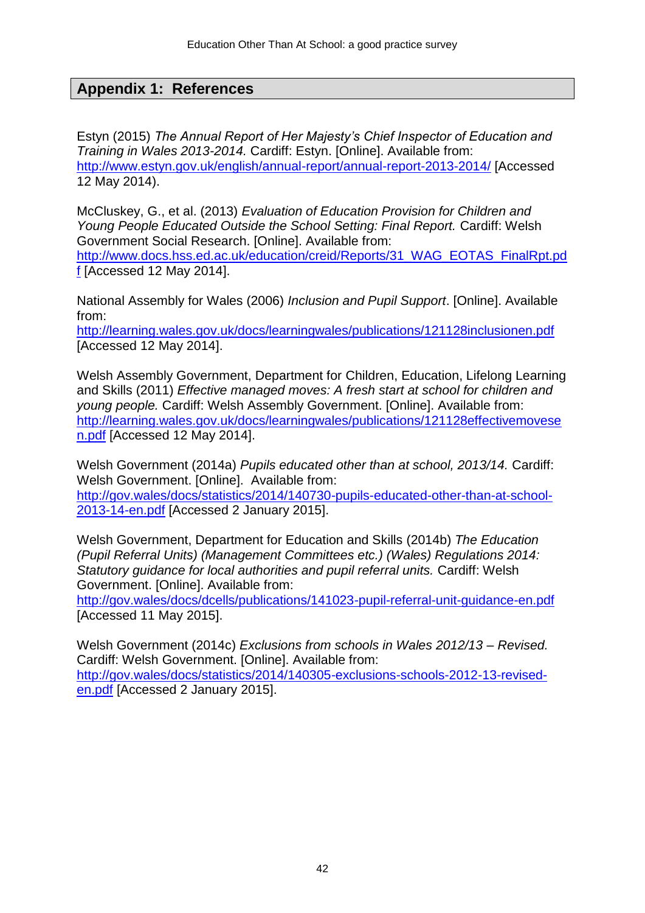## Appendix 1: References

Estyn (2015) *The Annual Report of Her Majesty's Chief Inspector of Education and Training in Wales 2013-2014.* Cardiff: Estyn. [Online]. Available from: http://www.estyn.gov.uk/english/annual-report/annual-report-2013-2014/ [Accessed 12 May 2014).

McCluskey, G., et al. (2013) *Evaluation of Education Provision for Children and Young People Educated Outside the School Setting: Final Report.* Cardiff: Welsh Government Social Research. [Online]. Available from: http://www.docs.hss.ed.ac.uk/education/creid/Reports/31_WAG_EOTAS_FinalRpt.pdf [Accessed 12 May 2014].

National Assembly for Wales (2006) *Inclusion and Pupil Support*. [Online]. Available from: http://learning.wales.gov.uk/docs/learningwales/publications/121128inclusionen.pdf [Accessed 12 May 2014].

Welsh Assembly Government, Department for Children, Education, Lifelong Learning and Skills (2011) *Effective managed moves: A fresh start at school for children and young people.* Cardiff: Welsh Assembly Government. [Online]. Available from: http://learning.wales.gov.uk/docs/learningwales/publications/121128effectivemovesen.pdf [Accessed 12 May 2014].

Welsh Government (2014a) *Pupils educated other than at school, 2013/14.* Cardiff: Welsh Government. [Online]. Available from: http://gov.wales/docs/statistics/2014/140730-pupils-educated-other-than-at-school-2013-14-en.pdf [Accessed 2 January 2015].

Welsh Government, Department for Education and Skills (2014b) *The Education (Pupil Referral Units) (Management Committees etc.) (Wales) Regulations 2014: Statutory guidance for local authorities and pupil referral units.* Cardiff: Welsh Government. [Online]. Available from: http://gov.wales/docs/dcells/publications/141023-pupil-referral-unit-guidance-en.pdf [Accessed 11 May 2015].

Welsh Government (2014c) *Exclusions from schools in Wales 2012/13 – Revised.* Cardiff: Welsh Government. [Online]. Available from: http://gov.wales/docs/statistics/2014/140305-exclusions-schools-2012-13-revised-en.pdf [Accessed 2 January 2015].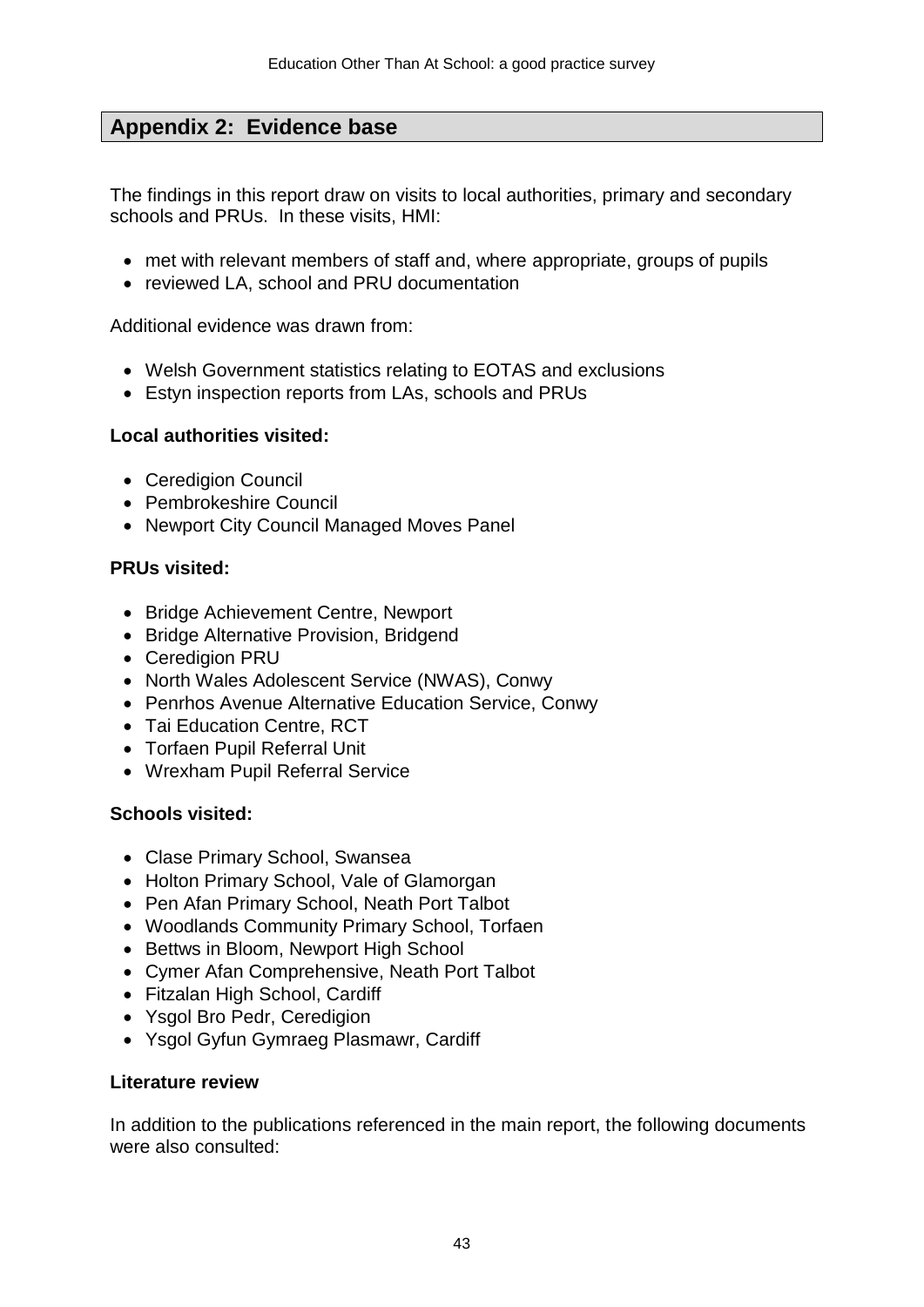## Appendix 2: Evidence base

The findings in this report draw on visits to local authorities, primary and secondary schools and PRUs. In these visits, HMI:

- met with relevant members of staff and, where appropriate, groups of pupils
- reviewed LA, school and PRU documentation

Additional evidence was drawn from:

- Welsh Government statistics relating to EOTAS and exclusions
- Estyn inspection reports from LAs, schools and PRUs

**Local authorities visited:**

- Ceredigion Council
- Pembrokeshire Council
- Newport City Council Managed Moves Panel

**PRUs visited:**

- Bridge Achievement Centre, Newport
- Bridge Alternative Provision, Bridgend
- Ceredigion PRU
- North Wales Adolescent Service (NWAS), Conwy
- Penrhos Avenue Alternative Education Service, Conwy
- Tai Education Centre, RCT
- Torfaen Pupil Referral Unit
- Wrexham Pupil Referral Service

**Schools visited:**

- Clase Primary School, Swansea
- Holton Primary School, Vale of Glamorgan
- Pen Afan Primary School, Neath Port Talbot
- Woodlands Community Primary School, Torfaen
- Bettws in Bloom, Newport High School
- Cymer Afan Comprehensive, Neath Port Talbot
- Fitzalan High School, Cardiff
- Ysgol Bro Pedr, Ceredigion
- Ysgol Gyfun Gymraeg Plasmawr, Cardiff

**Literature review**

In addition to the publications referenced in the main report, the following documents were also consulted: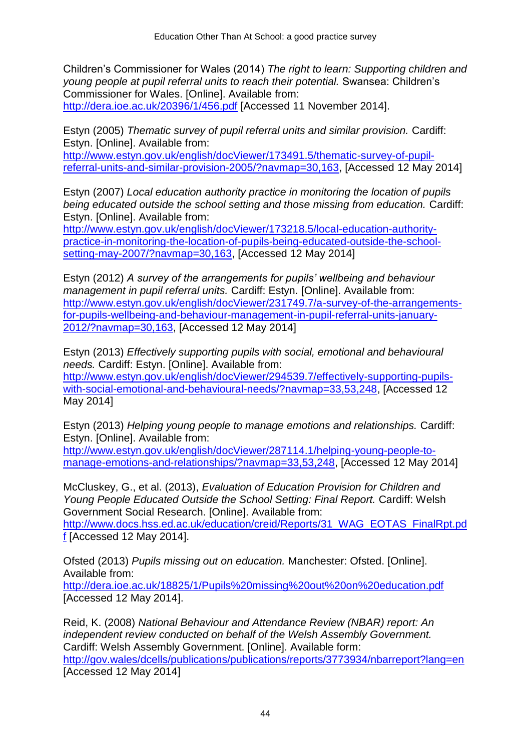Children's Commissioner for Wales (2014) *The right to learn: Supporting children and young people at pupil referral units to reach their potential.* Swansea: Children's Commissioner for Wales. [Online]. Available from: http://dera.ioe.ac.uk/20396/1/456.pdf [Accessed 11 November 2014].

Estyn (2005) *Thematic survey of pupil referral units and similar provision.* Cardiff: Estyn. [Online]. Available from: http://www.estyn.gov.uk/english/docViewer/173491.5/thematic-survey-of-pupil-referral-units-and-similar-provision-2005/?navmap=30,163, [Accessed 12 May 2014]

Estyn (2007) *Local education authority practice in monitoring the location of pupils being educated outside the school setting and those missing from education.* Cardiff: Estyn. [Online]. Available from: http://www.estyn.gov.uk/english/docViewer/173218.5/local-education-authority-practice-in-monitoring-the-location-of-pupils-being-educated-outside-the-school-setting-may-2007/?navmap=30,163, [Accessed 12 May 2014]

Estyn (2012) *A survey of the arrangements for pupils' wellbeing and behaviour management in pupil referral units.* Cardiff: Estyn. [Online]. Available from: http://www.estyn.gov.uk/english/docViewer/231749.7/a-survey-of-the-arrangements-for-pupils-wellbeing-and-behaviour-management-in-pupil-referral-units-january-2012/?navmap=30,163, [Accessed 12 May 2014]

Estyn (2013) *Effectively supporting pupils with social, emotional and behavioural needs.* Cardiff: Estyn. [Online]. Available from: http://www.estyn.gov.uk/english/docViewer/294539.7/effectively-supporting-pupils-with-social-emotional-and-behavioural-needs/?navmap=33,53,248, [Accessed 12 May 2014]

Estyn (2013) *Helping young people to manage emotions and relationships.* Cardiff: Estyn. [Online]. Available from: http://www.estyn.gov.uk/english/docViewer/287114.1/helping-young-people-to-manage-emotions-and-relationships/?navmap=33,53,248, [Accessed 12 May 2014]

McCluskey, G., et al. (2013), *Evaluation of Education Provision for Children and Young People Educated Outside the School Setting: Final Report.* Cardiff: Welsh Government Social Research. [Online]. Available from: http://www.docs.hss.ed.ac.uk/education/creid/Reports/31_WAG_EOTAS_FinalRpt.pdf [Accessed 12 May 2014].

Ofsted (2013) *Pupils missing out on education.* Manchester: Ofsted. [Online]. Available from: http://dera.ioe.ac.uk/18825/1/Pupils%20missing%20out%20on%20education.pdf [Accessed 12 May 2014].

Reid, K. (2008) *National Behaviour and Attendance Review (NBAR) report: An independent review conducted on behalf of the Welsh Assembly Government.* Cardiff: Welsh Assembly Government. [Online]. Available form: http://gov.wales/dcells/publications/publications/reports/3773934/nbarreport?lang=en [Accessed 12 May 2014]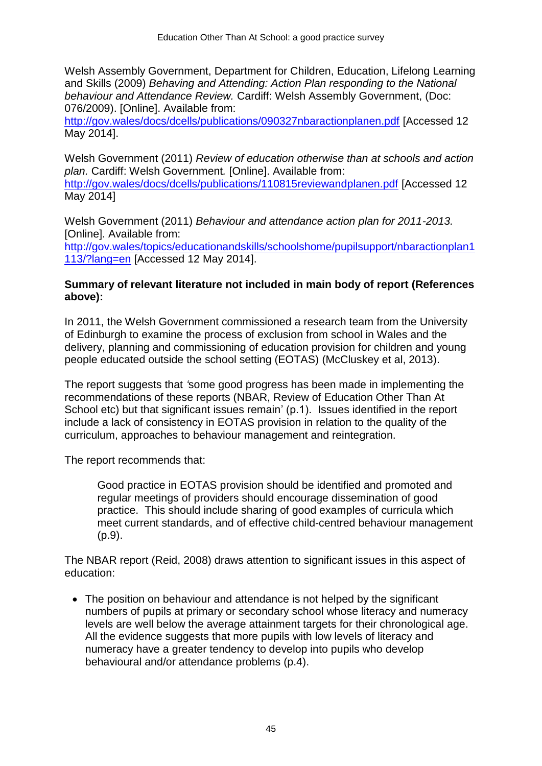Welsh Assembly Government, Department for Children, Education, Lifelong Learning and Skills (2009) *Behaving and Attending: Action Plan responding to the National behaviour and Attendance Review.* Cardiff: Welsh Assembly Government, (Doc: 076/2009). [Online]. Available from: http://gov.wales/docs/dcells/publications/090327nbaractionplanen.pdf [Accessed 12 May 2014].

Welsh Government (2011) *Review of education otherwise than at schools and action plan.* Cardiff: Welsh Government*.* [Online]. Available from: http://gov.wales/docs/dcells/publications/110815reviewandplanen.pdf [Accessed 12 May 2014]

Welsh Government (2011) *Behaviour and attendance action plan for 2011-2013.* [Online]. Available from: http://gov.wales/topics/educationandskills/schoolshome/pupilsupport/nbaractionplan1113/?lang=en [Accessed 12 May 2014].

**Summary of relevant literature not included in main body of report (References above):**

In 2011, the Welsh Government commissioned a research team from the University of Edinburgh to examine the process of exclusion from school in Wales and the delivery, planning and commissioning of education provision for children and young people educated outside the school setting (EOTAS) (McCluskey et al, 2013).

The report suggests that *'*some good progress has been made in implementing the recommendations of these reports (NBAR, Review of Education Other Than At School etc) but that significant issues remain' (p.1). Issues identified in the report include a lack of consistency in EOTAS provision in relation to the quality of the curriculum, approaches to behaviour management and reintegration.

The report recommends that:

> Good practice in EOTAS provision should be identified and promoted and regular meetings of providers should encourage dissemination of good practice. This should include sharing of good examples of curricula which meet current standards, and of effective child-centred behaviour management (p.9).

The NBAR report (Reid, 2008) draws attention to significant issues in this aspect of education:

- The position on behaviour and attendance is not helped by the significant numbers of pupils at primary or secondary school whose literacy and numeracy levels are well below the average attainment targets for their chronological age. All the evidence suggests that more pupils with low levels of literacy and numeracy have a greater tendency to develop into pupils who develop behavioural and/or attendance problems (p.4).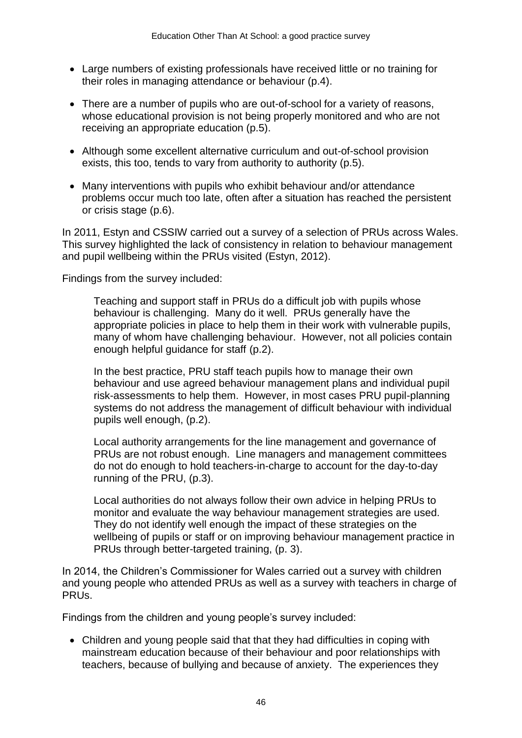- Large numbers of existing professionals have received little or no training for their roles in managing attendance or behaviour (p.4).
- There are a number of pupils who are out-of-school for a variety of reasons, whose educational provision is not being properly monitored and who are not receiving an appropriate education (p.5).
- Although some excellent alternative curriculum and out-of-school provision exists, this too, tends to vary from authority to authority (p.5).
- Many interventions with pupils who exhibit behaviour and/or attendance problems occur much too late, often after a situation has reached the persistent or crisis stage (p.6).

In 2011, Estyn and CSSIW carried out a survey of a selection of PRUs across Wales. This survey highlighted the lack of consistency in relation to behaviour management and pupil wellbeing within the PRUs visited (Estyn, 2012).

Findings from the survey included:

> Teaching and support staff in PRUs do a difficult job with pupils whose behaviour is challenging. Many do it well. PRUs generally have the appropriate policies in place to help them in their work with vulnerable pupils, many of whom have challenging behaviour. However, not all policies contain enough helpful guidance for staff (p.2).
>
> In the best practice, PRU staff teach pupils how to manage their own behaviour and use agreed behaviour management plans and individual pupil risk-assessments to help them. However, in most cases PRU pupil-planning systems do not address the management of difficult behaviour with individual pupils well enough, (p.2).
>
> Local authority arrangements for the line management and governance of PRUs are not robust enough. Line managers and management committees do not do enough to hold teachers-in-charge to account for the day-to-day running of the PRU, (p.3).
>
> Local authorities do not always follow their own advice in helping PRUs to monitor and evaluate the way behaviour management strategies are used. They do not identify well enough the impact of these strategies on the wellbeing of pupils or staff or on improving behaviour management practice in PRUs through better-targeted training, (p. 3).

In 2014, the Children's Commissioner for Wales carried out a survey with children and young people who attended PRUs as well as a survey with teachers in charge of PRUs.

Findings from the children and young people's survey included:

- Children and young people said that that they had difficulties in coping with mainstream education because of their behaviour and poor relationships with teachers, because of bullying and because of anxiety. The experiences they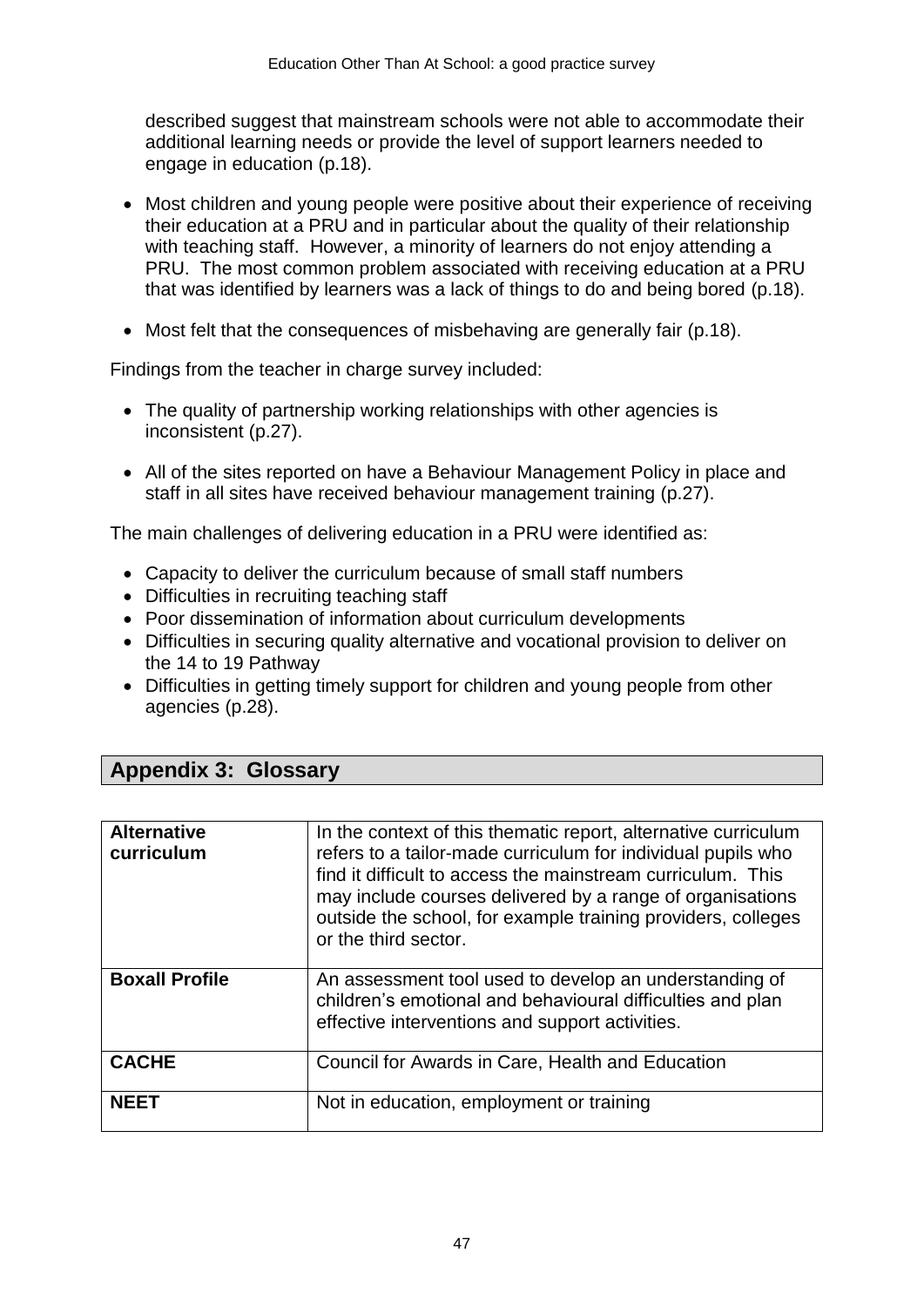described suggest that mainstream schools were not able to accommodate their additional learning needs or provide the level of support learners needed to engage in education (p.18).

- Most children and young people were positive about their experience of receiving their education at a PRU and in particular about the quality of their relationship with teaching staff. However, a minority of learners do not enjoy attending a PRU. The most common problem associated with receiving education at a PRU that was identified by learners was a lack of things to do and being bored (p.18).

- Most felt that the consequences of misbehaving are generally fair (p.18).

Findings from the teacher in charge survey included:

- The quality of partnership working relationships with other agencies is inconsistent (p.27).

- All of the sites reported on have a Behaviour Management Policy in place and staff in all sites have received behaviour management training (p.27).

The main challenges of delivering education in a PRU were identified as:

- Capacity to deliver the curriculum because of small staff numbers
- Difficulties in recruiting teaching staff
- Poor dissemination of information about curriculum developments
- Difficulties in securing quality alternative and vocational provision to deliver on the 14 to 19 Pathway
- Difficulties in getting timely support for children and young people from other agencies (p.28).

## Appendix 3: Glossary

| | |
|---|---|
| **Alternative curriculum** | In the context of this thematic report, alternative curriculum refers to a tailor-made curriculum for individual pupils who find it difficult to access the mainstream curriculum. This may include courses delivered by a range of organisations outside the school, for example training providers, colleges or the third sector. |
| **Boxall Profile** | An assessment tool used to develop an understanding of children's emotional and behavioural difficulties and plan effective interventions and support activities. |
| **CACHE** | Council for Awards in Care, Health and Education |
| **NEET** | Not in education, employment or training |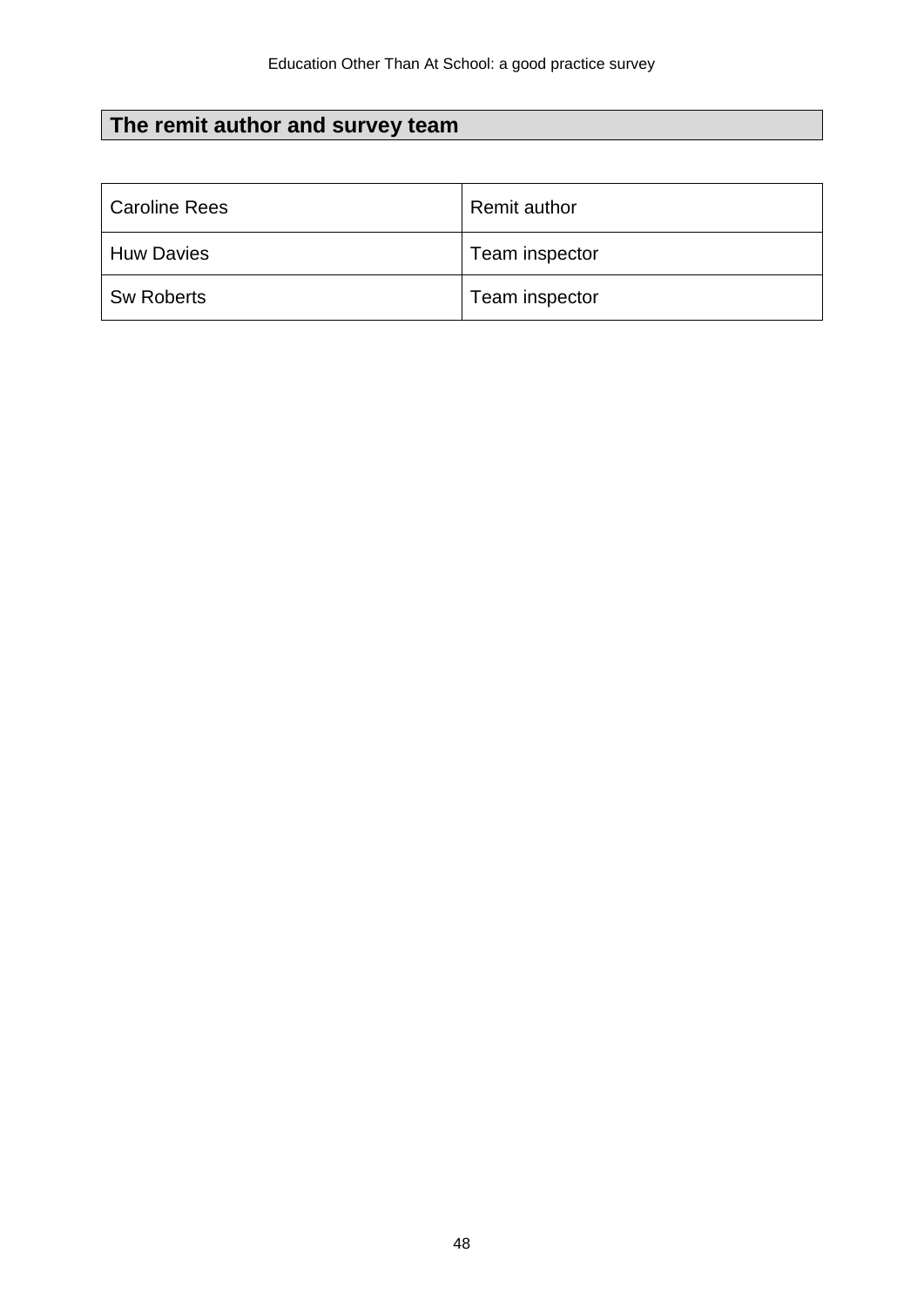## The remit author and survey team

| | |
|---|---|
| Caroline Rees | Remit author |
| Huw Davies | Team inspector |
| Sw Roberts | Team inspector |